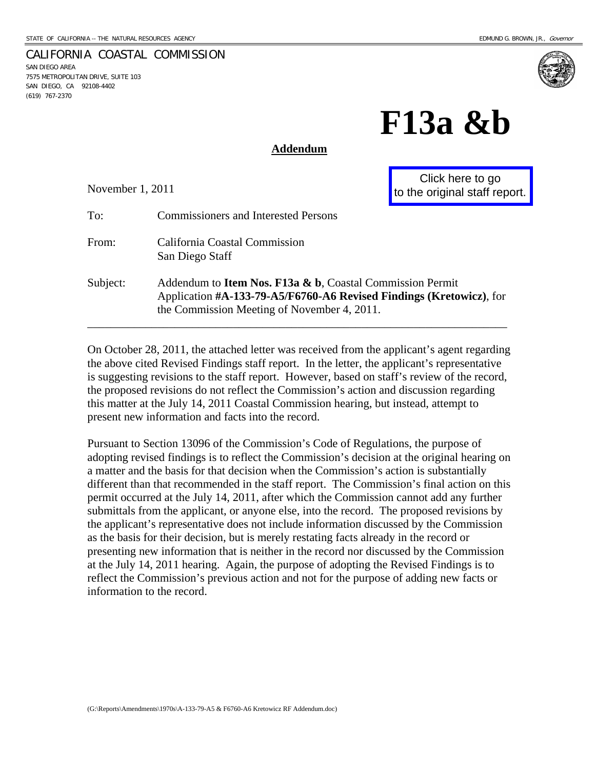STATE OF CALIFORNIA -- THE NATURAL RESOURCES AGENCY EDMUND G. BROWN, JR., *Governor*

CALIFORNIA COASTAL COMMISSION
SAN DIEGO AREA
7575 METROPOLITAN DRIVE, SUITE 103
SAN DIEGO, CA 92108-4402
(619) 767-2370

# F13a &b

**Addendum**

Click here to go to the original staff report.

November 1, 2011

To: Commissioners and Interested Persons

From: California Coastal Commission
San Diego Staff

Subject: Addendum to **Item Nos. F13a & b**, Coastal Commission Permit Application **#A-133-79-A5/F6760-A6 Revised Findings (Kretowicz)**, for the Commission Meeting of November 4, 2011.

---

On October 28, 2011, the attached letter was received from the applicant's agent regarding the above cited Revised Findings staff report. In the letter, the applicant's representative is suggesting revisions to the staff report. However, based on staff's review of the record, the proposed revisions do not reflect the Commission's action and discussion regarding this matter at the July 14, 2011 Coastal Commission hearing, but instead, attempt to present new information and facts into the record.

Pursuant to Section 13096 of the Commission's Code of Regulations, the purpose of adopting revised findings is to reflect the Commission's decision at the original hearing on a matter and the basis for that decision when the Commission's action is substantially different than that recommended in the staff report. The Commission's final action on this permit occurred at the July 14, 2011, after which the Commission cannot add any further submittals from the applicant, or anyone else, into the record. The proposed revisions by the applicant's representative does not include information discussed by the Commission as the basis for their decision, but is merely restating facts already in the record or presenting new information that is neither in the record nor discussed by the Commission at the July 14, 2011 hearing. Again, the purpose of adopting the Revised Findings is to reflect the Commission's previous action and not for the purpose of adding new facts or information to the record.

(G:\Reports\Amendments\1970s\A-133-79-A5 & F6760-A6 Kretowicz RF Addendum.doc)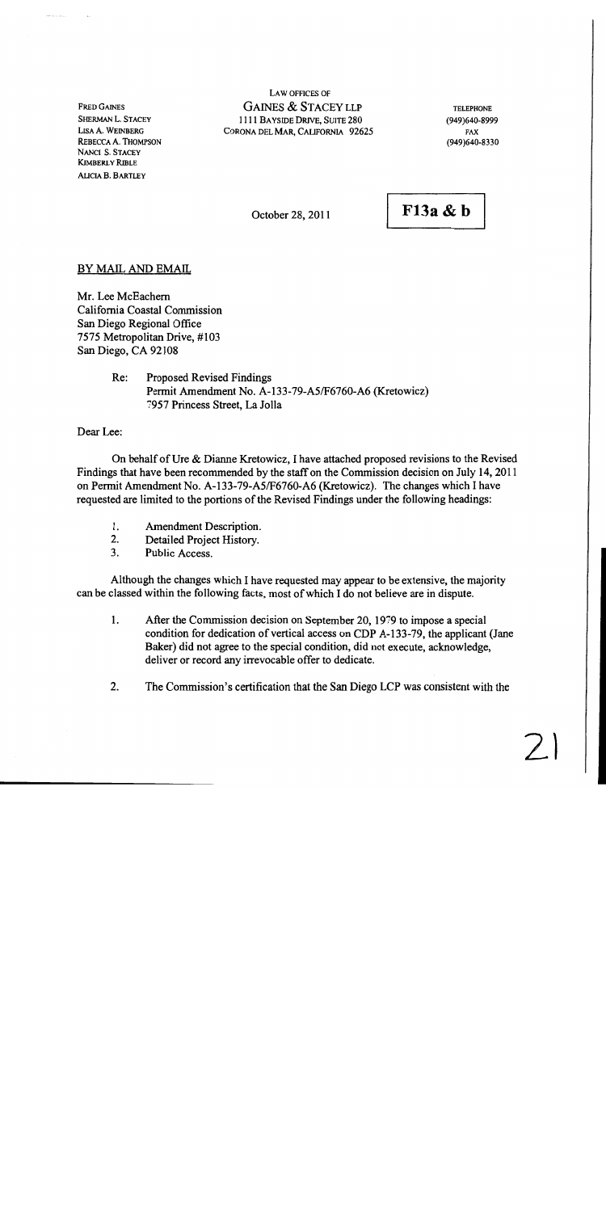FRED GAINES
SHERMAN L. STACEY
LISA A. WEINBERG
REBECCA A. THOMPSON
NANCI S. STACEY
KIMBERLY RIBLE
ALICIA B. BARTLEY

LAW OFFICES OF
**GAINES & STACEY LLP**
1111 BAYSIDE DRIVE, SUITE 280
CORONA DEL MAR, CALIFORNIA 92625

TELEPHONE
(949)640-8999
FAX
(949)640-8330

October 28, 2011

**F13a & b**

BY MAIL AND EMAIL

Mr. Lee McEachern
California Coastal Commission
San Diego Regional Office
7575 Metropolitan Drive, #103
San Diego, CA 92108

Re: Proposed Revised Findings
Permit Amendment No. A-133-79-A5/F6760-A6 (Kretowicz)
7957 Princess Street, La Jolla

Dear Lee:

On behalf of Ure & Dianne Kretowicz, I have attached proposed revisions to the Revised Findings that have been recommended by the staff on the Commission decision on July 14, 2011 on Permit Amendment No. A-133-79-A5/F6760-A6 (Kretowicz). The changes which I have requested are limited to the portions of the Revised Findings under the following headings:

1. Amendment Description.
2. Detailed Project History.
3. Public Access.

Although the changes which I have requested may appear to be extensive, the majority can be classed within the following facts, most of which I do not believe are in dispute.

1. After the Commission decision on September 20, 1979 to impose a special condition for dedication of vertical access on CDP A-133-79, the applicant (Jane Baker) did not agree to the special condition, did not execute, acknowledge, deliver or record any irrevocable offer to dedicate.
2. The Commission's certification that the San Diego LCP was consistent with the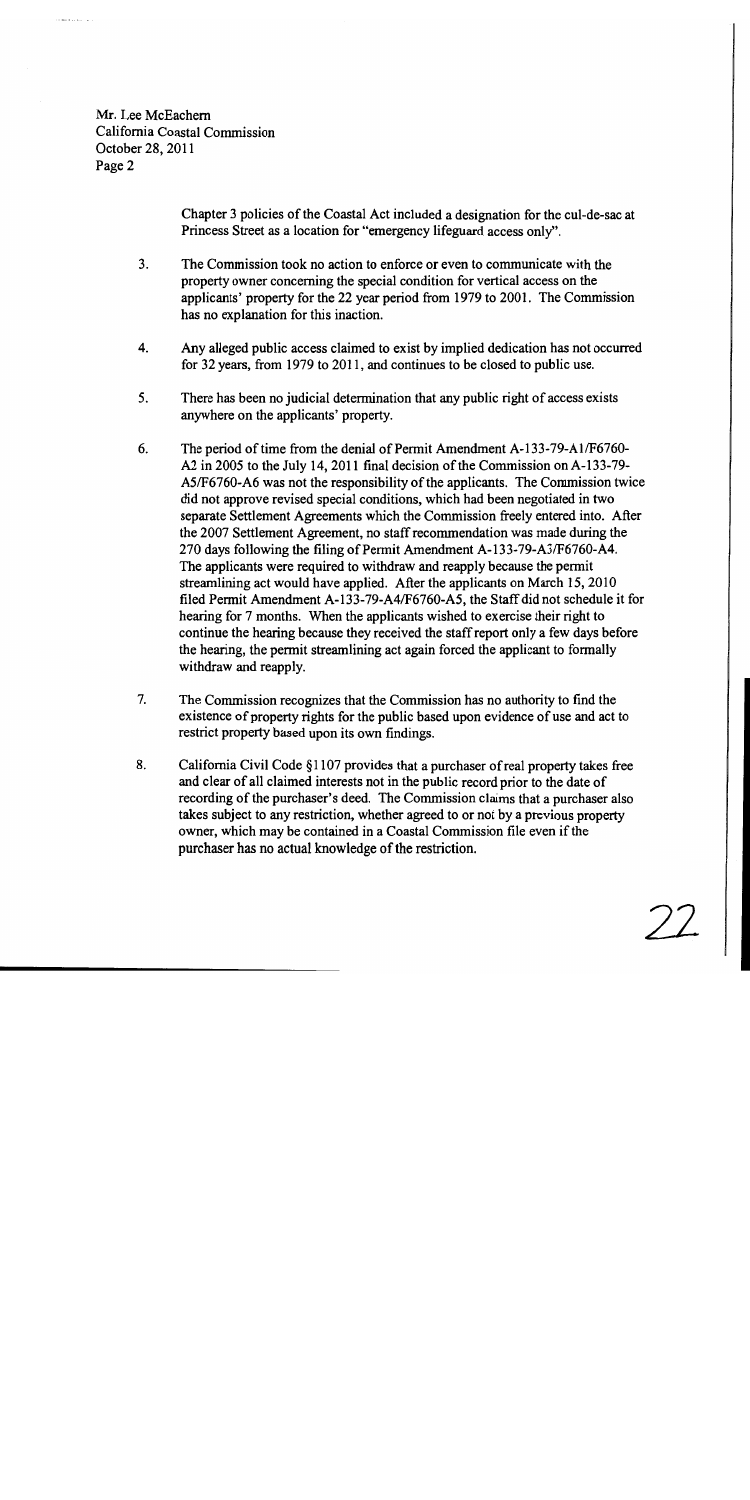Chapter 3 policies of the Coastal Act included a designation for the cul-de-sac at Princess Street as a location for "emergency lifeguard access only".

3. The Commission took no action to enforce or even to communicate with the property owner concerning the special condition for vertical access on the applicants' property for the 22 year period from 1979 to 2001. The Commission has no explanation for this inaction.

4. Any alleged public access claimed to exist by implied dedication has not occurred for 32 years, from 1979 to 2011, and continues to be closed to public use.

5. There has been no judicial determination that any public right of access exists anywhere on the applicants' property.

6. The period of time from the denial of Permit Amendment A-133-79-A1/F6760-A2 in 2005 to the July 14, 2011 final decision of the Commission on A-133-79-A5/F6760-A6 was not the responsibility of the applicants. The Commission twice did not approve revised special conditions, which had been negotiated in two separate Settlement Agreements which the Commission freely entered into. After the 2007 Settlement Agreement, no staff recommendation was made during the 270 days following the filing of Permit Amendment A-133-79-A3/F6760-A4. The applicants were required to withdraw and reapply because the permit streamlining act would have applied. After the applicants on March 15, 2010 filed Permit Amendment A-133-79-A4/F6760-A5, the Staff did not schedule it for hearing for 7 months. When the applicants wished to exercise their right to continue the hearing because they received the staff report only a few days before the hearing, the permit streamlining act again forced the applicant to formally withdraw and reapply.

7. The Commission recognizes that the Commission has no authority to find the existence of property rights for the public based upon evidence of use and act to restrict property based upon its own findings.

8. California Civil Code §1107 provides that a purchaser of real property takes free and clear of all claimed interests not in the public record prior to the date of recording of the purchaser's deed. The Commission claims that a purchaser also takes subject to any restriction, whether agreed to or not by a previous property owner, which may be contained in a Coastal Commission file even if the purchaser has no actual knowledge of the restriction.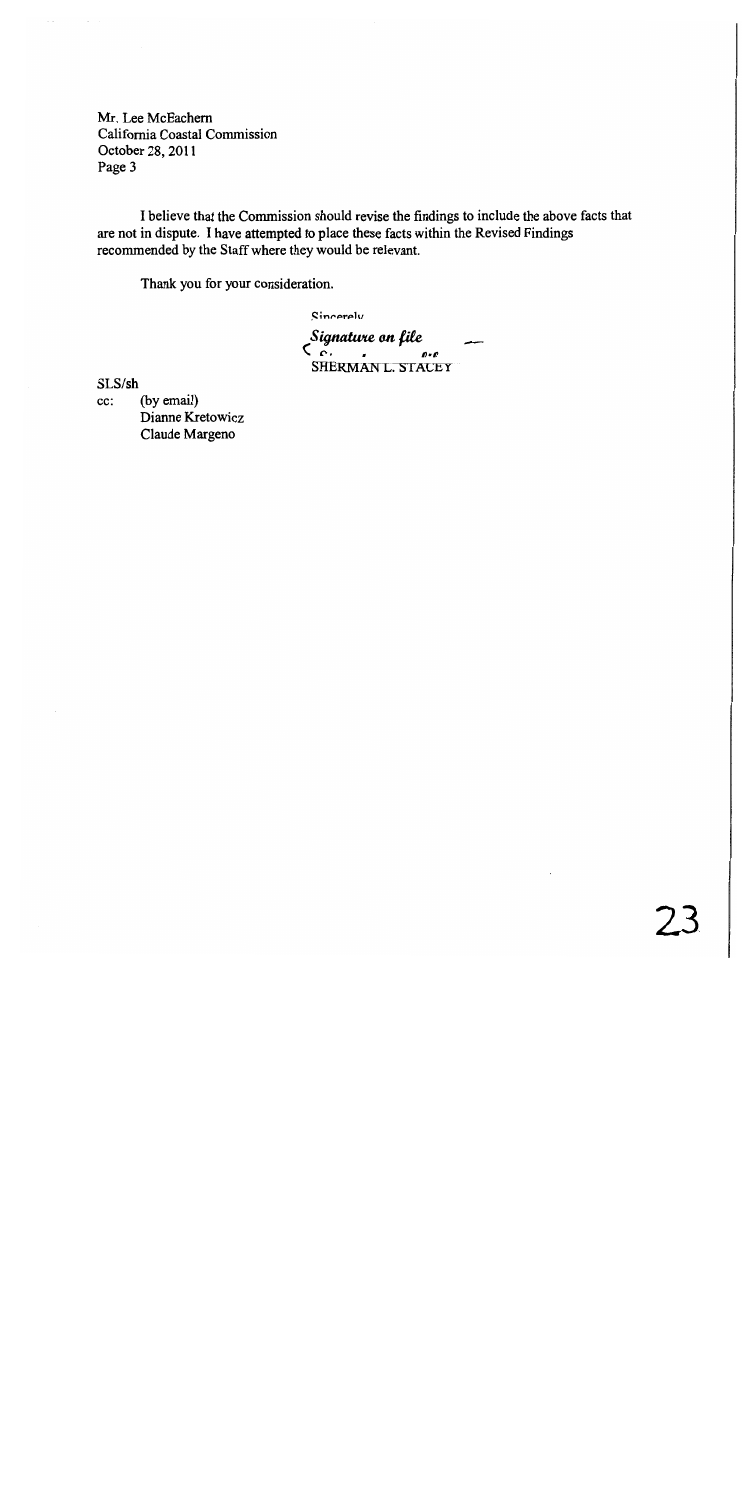Mr. Lee McEachern
California Coastal Commission
October 28, 2011

I believe that the Commission should revise the findings to include the above facts that are not in dispute. I have attempted to place these facts within the Revised Findings recommended by the Staff where they would be relevant.

Thank you for your consideration.

Sincerely,

*Signature on file*
SHERMAN L. STACEY

SLS/sh
cc: (by email)
Dianne Kretowicz
Claude Margeno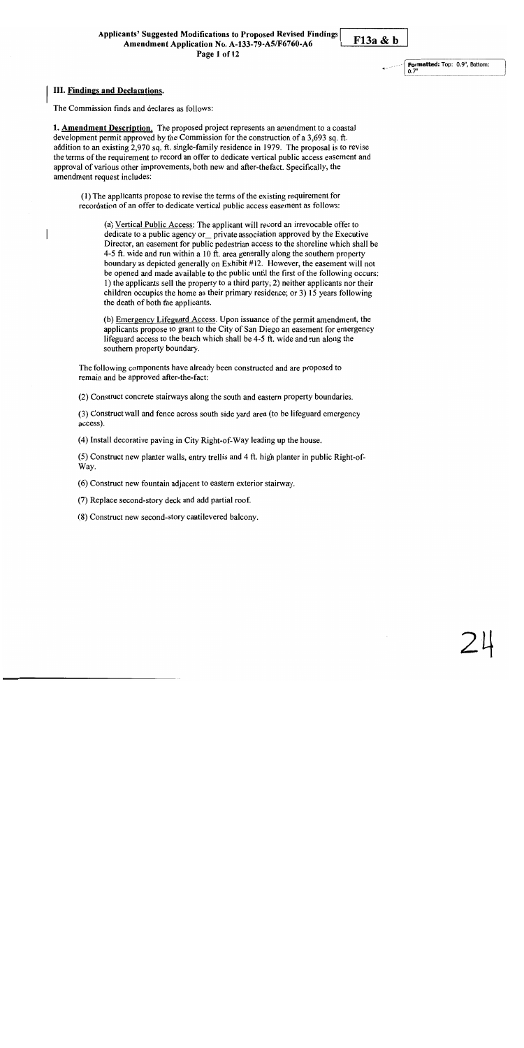### III. Findings and Declarations.

The Commission finds and declares as follows:

**1. Amendment Description.** The proposed project represents an amendment to a coastal development permit approved by the Commission for the construction of a 3,693 sq. ft. addition to an existing 2,970 sq. ft. single-family residence in 1979. The proposal is to revise the terms of the requirement to record an offer to dedicate vertical public access easement and approval of various other improvements, both new and after-thefact. Specifically, the amendment request includes:

(1) The applicants propose to revise the terms of the existing requirement for recordation of an offer to dedicate vertical public access easement as follows:

(a) Vertical Public Access: The applicant will record an irrevocable offer to dedicate to a public agency or_ private association approved by the Executive Director, an easement for public pedestrian access to the shoreline which shall be 4-5 ft. wide and run within a 10 ft. area generally along the southern property boundary as depicted generally on Exhibit #12. However, the easement will not be opened and made available to the public until the first of the following occurs: 1) the applicants sell the property to a third party, 2) neither applicants nor their children occupies the home as their primary residence; or 3) 15 years following the death of both the applicants.

(b) Emergency Lifeguard Access. Upon issuance of the permit amendment, the applicants propose to grant to the City of San Diego an easement for emergency lifeguard access to the beach which shall be 4-5 ft. wide and run along the southern property boundary.

The following components have already been constructed and are proposed to remain and be approved after-the-fact:

(2) Construct concrete stairways along the south and eastern property boundaries.

(3) Construct wall and fence across south side yard area (to be lifeguard emergency access).

(4) Install decorative paving in City Right-of-Way leading up the house.

(5) Construct new planter walls, entry trellis and 4 ft. high planter in public Right-of-Way.

(6) Construct new fountain adjacent to eastern exterior stairway.

(7) Replace second-story deck and add partial roof.

(8) Construct new second-story cantilevered balcony.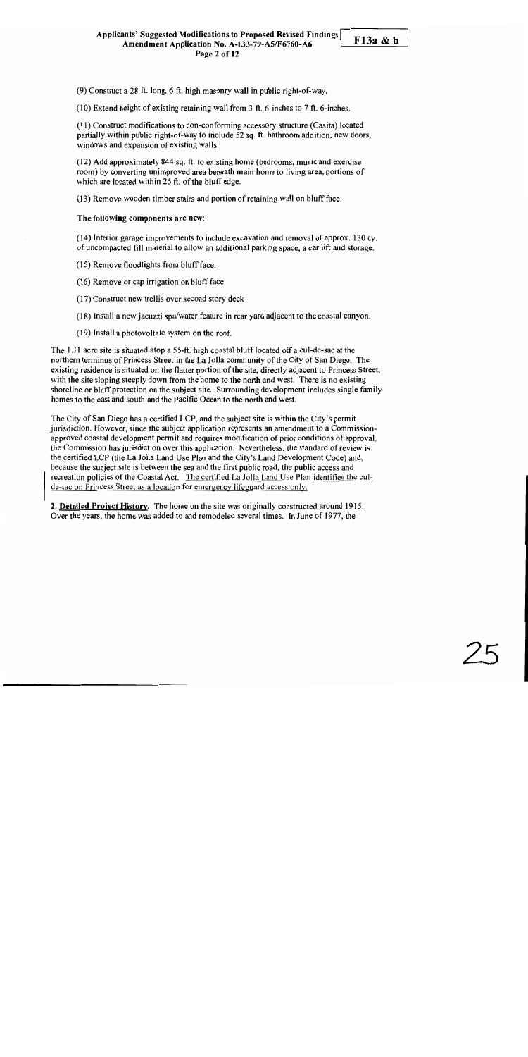(9) Construct a 28 ft. long, 6 ft. high masonry wall in public right-of-way.

(10) Extend height of existing retaining wall from 3 ft. 6-inches to 7 ft. 6-inches.

(11) Construct modifications to non-conforming accessory structure (Casita) located partially within public right-of-way to include 52 sq. ft. bathroom addition, new doors, windows and expansion of existing walls.

(12) Add approximately 844 sq. ft. to existing home (bedrooms, music and exercise room) by converting unimproved area beneath main home to living area, portions of which are located within 25 ft. of the bluff edge.

(13) Remove wooden timber stairs and portion of retaining wall on bluff face.

**The following components are new:**

(14) Interior garage improvements to include excavation and removal of approx. 130 cy. of uncompacted fill material to allow an additional parking space, a car lift and storage.

(15) Remove floodlights from bluff face.

(16) Remove or cap irrigation on bluff face.

(17) Construct new trellis over second story deck

(18) Install a new jacuzzi spa/water feature in rear yard adjacent to the coastal canyon.

(19) Install a photovoltaic system on the roof.

The 1.31 acre site is situated atop a 55-ft. high coastal bluff located off a cul-de-sac at the northern terminus of Princess Street in the La Jolla community of the City of San Diego. The existing residence is situated on the flatter portion of the site, directly adjacent to Princess Street, with the site sloping steeply down from the home to the north and west. There is no existing shoreline or bluff protection on the subject site. Surrounding development includes single family homes to the east and south and the Pacific Ocean to the north and west.

The City of San Diego has a certified LCP, and the subject site is within the City's permit jurisdiction. However, since the subject application represents an amendment to a Commission-approved coastal development permit and requires modification of prior conditions of approval, the Commission has jurisdiction over this application. Nevertheless, the standard of review is the certified LCP (the La Jolla Land Use Plan and the City's Land Development Code) and, because the subject site is between the sea and the first public road, the public access and recreation policies of the Coastal Act. <u>The certified La Jolla Land Use Plan identifies the cul-de-sac on Princess Street as a location for emergency lifeguard access only.</u>

**2. <u>Detailed Project History</u>.** The home on the site was originally constructed around 1915. Over the years, the home was added to and remodeled several times. In June of 1977, the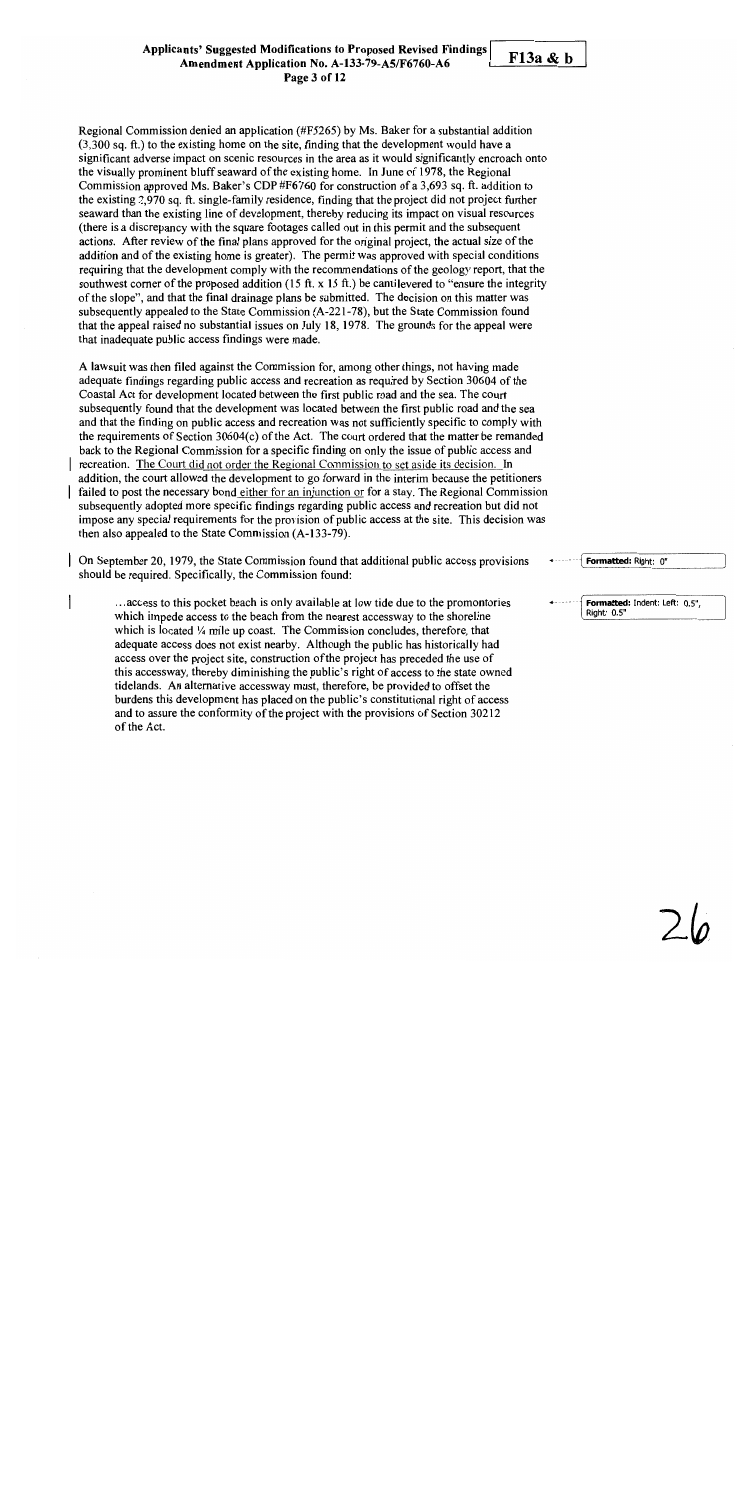Regional Commission denied an application (#F5265) by Ms. Baker for a substantial addition (3,300 sq. ft.) to the existing home on the site, finding that the development would have a significant adverse impact on scenic resources in the area as it would significantly encroach onto the visually prominent bluff seaward of the existing home. In June of 1978, the Regional Commission approved Ms. Baker's CDP #F6760 for construction of a 3,693 sq. ft. addition to the existing 2,970 sq. ft. single-family residence, finding that the project did not project further seaward than the existing line of development, thereby reducing its impact on visual resources (there is a discrepancy with the square footages called out in this permit and the subsequent actions. After review of the final plans approved for the original project, the actual size of the addition and of the existing home is greater). The permit was approved with special conditions requiring that the development comply with the recommendations of the geology report, that the southwest corner of the proposed addition (15 ft. x 15 ft.) be cantilevered to "ensure the integrity of the slope", and that the final drainage plans be submitted. The decision on this matter was subsequently appealed to the State Commission (A-221-78), but the State Commission found that the appeal raised no substantial issues on July 18, 1978. The grounds for the appeal were that inadequate public access findings were made.

A lawsuit was then filed against the Commission for, among other things, not having made adequate findings regarding public access and recreation as required by Section 30604 of the Coastal Act for development located between the first public road and the sea. The court subsequently found that the development was located between the first public road and the sea and that the finding on public access and recreation was not sufficiently specific to comply with the requirements of Section 30604(c) of the Act. The court ordered that the matter be remanded back to the Regional Commission for a specific finding on only the issue of public access and recreation. The Court did not order the Regional Commission to set aside its decision. In addition, the court allowed the development to go forward in the interim because the petitioners failed to post the necessary bond either for an injunction or for a stay. The Regional Commission subsequently adopted more specific findings regarding public access and recreation but did not impose any special requirements for the provision of public access at the site. This decision was then also appealed to the State Commission (A-133-79).

On September 20, 1979, the State Commission found that additional public access provisions should be required. Specifically, the Commission found:

> …access to this pocket beach is only available at low tide due to the promontories which impede access to the beach from the nearest accessway to the shoreline which is located ¼ mile up coast. The Commission concludes, therefore, that adequate access does not exist nearby. Although the public has historically had access over the project site, construction of the project has preceded the use of this accessway, thereby diminishing the public's right of access to the state owned tidelands. An alternative accessway must, therefore, be provided to offset the burdens this development has placed on the public's constitutional right of access and to assure the conformity of the project with the provisions of Section 30212 of the Act.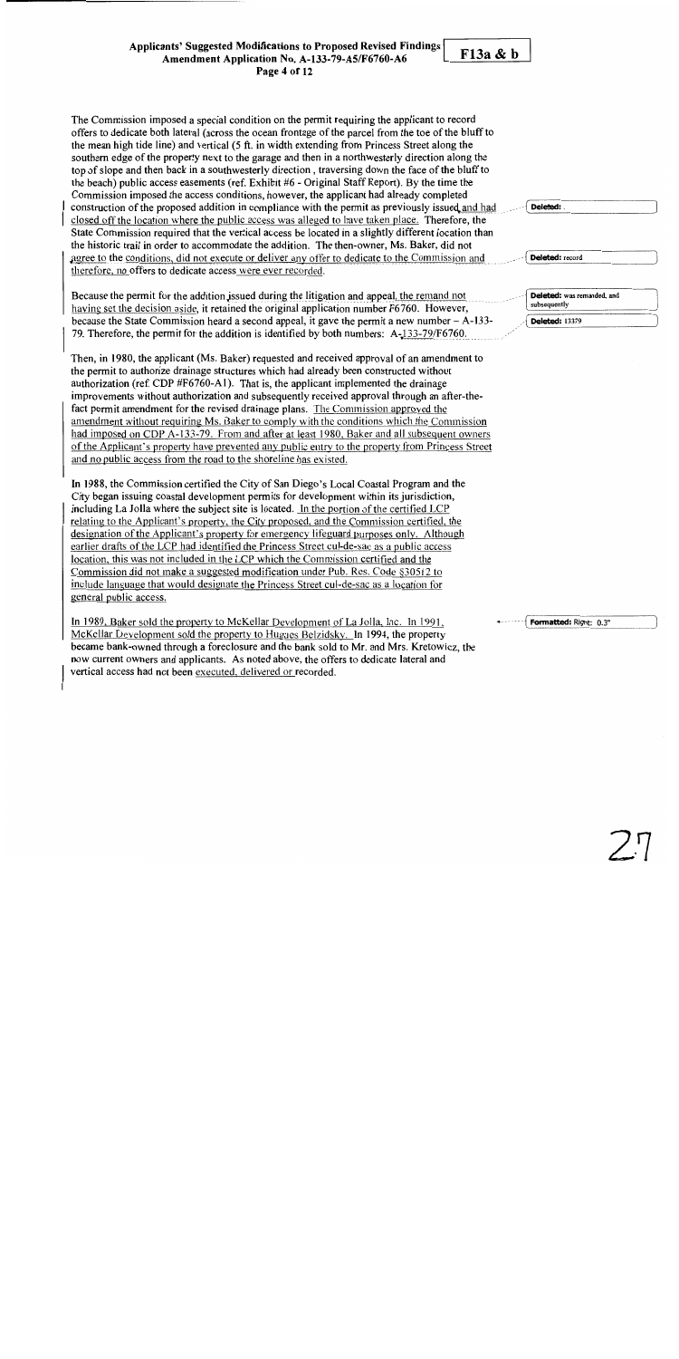The Commission imposed a special condition on the permit requiring the applicant to record offers to dedicate both lateral (across the ocean frontage of the parcel from the toe of the bluff to the mean high tide line) and vertical (5 ft. in width extending from Princess Street along the southern edge of the property next to the garage and then in a northwesterly direction along the top of slope and then back in a southwesterly direction, traversing down the face of the bluff to the beach) public access easements (ref. Exhibit #6 - Original Staff Report). By the time the Commission imposed the access conditions, however, the applicant had already completed construction of the proposed addition in compliance with the permit as previously issued and had closed off the location where the public access was alleged to have taken place. Therefore, the State Commission required that the vertical access be located in a slightly different location than the historic trail in order to accommodate the addition. The then-owner, Ms. Baker, did not agree to the conditions, did not execute or deliver any offer to dedicate to the Commission and therefore, no offers to dedicate access were ever recorded.

Because the permit for the addition issued during the litigation and appeal, the remand not having set the decision aside, it retained the original application number F6760. However, because the State Commission heard a second appeal, it gave the permit a new number – A-133-79. Therefore, the permit for the addition is identified by both numbers: A-133-79/F6760.

Then, in 1980, the applicant (Ms. Baker) requested and received approval of an amendment to the permit to authorize drainage structures which had already been constructed without authorization (ref. CDP #F6760-A1). That is, the applicant implemented the drainage improvements without authorization and subsequently received approval through an after-the-fact permit amendment for the revised drainage plans. The Commission approved the amendment without requiring Ms. Baker to comply with the conditions which the Commission had imposed on CDP A-133-79. From and after at least 1980, Baker and all subsequent owners of the Applicant's property have prevented any public entry to the property from Princess Street and no public access from the road to the shoreline has existed.

In 1988, the Commission certified the City of San Diego's Local Coastal Program and the City began issuing coastal development permits for development within its jurisdiction, including La Jolla where the subject site is located. In the portion of the certified LCP relating to the Applicant's property, the City proposed, and the Commission certified, the designation of the Applicant's property for emergency lifeguard purposes only. Although earlier drafts of the LCP had identified the Princess Street cul-de-sac as a public access location, this was not included in the LCP which the Commission certified and the Commission did not make a suggested modification under Pub. Res. Code §30512 to include language that would designate the Princess Street cul-de-sac as a location for general public access.

In 1989, Baker sold the property to McKellar Development of La Jolla, Inc. In 1991, McKellar Development sold the property to Hugues Belzidsky. In 1994, the property became bank-owned through a foreclosure and the bank sold to Mr. and Mrs. Kretowicz, the now current owners and applicants. As noted above, the offers to dedicate lateral and vertical access had not been executed, delivered or recorded.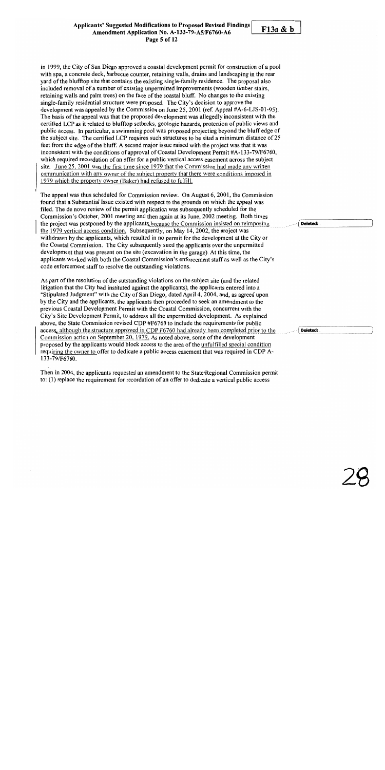In 1999, the City of San Diego approved a coastal development permit for construction of a pool with spa, a concrete deck, barbecue counter, retaining walls, drains and landscaping in the rear yard of the blufftop site that contains the existing single-family residence. The proposal also included removal of a number of existing unpermitted improvements (wooden timber stairs, retaining walls and palm trees) on the face of the coastal bluff. No changes to the existing single-family residential structure were proposed. The City's decision to approve the development was appealed by the Commission on June 25, 2001 (ref. Appeal #A-6-LJS-01-95). The basis of the appeal was that the proposed development was allegedly inconsistent with the certified LCP as it related to blufftop setbacks, geologic hazards, protection of public views and public access. In particular, a swimming pool was proposed projecting beyond the bluff edge of the subject site. The certified LCP requires such structures to be sited a minimum distance of 25 feet from the edge of the bluff. A second major issue raised with the project was that it was inconsistent with the conditions of approval of Coastal Development Permit #A-133-79/F6760, which required recordation of an offer for a public vertical access easement across the subject site. June 25, 2001 was the first time since 1979 that the Commission had made any written communication with any owner of the subject property that there were conditions imposed in 1979 which the property owner (Baker) had refused to fulfill.

The appeal was thus scheduled for Commission review. On August 6, 2001, the Commission found that a Substantial Issue existed with respect to the grounds on which the appeal was filed. The de novo review of the permit application was subsequently scheduled for the Commission's October, 2001 meeting and then again at its June, 2002 meeting. Both times the project was postponed by the applicants because the Commission insisted on reimposing the 1979 vertical access condition. Subsequently, on May 14, 2002, the project was withdrawn by the applicants, which resulted in no permit for the development at the City or the Coastal Commission. The City subsequently sued the applicants over the unpermitted development that was present on the site (excavation in the garage). At this time, the applicants worked with both the Coastal Commission's enforcement staff as well as the City's code enforcement staff to resolve the outstanding violations.

As part of the resolution of the outstanding violations on the subject site (and the related litigation that the City had instituted against the applicants), the applicants entered into a "Stipulated Judgment" with the City of San Diego, dated April 4, 2004, and, as agreed upon by the City and the applicants, the applicants then proceeded to seek an amendment to the previous Coastal Development Permit with the Coastal Commission, concurrent with the City's Site Development Permit, to address all the unpermitted development. As explained above, the State Commission revised CDP #F6760 to include the requirements for public access, although the structure approved in CDP F6760 had already been completed prior to the Commission action on September 20, 1979. As noted above, some of the development proposed by the applicants would block access to the area of the unfulfilled special condition requiring the owner to offer to dedicate a public access easement that was required in CDP A-133-79/F6760.

Then in 2004, the applicants requested an amendment to the State/Regional Commission permit to: (1) replace the requirement for recordation of an offer to dedicate a vertical public access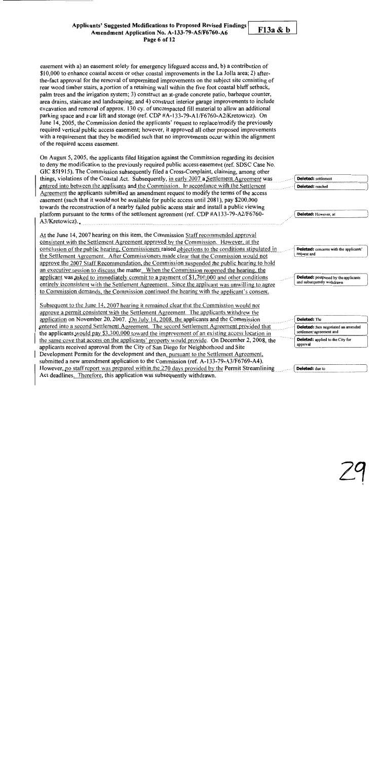easement with a) an easement solely for emergency lifeguard access and, b) a contribution of $10,000 to enhance coastal access or other coastal improvements in the La Jolla area; 2) after-the-fact approval for the removal of unpermitted improvements on the subject site consisting of rear wood timber stairs, a portion of a retaining wall within the five foot coastal bluff setback, palm trees and the irrigation system; 3) construct an at-grade concrete patio, barbeque counter, area drains, staircase and landscaping; and 4) construct interior garage improvements to include excavation and removal of approx. 130 cy. of uncompacted fill material to allow an additional parking space and a car lift and storage (ref. CDP #A-133-79-A1/F6760-A2/Kretowicz). On June 14, 2005, the Commission denied the applicants' request to replace/modify the previously required vertical public access easement; however, it approved all other proposed improvements with a requirement that they be modified such that no improvements occur within the alignment of the required access easement.

On August 5, 2005, the applicants filed litigation against the Commission regarding its decision to deny the modification to the previously required public access easement (ref. SDSC Case No. GIC 851915). The Commission subsequently filed a Cross-Complaint, claiming, among other things, violations of the Coastal Act. Subsequently, in early 2007 a Settlement Agreement was entered into between the applicants and the Commission. In accordance with the Settlement Agreement the applicants submitted an amendment request to modify the terms of the access easement (such that it would not be available for public access until 2081), pay $200,000 towards the reconstruction of a nearby failed public access stair and install a public viewing platform pursuant to the terms of the settlement agreement (ref. CDP #A133-79-A2/F6760-A3/Kretowicz).

At the June 14, 2007 hearing on this item, the Commission Staff recommended approval consistent with the Settlement Agreement approved by the Commission. However, at the conclusion of the public hearing, Commissioners raised objections to the conditions stipulated in the Settlement Agreement. After Commissioners made clear that the Commission would not approve the 2007 Staff Recommendation, the Commission suspended the public hearing to hold an executive session to discuss the matter. When the Commission reopened the hearing, the applicant was asked to immediately commit to a payment of $1,700,000 and other conditions entirely inconsistent with the Settlement Agreement. Since the applicant was unwilling to agree to Commission demands, the Commission continued the hearing with the applicant's consent.

Subsequent to the June 14, 2007 hearing it remained clear that the Commission would not approve a permit consistent with the Settlement Agreement. The applicants withdrew the application on November 20, 2007. On July 14, 2008, the applicants and the Commission entered into a second Settlement Agreement. The second Settlement Agreement provided that the applicants would pay $3,300,000 toward the improvement of an existing access location in the same cove that access on the applicants' property would provide. On December 2, 2008, the applicants received approval from the City of San Diego for Neighborhood and Site Development Permits for the development and then, pursuant to the Settlement Agreement, submitted a new amendment application to the Commission (ref. A-133-79-A3/F6769-A4). However, no staff report was prepared within the 270 days provided by the Permit Streamlining Act deadlines. Therefore, this application was subsequently withdrawn.

Deleted: settlement

Deleted: reached

Deleted: However, at

Deleted: concerns with the applicants' request and

Deleted: postponed by the applicants and subsequently withdrawn

Deleted: The

Deleted: then negotiated an amended settlement agreement and

Deleted: applied to the City for approval

Deleted: due to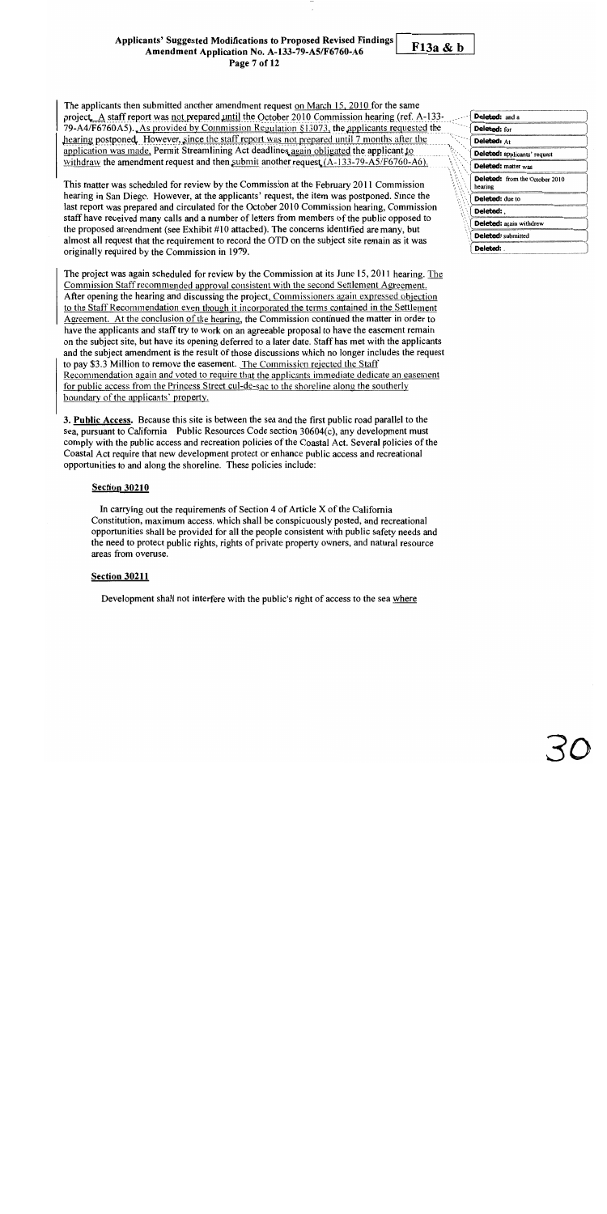The applicants then submitted another amendment request on March 15, 2010 for the same project. A staff report was not prepared until the October 2010 Commission hearing (ref. A-133-79-A4/F6760A5). As provided by Commission Regulation §13073, the applicants requested the hearing postponed. However, since the staff report was not prepared until 7 months after the application was made, Permit Streamlining Act deadlines again obligated the applicant to withdraw the amendment request and then submit another request (A-133-79-A5/F6760-A6).

This matter was scheduled for review by the Commission at the February 2011 Commission hearing in San Diego. However, at the applicants' request, the item was postponed. Since the last report was prepared and circulated for the October 2010 Commission hearing, Commission staff have received many calls and a number of letters from members of the public opposed to the proposed amendment (see Exhibit #10 attached). The concerns identified are many, but almost all request that the requirement to record the OTD on the subject site remain as it was originally required by the Commission in 1979.

The project was again scheduled for review by the Commission at its June 15, 2011 hearing. The Commission Staff recommended approval consistent with the second Settlement Agreement. After opening the hearing and discussing the project, Commissioners again expressed objection to the Staff Recommendation even though it incorporated the terms contained in the Settlement Agreement. At the conclusion of the hearing, the Commission continued the matter in order to have the applicants and staff try to work on an agreeable proposal to have the easement remain on the subject site, but have its opening deferred to a later date. Staff has met with the applicants and the subject amendment is the result of those discussions which no longer includes the request to pay $3.3 Million to remove the easement. The Commission rejected the Staff Recommendation again and voted to require that the applicants immediate dedicate an easement for public access from the Princess Street cul-de-sac to the shoreline along the southerly boundary of the applicants' property.

3. **Public Access.** Because this site is between the sea and the first public road parallel to the sea, pursuant to California Public Resources Code section 30604(c), any development must comply with the public access and recreation policies of the Coastal Act. Several policies of the Coastal Act require that new development protect or enhance public access and recreational opportunities to and along the shoreline. These policies include:

**Section 30210**

In carrying out the requirements of Section 4 of Article X of the California Constitution, maximum access, which shall be conspicuously posted, and recreational opportunities shall be provided for all the people consistent with public safety needs and the need to protect public rights, rights of private property owners, and natural resource areas from overuse.

**Section 30211**

Development shall not interfere with the public's right of access to the sea where

Deleted: and a
Deleted: for
Deleted: At
Deleted: applicants' request
Deleted: matter was
Deleted: from the October 2010 hearing
Deleted: due to
Deleted: ,
Deleted: again withdraw
Deleted: submitted
Deleted: .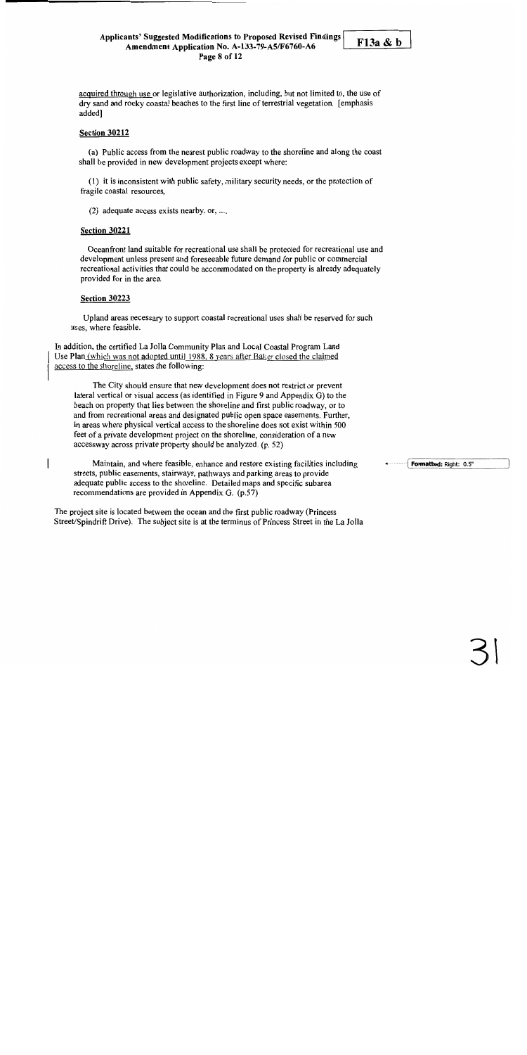acquired through use or legislative authorization, including, but not limited to, the use of dry sand and rocky coastal beaches to the first line of terrestrial vegetation. [emphasis added]

**Section 30212**

(a) Public access from the nearest public roadway to the shoreline and along the coast shall be provided in new development projects except where:

(1) it is inconsistent with public safety, military security needs, or the protection of fragile coastal resources,

(2) adequate access exists nearby, or, ....

**Section 30221**

Oceanfront land suitable for recreational use shall be protected for recreational use and development unless present and foreseeable future demand for public or commercial recreational activities that could be accommodated on the property is already adequately provided for in the area.

**Section 30223**

Upland areas necessary to support coastal recreational uses shall be reserved for such uses, where feasible.

In addition, the certified La Jolla Community Plan and Local Coastal Program Land Use Plan (which was not adopted until 1988, 8 years after Baker closed the claimed access to the shoreline, states the following:

> The City should ensure that new development does not restrict or prevent lateral vertical or visual access (as identified in Figure 9 and Appendix G) to the beach on property that lies between the shoreline and first public roadway, or to and from recreational areas and designated public open space easements. Further, in areas where physical vertical access to the shoreline does not exist within 500 feet of a private development project on the shoreline, consideration of a new accessway across private property should be analyzed. (p. 52)
>
> Maintain, and where feasible, enhance and restore existing facilities including streets, public easements, stairways, pathways and parking areas to provide adequate public access to the shoreline. Detailed maps and specific subarea recommendations are provided in Appendix G. (p.57)

The project site is located between the ocean and the first public roadway (Princess Street/Spindrift Drive). The subject site is at the terminus of Princess Street in the La Jolla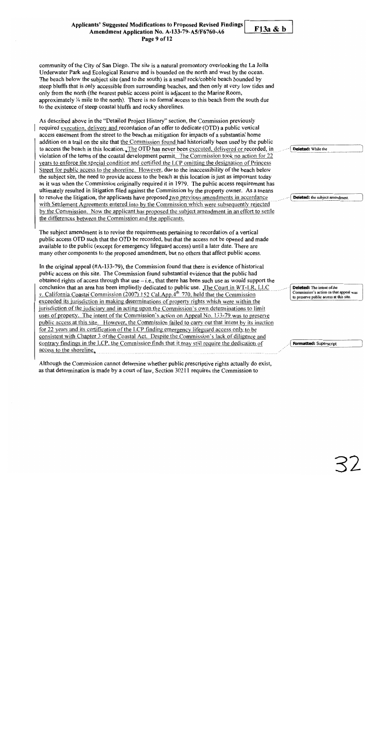community of the City of San Diego. The site is a natural promontory overlooking the La Jolla Underwater Park and Ecological Reserve and is bounded on the north and west by the ocean. The beach below the subject site (and to the south) is a small rock/cobble beach bounded by steep bluffs that is only accessible from surrounding beaches, and then only at very low tides and only from the north (the nearest public access point is adjacent to the Marine Room, approximately ¼ mile to the north). There is no formal access to this beach from the south due to the existence of steep coastal bluffs and rocky shorelines.

As described above in the "Detailed Project History" section, the Commission previously required execution, delivery and recordation of an offer to dedicate (OTD) a public vertical access easement from the street to the beach as mitigation for impacts of a substantial home addition on a trail on the site that the Commission found had historically been used by the public to access the beach in this location. The OTD has never been executed, delivered or recorded, in violation of the terms of the coastal development permit. The Commission took no action for 22 years to enforce the special condition and certified the LCP omitting the designation of Princess Street for public access to the shoreline. However, due to the inaccessibility of the beach below the subject site, the need to provide access to the beach at this location is just as important today as it was when the Commission originally required it in 1979. The public access requirement has ultimately resulted in litigation filed against the Commission by the property owner. As a means to resolve the litigation, the applicants have proposed two previous amendments in accordance with Settlement Agreements entered into by the Commission which were subsequently rejected by the Commission. Now the applicant has proposed the subject amendment in an effort to settle the differences between the Commission and the applicants.

The subject amendment is to revise the requirements pertaining to recordation of a vertical public access OTD such that the OTD be recorded, but that the access not be opened and made available to the public (except for emergency lifeguard access) until a later date. There are many other components to the proposed amendment, but no others that affect public access.

In the original appeal (#A-133-79), the Commission found that there is evidence of historical public access on this site. The Commission found substantial evidence that the public had obtained rights of access through that use – i.e., that there has been such use as would support the conclusion that an area has been impliedly dedicated to public use. The Court in WT-LR, LLC v. California Coastal Commission (2007) 152 Cal.App.4th 770, held that the Commission exceeded its jurisdiction in making determinations of property rights which were within the jurisdiction of the judiciary and in acting upon the Commission's own determinations to limit uses of property. The intent of the Commission's action on Appeal No. 133-79 was to preserve public access at this site. However, the Commission failed to carry out that intent by its inaction for 22 years and its certification of the LCP finding emergency lifeguard access only to be consistent with Chapter 3 of the Coastal Act. Despite the Commission's lack of diligence and contrary findings in the LCP, the Commission finds that it may still require the dedication of access to the shoreline.

Although the Commission cannot determine whether public prescriptive rights actually do exist, as that determination is made by a court of law, Section 30211 requires the Commission to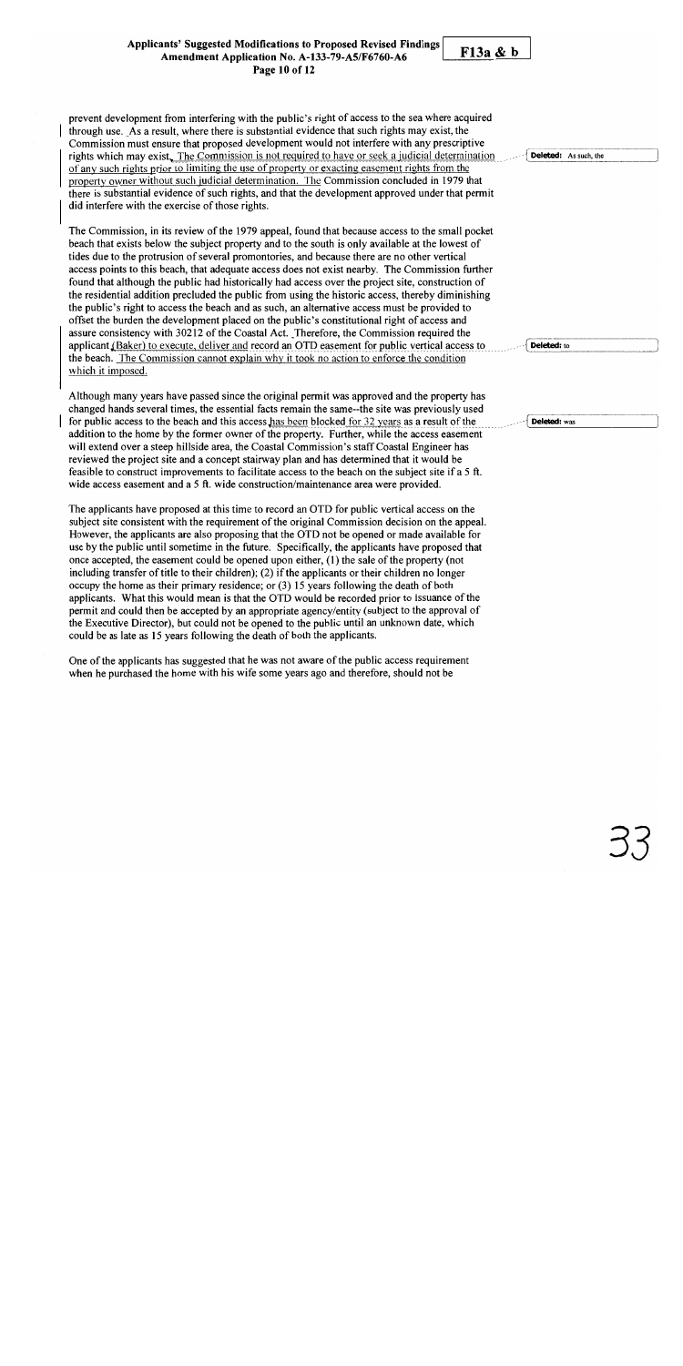prevent development from interfering with the public's right of access to the sea where acquired through use. As a result, where there is substantial evidence that such rights may exist, the Commission must ensure that proposed development would not interfere with any prescriptive rights which may exist. The Commission is not required to have or seek a judicial determination of any such rights prior to limiting the use of property or exacting easement rights from the property owner without such judicial determination. The Commission concluded in 1979 that there is substantial evidence of such rights, and that the development approved under that permit did interfere with the exercise of those rights.

The Commission, in its review of the 1979 appeal, found that because access to the small pocket beach that exists below the subject property and to the south is only available at the lowest of tides due to the protrusion of several promontories, and because there are no other vertical access points to this beach, that adequate access does not exist nearby. The Commission further found that although the public had historically had access over the project site, construction of the residential addition precluded the public from using the historic access, thereby diminishing the public's right to access the beach and as such, an alternative access must be provided to offset the burden the development placed on the public's constitutional right of access and assure consistency with 30212 of the Coastal Act. Therefore, the Commission required the applicant (Baker) to execute, deliver and record an OTD easement for public vertical access to the beach. The Commission cannot explain why it took no action to enforce the condition which it imposed.

Although many years have passed since the original permit was approved and the property has changed hands several times, the essential facts remain the same--the site was previously used for public access to the beach and this access has been blocked for 32 years as a result of the addition to the home by the former owner of the property. Further, while the access easement will extend over a steep hillside area, the Coastal Commission's staff Coastal Engineer has reviewed the project site and a concept stairway plan and has determined that it would be feasible to construct improvements to facilitate access to the beach on the subject site if a 5 ft. wide access easement and a 5 ft. wide construction/maintenance area were provided.

The applicants have proposed at this time to record an OTD for public vertical access on the subject site consistent with the requirement of the original Commission decision on the appeal. However, the applicants are also proposing that the OTD not be opened or made available for use by the public until sometime in the future. Specifically, the applicants have proposed that once accepted, the easement could be opened upon either, (1) the sale of the property (not including transfer of title to their children); (2) if the applicants or their children no longer occupy the home as their primary residence; or (3) 15 years following the death of both applicants. What this would mean is that the OTD would be recorded prior to issuance of the permit and could then be accepted by an appropriate agency/entity (subject to the approval of the Executive Director), but could not be opened to the public until an unknown date, which could be as late as 15 years following the death of both the applicants.

One of the applicants has suggested that he was not aware of the public access requirement when he purchased the home with his wife some years ago and therefore, should not be

Deleted: As such, the

Deleted: to

Deleted: was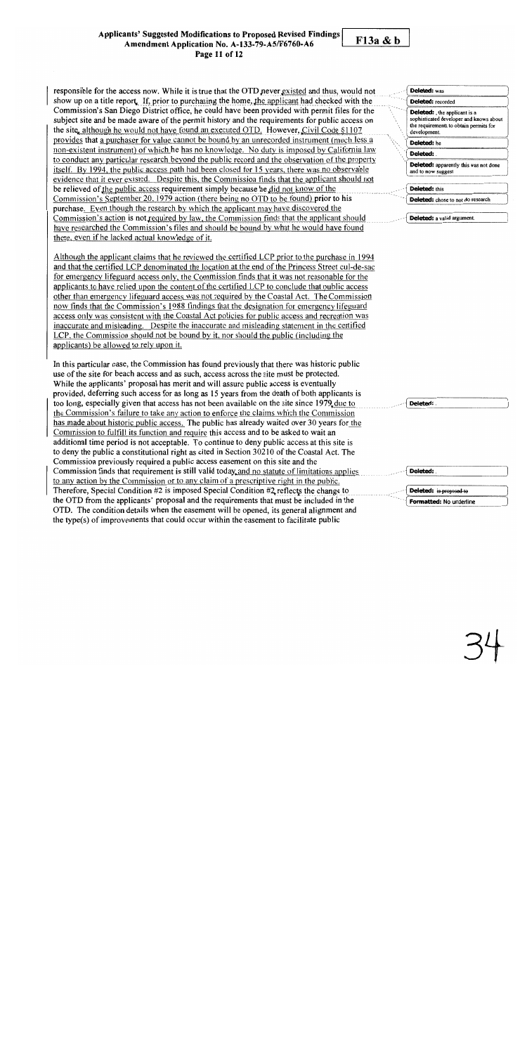responsible for the access now. While it is true that the OTD never existed and thus, would not show up on a title report. If, prior to purchasing the home, the applicant had checked with the Commission's San Diego District office, he could have been provided with permit files for the subject site and be made aware of the permit history and the requirements for public access on the site, although he would not have found an executed OTD. However, Civil Code §1107 provides that a purchaser for value cannot be bound by an unrecorded instrument (much less a non-existent instrument) of which he has no knowledge. No duty is imposed by California law to conduct any particular research beyond the public record and the observation of the property itself. By 1994, the public access path had been closed for 15 years, there was no observable evidence that it ever existed. Despite this, the Commission finds that the applicant should not be relieved of the public access requirement simply because he did not know of the Commission's September 20, 1979 action (there being no OTD to be found) prior to his purchase. Even though the research by which the applicant may have discovered the Commission's action is not required by law, the Commission finds that the applicant should have researched the Commission's files and should be bound by what he would have found there, even if he lacked actual knowledge of it.

Although the applicant claims that he reviewed the certified LCP prior to the purchase in 1994 and that the certified LCP denominated the location at the end of the Princess Street cul-de-sac for emergency lifeguard access only, the Commission finds that it was not reasonable for the applicants to have relied upon the content of the certified LCP to conclude that public access other than emergency lifeguard access was not required by the Coastal Act. The Commission now finds that the Commission's 1988 findings that the designation for emergency lifeguard access only was consistent with the Coastal Act policies for public access and recreation was inaccurate and misleading. Despite the inaccurate and misleading statement in the certified LCP, the Commission should not be bound by it, nor should the public (including the applicants) be allowed to rely upon it.

In this particular case, the Commission has found previously that there was historic public use of the site for beach access and as such, access across the site must be protected. While the applicants' proposal has merit and will assure public access is eventually provided, deferring such access for as long as 15 years from the death of both applicants is too long, especially given that access has not been available on the site since 1979 due to the Commission's failure to take any action to enforce the claims which the Commission has made about historic public access. The public has already waited over 30 years for the Commission to fulfill its function and require this access and to be asked to wait an additional time period is not acceptable. To continue to deny public access at this site is to deny the public a constitutional right as cited in Section 30210 of the Coastal Act. The Commission previously required a public access easement on this site and the Commission finds that requirement is still valid today and no statute of limitations applies to any action by the Commission or to any claim of a prescriptive right in the public. Therefore, Special Condition #2 is imposed Special Condition #2 reflects the change to the OTD from the applicants' proposal and the requirements that must be included in the OTD. The condition details when the easement will be opened, its general alignment and the type(s) of improvements that could occur within the easement to facilitate public

Deleted: was

Deleted: recorded

Deleted: , the applicant is a sophisticated developer and knows about the requirements to obtain permits for development.

Deleted: he

Deleted: .

Deleted: apparently this was not done and to now suggest

Deleted: this

Deleted: chose to not do research

Deleted: a valid argument.

Deleted: .

Deleted: .

Deleted: is proposed to

Formatted: No underline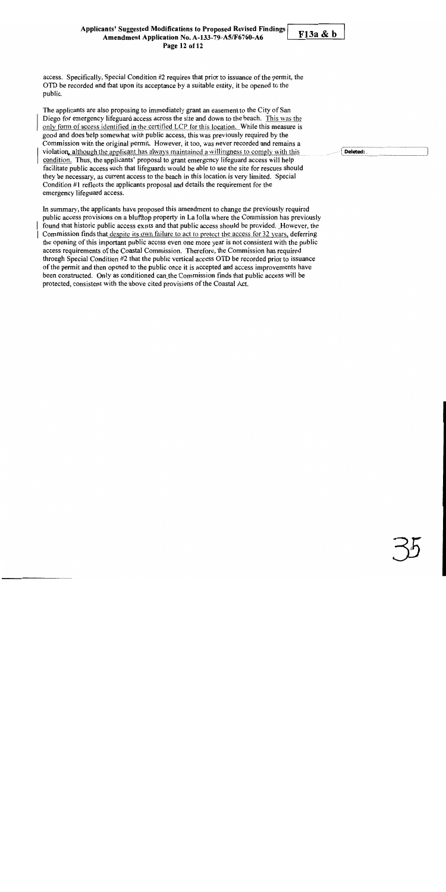access. Specifically, Special Condition #2 requires that prior to issuance of the permit, the OTD be recorded and that upon its acceptance by a suitable entity, it be opened to the public.

The applicants are also proposing to immediately grant an easement to the City of San Diego for emergency lifeguard access across the site and down to the beach. This was the only form of access identified in the certified LCP for this location. While this measure is good and does help somewhat with public access, this was previously required by the Commission with the original permit. However, it too, was never recorded and remains a violation, although the applicant has always maintained a willingness to comply with this condition. Thus, the applicants' proposal to grant emergency lifeguard access will help facilitate public access such that lifeguards would be able to use the site for rescues should they be necessary, as current access to the beach in this location is very limited. Special Condition #1 reflects the applicants proposal and details the requirement for the emergency lifeguard access.

Deleted: .

In summary, the applicants have proposed this amendment to change the previously required public access provisions on a blufftop property in La Jolla where the Commission has previously found that historic public access exists and that public access should be provided. However, the Commission finds that despite its own failure to act to protect the access for 32 years, deferring the opening of this important public access even one more year is not consistent with the public access requirements of the Coastal Commission. Therefore, the Commission has required through Special Condition #2 that the public vertical access OTD be recorded prior to issuance of the permit and then opened to the public once it is accepted and access improvements have been constructed. Only as conditioned can the Commission finds that public access will be protected, consistent with the above cited provisions of the Coastal Act.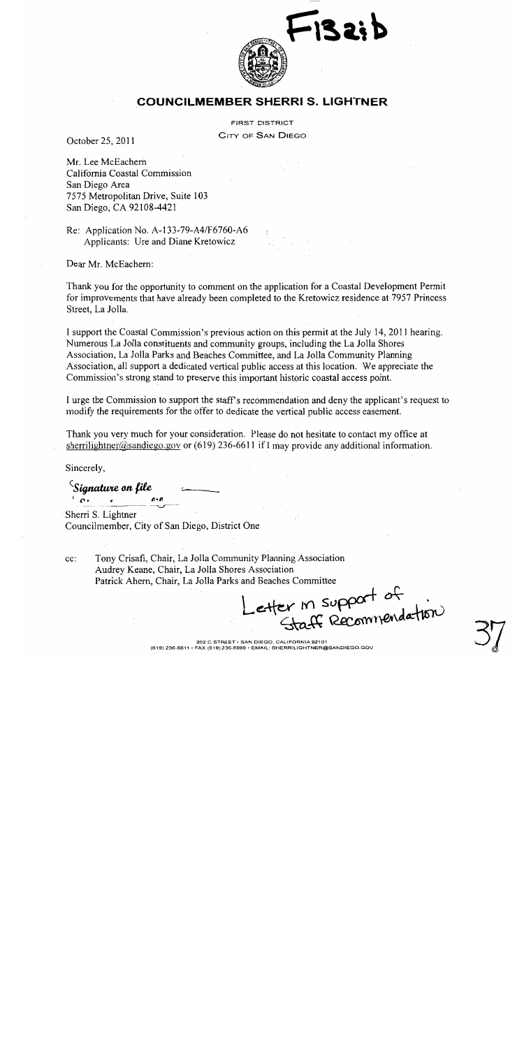F13a:b

## COUNCILMEMBER SHERRI S. LIGHTNER

FIRST DISTRICT
CITY OF SAN DIEGO

October 25, 2011

Mr. Lee McEachern
California Coastal Commission
San Diego Area
7575 Metropolitan Drive, Suite 103
San Diego, CA 92108-4421

Re: Application No. A-133-79-A4/F6760-A6
Applicants: Ure and Diane Kretowicz

Dear Mr. McEachern:

Thank you for the opportunity to comment on the application for a Coastal Development Permit for improvements that have already been completed to the Kretowicz residence at 7957 Princess Street, La Jolla.

I support the Coastal Commission's previous action on this permit at the July 14, 2011 hearing. Numerous La Jolla constituents and community groups, including the La Jolla Shores Association, La Jolla Parks and Beaches Committee, and La Jolla Community Planning Association, all support a dedicated vertical public access at this location. We appreciate the Commission's strong stand to preserve this important historic coastal access point.

I urge the Commission to support the staff's recommendation and deny the applicant's request to modify the requirements for the offer to dedicate the vertical public access easement.

Thank you very much for your consideration. Please do not hesitate to contact my office at sherrilightner@sandiego.gov or (619) 236-6611 if I may provide any additional information.

Sincerely,

*Signature on file*

Sherri S. Lightner
Councilmember, City of San Diego, District One

cc: Tony Crisafi, Chair, La Jolla Community Planning Association
Audrey Keane, Chair, La Jolla Shores Association
Patrick Ahern, Chair, La Jolla Parks and Beaches Committee

Letter in support of Staff Recommendation

202 C STREET • SAN DIEGO, CALIFORNIA 92101
(619) 236-6611 • FAX (619) 236-6999 • EMAIL: SHERRILIGHTNER@SANDIEGO.GOV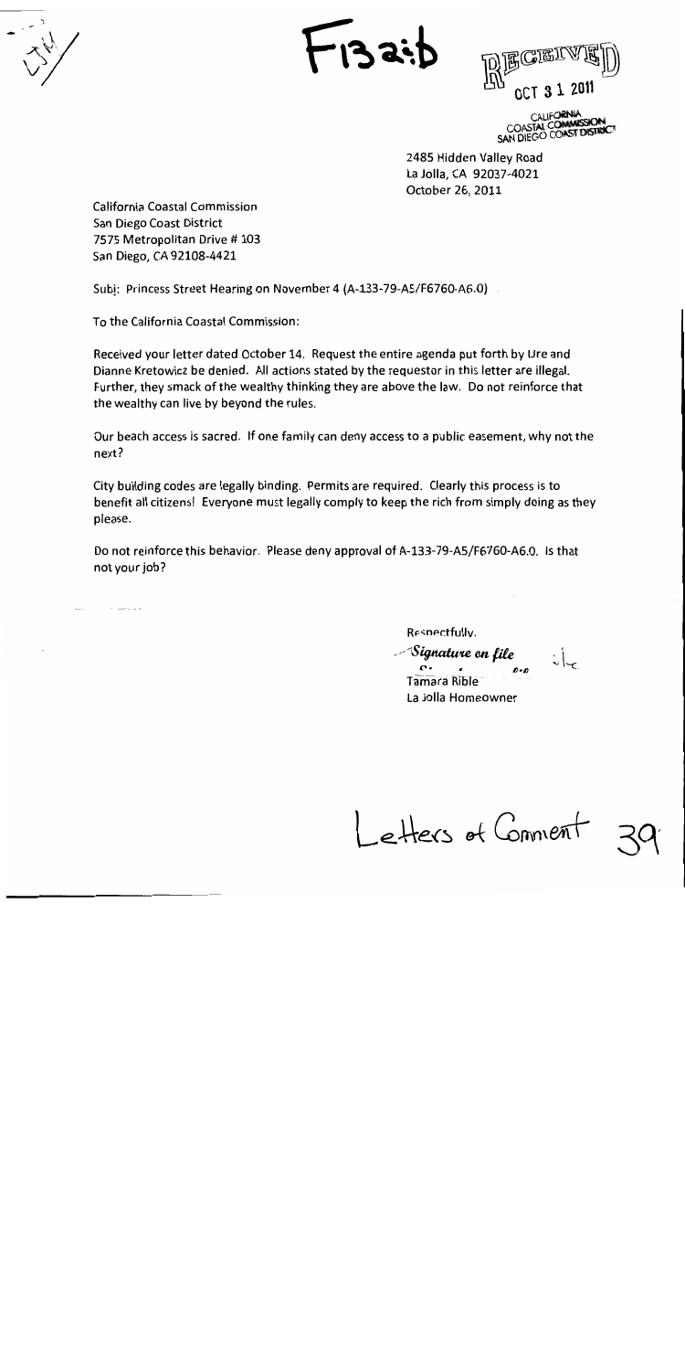F13 a:b

RECEIVED
OCT 3 1 2011
CALIFORNIA
COASTAL COMMISSION
SAN DIEGO COAST DISTRICT

2485 Hidden Valley Road
La Jolla, CA 92037-4021
October 26, 2011

California Coastal Commission
San Diego Coast District
7575 Metropolitan Drive # 103
San Diego, CA 92108-4421

Subj: Princess Street Hearing on November 4 (A-133-79-A5/F6760-A6.0)

To the California Coastal Commission:

Received your letter dated October 14. Request the entire agenda put forth by Ure and Dianne Kretowicz be denied. All actions stated by the requestor in this letter are illegal. Further, they smack of the wealthy thinking they are above the law. Do not reinforce that the wealthy can live by beyond the rules.

Our beach access is sacred. If one family can deny access to a public easement, why not the next?

City building codes are legally binding. Permits are required. Clearly this process is to benefit all citizens! Everyone must legally comply to keep the rich from simply doing as they please.

Do not reinforce this behavior. Please deny approval of A-133-79-A5/F6760-A6.0. Is that not your job?

Respectfully,

*Signature on file*

Tamara Rible
La Jolla Homeowner

Letters of Comment 39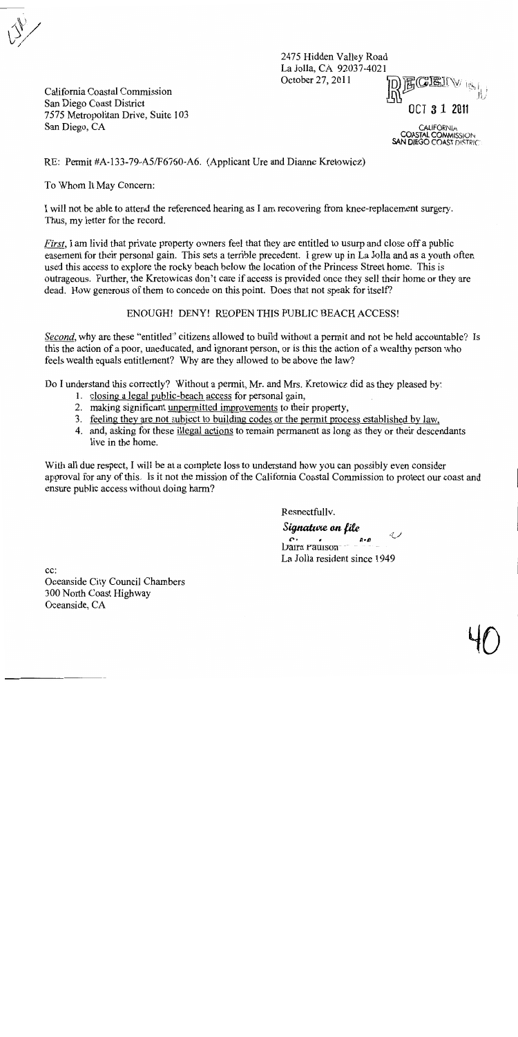2475 Hidden Valley Road
La Jolla, CA 92037-4021
October 27, 2011

RECEIVED
OCT 3 1 2011
CALIFORNIA
COASTAL COMMISSION
SAN DIEGO COAST DISTRICT

California Coastal Commission
San Diego Coast District
7575 Metropolitan Drive, Suite 103
San Diego, CA

RE: Permit #A-133-79-A5/F6760-A6. (Applicant Ure and Dianne Kretowicz)

To Whom It May Concern:

I will not be able to attend the referenced hearing as I am recovering from knee-replacement surgery. Thus, my letter for the record.

*First*, I am livid that private property owners feel that they are entitled to usurp and close off a public easement for their personal gain. This sets a terrible precedent. I grew up in La Jolla and as a youth often used this access to explore the rocky beach below the location of the Princess Street home. This is outrageous. Further, the Kretowicas don't care if access is provided once they sell their home or they are dead. How generous of them to concede on this point. Does that not speak for itself?

ENOUGH! DENY! REOPEN THIS PUBLIC BEACH ACCESS!

*Second*, why are these "entitled" citizens allowed to build without a permit and not be held accountable? Is this the action of a poor, uneducated, and ignorant person, or is this the action of a wealthy person who feels wealth equals entitlement? Why are they allowed to be above the law?

Do I understand this correctly? Without a permit, Mr. and Mrs. Kretowicz did as they pleased by:

1. closing a legal public-beach access for personal gain,
2. making significant unpermitted improvements to their property,
3. feeling they are not subject to building codes or the permit process established by law,
4. and, asking for these illegal actions to remain permanent as long as they or their descendants live in the home.

With all due respect, I will be at a complete loss to understand how you can possibly even consider approval for any of this. Is it not the mission of the California Coastal Commission to protect our coast and ensure public access without doing harm?

Respectfully,

*Signature on file*

Daira Paulson
La Jolla resident since 1949

cc:
Oceanside City Council Chambers
300 North Coast Highway
Oceanside, CA

40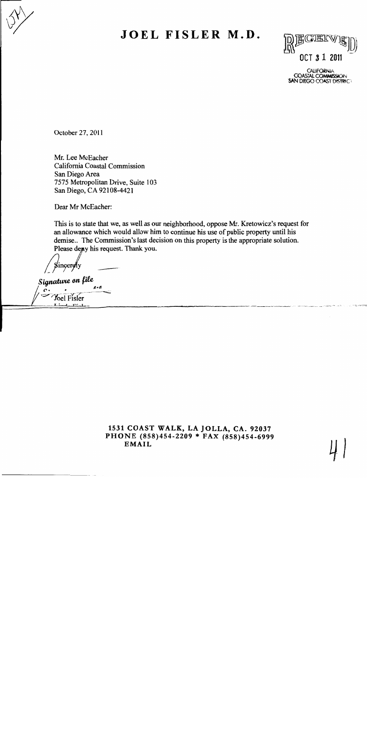# JOEL FISLER M.D.

RECEIVED
OCT 3 1 2011
CALIFORNIA
COASTAL COMMISSION
SAN DIEGO COAST DISTRICT

October 27, 2011

Mr. Lee McEacher
California Coastal Commission
San Diego Area
7575 Metropolitan Drive, Suite 103
San Diego, CA 92108-4421

Dear Mr McEacher:

This is to state that we, as well as our neighborhood, oppose Mr. Kretowicz's request for an allowance which would allow him to continue his use of public property until his demise.. The Commission's last decision on this property is the appropriate solution. Please deny his request. Thank you.

Sincerely

*Signature on file*

Joel Fisler

**1531 COAST WALK, LA JOLLA, CA. 92037**
**PHONE (858)454-2209 * FAX (858)454-6999**
**EMAIL**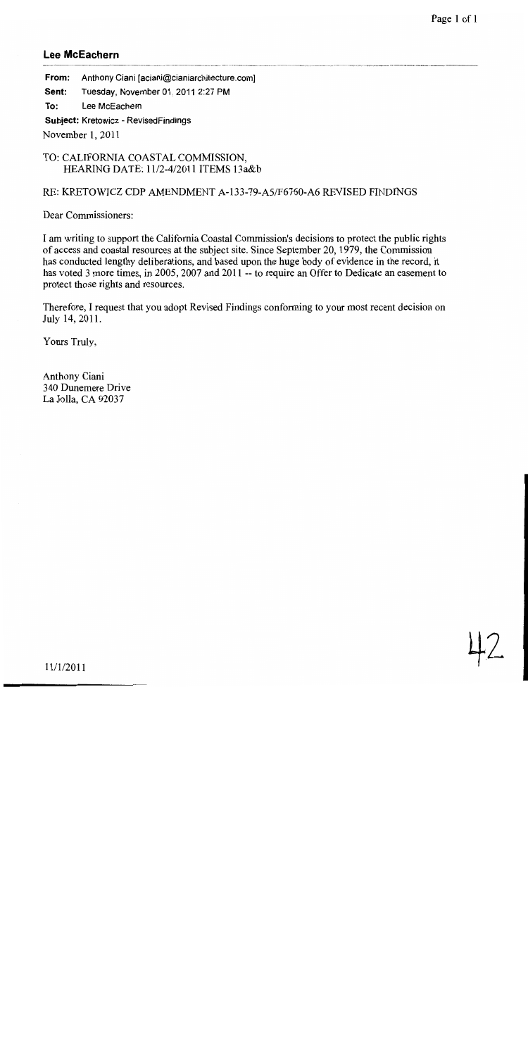**Lee McEachern**

**From:** Anthony Ciani [aciani@cianiarchitecture.com]

**Sent:** Tuesday, November 01, 2011 2:27 PM

**To:** Lee McEachern

**Subject:** Kretowicz - RevisedFindings

November 1, 2011

TO: CALIFORNIA COASTAL COMMISSION,
HEARING DATE: 11/2-4/2011 ITEMS 13a&b

RE: KRETOWICZ CDP AMENDMENT A-133-79-A5/F6760-A6 REVISED FINDINGS

Dear Commissioners:

I am writing to support the California Coastal Commission's decisions to protect the public rights of access and coastal resources at the subject site. Since September 20, 1979, the Commission has conducted lengthy deliberations, and based upon the huge body of evidence in the record, it has voted 3 more times, in 2005, 2007 and 2011 -- to require an Offer to Dedicate an easement to protect those rights and resources.

Therefore, I request that you adopt Revised Findings conforming to your most recent decision on July 14, 2011.

Yours Truly,

Anthony Ciani
340 Dunemere Drive
La Jolla, CA 92037

11/1/2011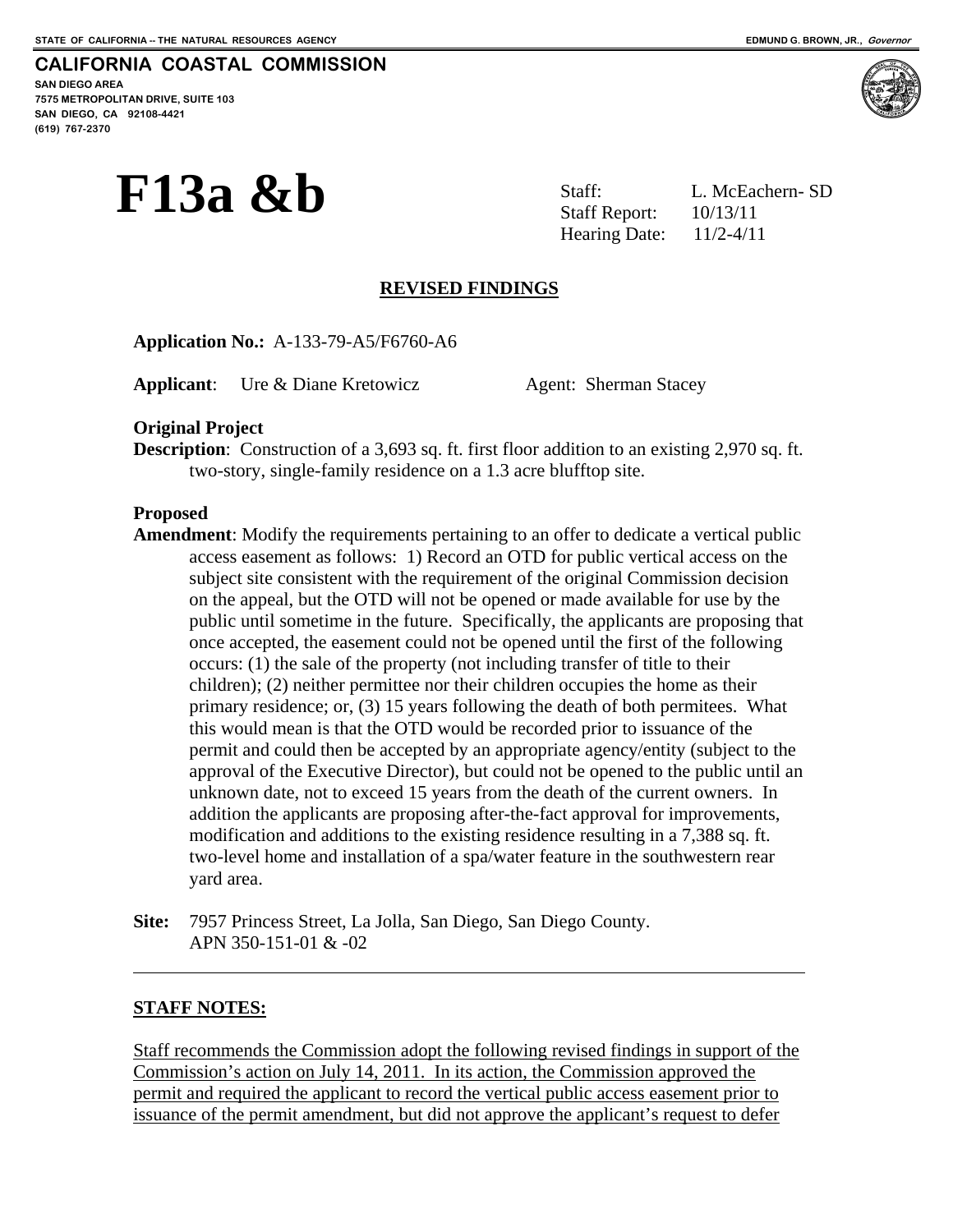STATE OF CALIFORNIA -- THE NATURAL RESOURCES AGENCY  EDMUND G. BROWN, JR., *Governor*

**CALIFORNIA COASTAL COMMISSION**
**SAN DIEGO AREA**
**7575 METROPOLITAN DRIVE, SUITE 103**
**SAN DIEGO, CA 92108-4421**
**(619) 767-2370**

# F13a &b

Staff: L. McEachern- SD
Staff Report: 10/13/11
Hearing Date: 11/2-4/11

## REVISED FINDINGS

**Application No.:** A-133-79-A5/F6760-A6

**Applicant**: Ure & Diane Kretowicz  Agent: Sherman Stacey

**Original Project**
**Description**: Construction of a 3,693 sq. ft. first floor addition to an existing 2,970 sq. ft. two-story, single-family residence on a 1.3 acre blufftop site.

**Proposed**
**Amendment**: Modify the requirements pertaining to an offer to dedicate a vertical public access easement as follows: 1) Record an OTD for public vertical access on the subject site consistent with the requirement of the original Commission decision on the appeal, but the OTD will not be opened or made available for use by the public until sometime in the future. Specifically, the applicants are proposing that once accepted, the easement could not be opened until the first of the following occurs: (1) the sale of the property (not including transfer of title to their children); (2) neither permittee nor their children occupies the home as their primary residence; or, (3) 15 years following the death of both permitees. What this would mean is that the OTD would be recorded prior to issuance of the permit and could then be accepted by an appropriate agency/entity (subject to the approval of the Executive Director), but could not be opened to the public until an unknown date, not to exceed 15 years from the death of the current owners. In addition the applicants are proposing after-the-fact approval for improvements, modification and additions to the existing residence resulting in a 7,388 sq. ft. two-level home and installation of a spa/water feature in the southwestern rear yard area.

**Site:** 7957 Princess Street, La Jolla, San Diego, San Diego County.
APN 350-151-01 & -02

---

**STAFF NOTES:**

Staff recommends the Commission adopt the following revised findings in support of the Commission's action on July 14, 2011. In its action, the Commission approved the permit and required the applicant to record the vertical public access easement prior to issuance of the permit amendment, but did not approve the applicant's request to defer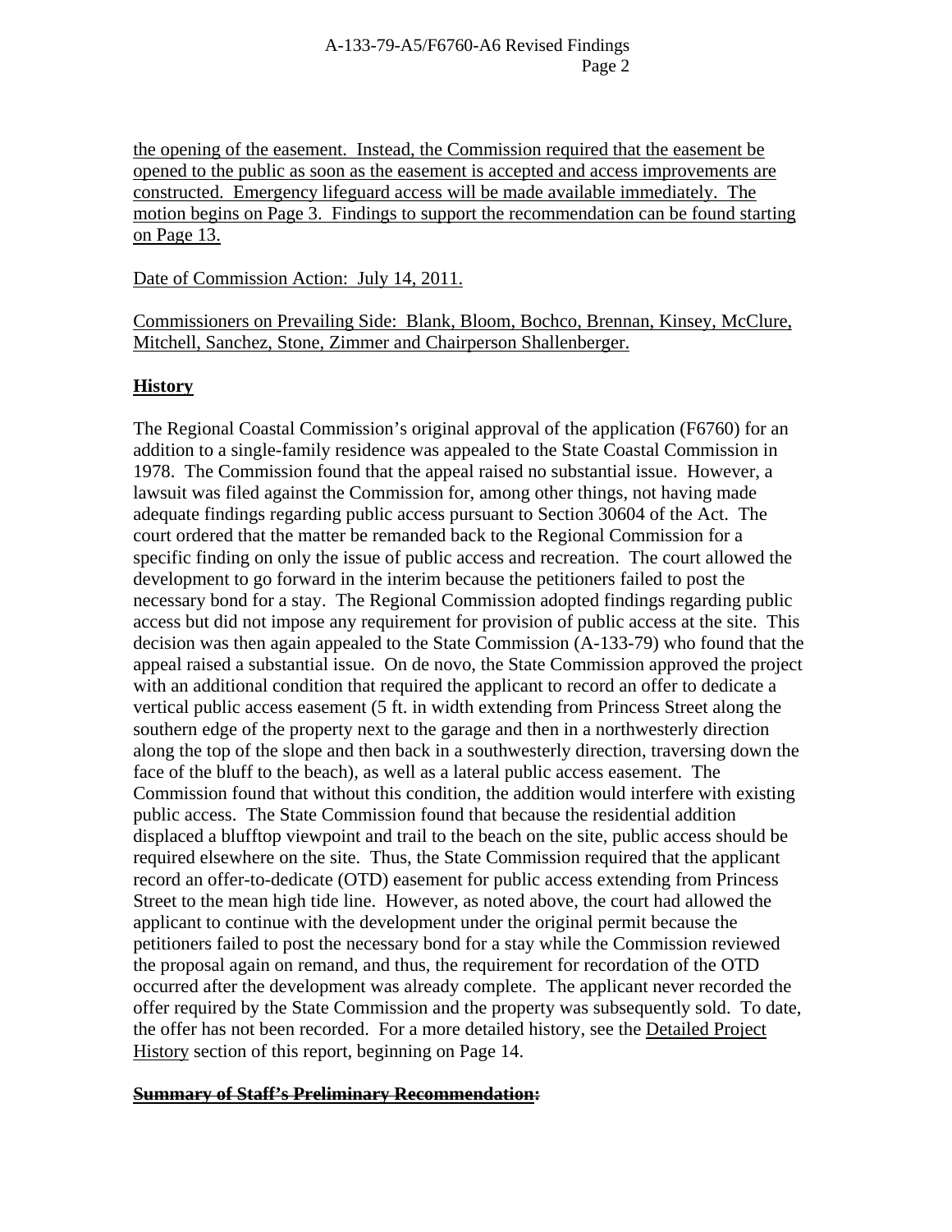<u>the opening of the easement. Instead, the Commission required that the easement be opened to the public as soon as the easement is accepted and access improvements are constructed. Emergency lifeguard access will be made available immediately. The motion begins on Page 3. Findings to support the recommendation can be found starting on Page 13.</u>

<u>Date of Commission Action: July 14, 2011.</u>

<u>Commissioners on Prevailing Side: Blank, Bloom, Bochco, Brennan, Kinsey, McClure, Mitchell, Sanchez, Stone, Zimmer and Chairperson Shallenberger.</u>

**<u>History</u>**

The Regional Coastal Commission's original approval of the application (F6760) for an addition to a single-family residence was appealed to the State Coastal Commission in 1978. The Commission found that the appeal raised no substantial issue. However, a lawsuit was filed against the Commission for, among other things, not having made adequate findings regarding public access pursuant to Section 30604 of the Act. The court ordered that the matter be remanded back to the Regional Commission for a specific finding on only the issue of public access and recreation. The court allowed the development to go forward in the interim because the petitioners failed to post the necessary bond for a stay. The Regional Commission adopted findings regarding public access but did not impose any requirement for provision of public access at the site. This decision was then again appealed to the State Commission (A-133-79) who found that the appeal raised a substantial issue. On de novo, the State Commission approved the project with an additional condition that required the applicant to record an offer to dedicate a vertical public access easement (5 ft. in width extending from Princess Street along the southern edge of the property next to the garage and then in a northwesterly direction along the top of the slope and then back in a southwesterly direction, traversing down the face of the bluff to the beach), as well as a lateral public access easement. The Commission found that without this condition, the addition would interfere with existing public access. The State Commission found that because the residential addition displaced a blufftop viewpoint and trail to the beach on the site, public access should be required elsewhere on the site. Thus, the State Commission required that the applicant record an offer-to-dedicate (OTD) easement for public access extending from Princess Street to the mean high tide line. However, as noted above, the court had allowed the applicant to continue with the development under the original permit because the petitioners failed to post the necessary bond for a stay while the Commission reviewed the proposal again on remand, and thus, the requirement for recordation of the OTD occurred after the development was already complete. The applicant never recorded the offer required by the State Commission and the property was subsequently sold. To date, the offer has not been recorded. For a more detailed history, see the <u>Detailed Project History</u> section of this report, beginning on Page 14.

**<u>~~Summary of Staff's Preliminary Recommendation~~:</u>**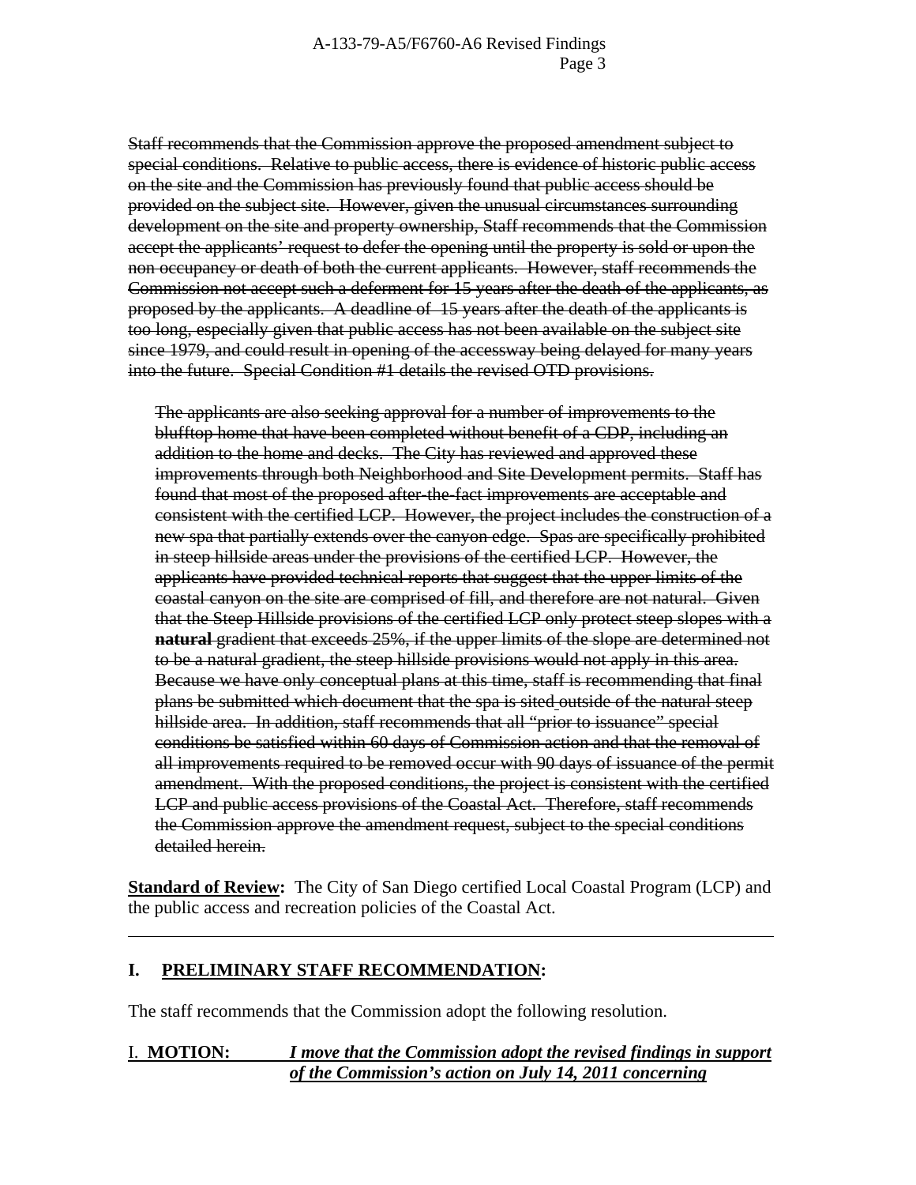~~Staff recommends that the Commission approve the proposed amendment subject to special conditions. Relative to public access, there is evidence of historic public access on the site and the Commission has previously found that public access should be provided on the subject site. However, given the unusual circumstances surrounding development on the site and property ownership, Staff recommends that the Commission accept the applicants' request to defer the opening until the property is sold or upon the non occupancy or death of both the current applicants. However, staff recommends the Commission not accept such a deferment for 15 years after the death of the applicants, as proposed by the applicants. A deadline of 15 years after the death of the applicants is too long, especially given that public access has not been available on the subject site since 1979, and could result in opening of the accessway being delayed for many years into the future. Special Condition #1 details the revised OTD provisions.~~

~~The applicants are also seeking approval for a number of improvements to the blufftop home that have been completed without benefit of a CDP, including an addition to the home and decks. The City has reviewed and approved these improvements through both Neighborhood and Site Development permits. Staff has found that most of the proposed after-the-fact improvements are acceptable and consistent with the certified LCP. However, the project includes the construction of a new spa that partially extends over the canyon edge. Spas are specifically prohibited in steep hillside areas under the provisions of the certified LCP. However, the applicants have provided technical reports that suggest that the upper limits of the coastal canyon on the site are comprised of fill, and therefore are not natural. Given that the Steep Hillside provisions of the certified LCP only protect steep slopes with a **natural** gradient that exceeds 25%, if the upper limits of the slope are determined not to be a natural gradient, the steep hillside provisions would not apply in this area. Because we have only conceptual plans at this time, staff is recommending that final plans be submitted which document that the spa is sited outside of the natural steep hillside area. In addition, staff recommends that all "prior to issuance" special conditions be satisfied within 60 days of Commission action and that the removal of all improvements required to be removed occur with 90 days of issuance of the permit amendment. With the proposed conditions, the project is consistent with the certified LCP and public access provisions of the Coastal Act. Therefore, staff recommends the Commission approve the amendment request, subject to the special conditions detailed herein.~~

**Standard of Review:** The City of San Diego certified Local Coastal Program (LCP) and the public access and recreation policies of the Coastal Act.

---

## I. PRELIMINARY STAFF RECOMMENDATION:

The staff recommends that the Commission adopt the following resolution.

I. **MOTION:** ***I move that the Commission adopt the revised findings in support of the Commission's action on July 14, 2011 concerning***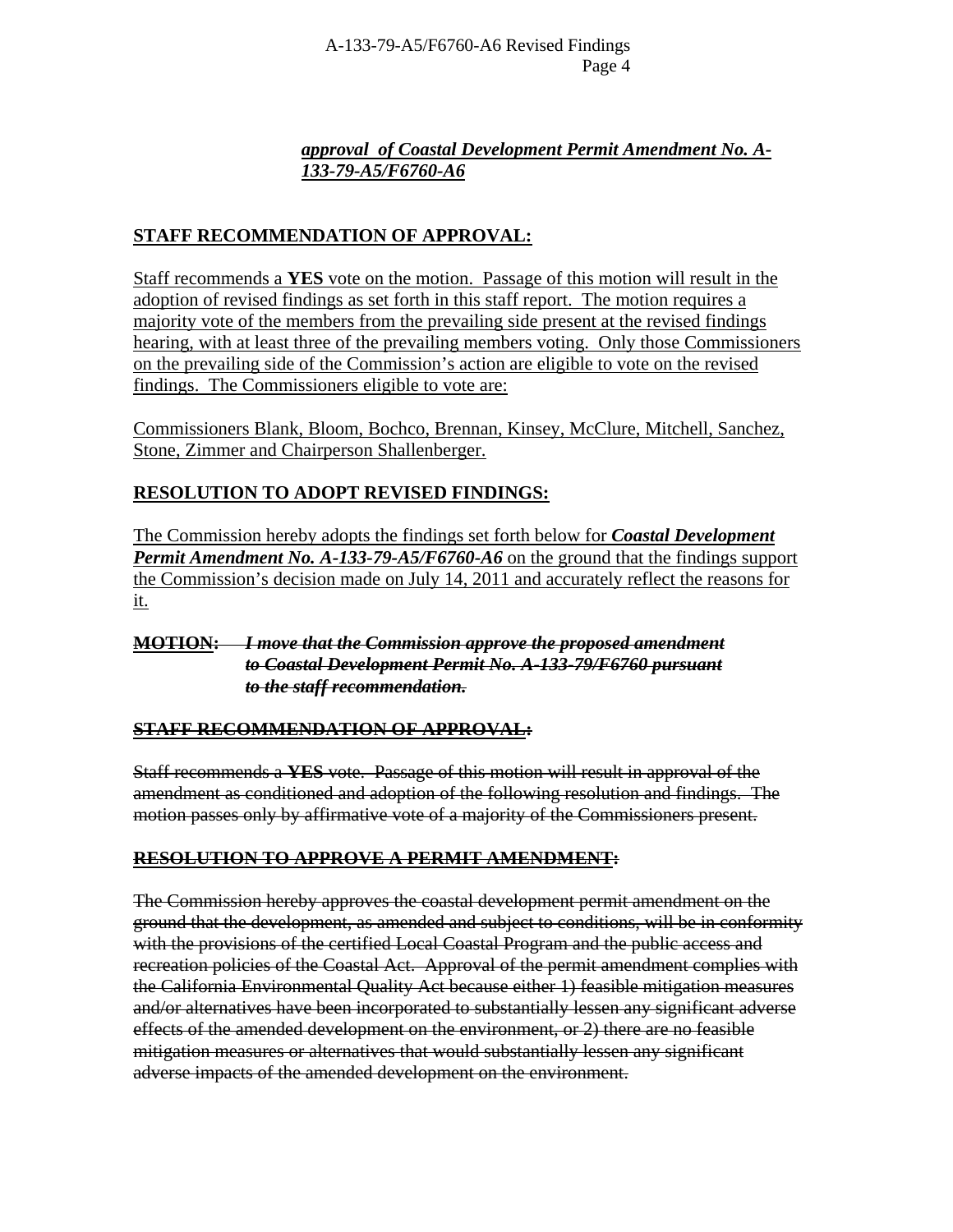<u>***approval of Coastal Development Permit Amendment No. A-133-79-A5/F6760-A6***</u>

<u>**STAFF RECOMMENDATION OF APPROVAL:**</u>

<u>Staff recommends a **YES** vote on the motion. Passage of this motion will result in the adoption of revised findings as set forth in this staff report. The motion requires a majority vote of the members from the prevailing side present at the revised findings hearing, with at least three of the prevailing members voting. Only those Commissioners on the prevailing side of the Commission's action are eligible to vote on the revised findings. The Commissioners eligible to vote are:</u>

<u>Commissioners Blank, Bloom, Bochco, Brennan, Kinsey, McClure, Mitchell, Sanchez, Stone, Zimmer and Chairperson Shallenberger.</u>

<u>**RESOLUTION TO ADOPT REVISED FINDINGS:**</u>

<u>The Commission hereby adopts the findings set forth below for ***Coastal Development Permit Amendment No. A-133-79-A5/F6760-A6*** on the ground that the findings support the Commission's decision made on July 14, 2011 and accurately reflect the reasons for it.</u>

~~**MOTION:**~~ ~~***I move that the Commission approve the proposed amendment to Coastal Development Permit No. A-133-79/F6760 pursuant to the staff recommendation.***~~

~~**STAFF RECOMMENDATION OF APPROVAL:**~~

~~Staff recommends a **YES** vote. Passage of this motion will result in approval of the amendment as conditioned and adoption of the following resolution and findings. The motion passes only by affirmative vote of a majority of the Commissioners present.~~

~~**RESOLUTION TO APPROVE A PERMIT AMENDMENT:**~~

~~The Commission hereby approves the coastal development permit amendment on the ground that the development, as amended and subject to conditions, will be in conformity with the provisions of the certified Local Coastal Program and the public access and recreation policies of the Coastal Act. Approval of the permit amendment complies with the California Environmental Quality Act because either 1) feasible mitigation measures and/or alternatives have been incorporated to substantially lessen any significant adverse effects of the amended development on the environment, or 2) there are no feasible mitigation measures or alternatives that would substantially lessen any significant adverse impacts of the amended development on the environment.~~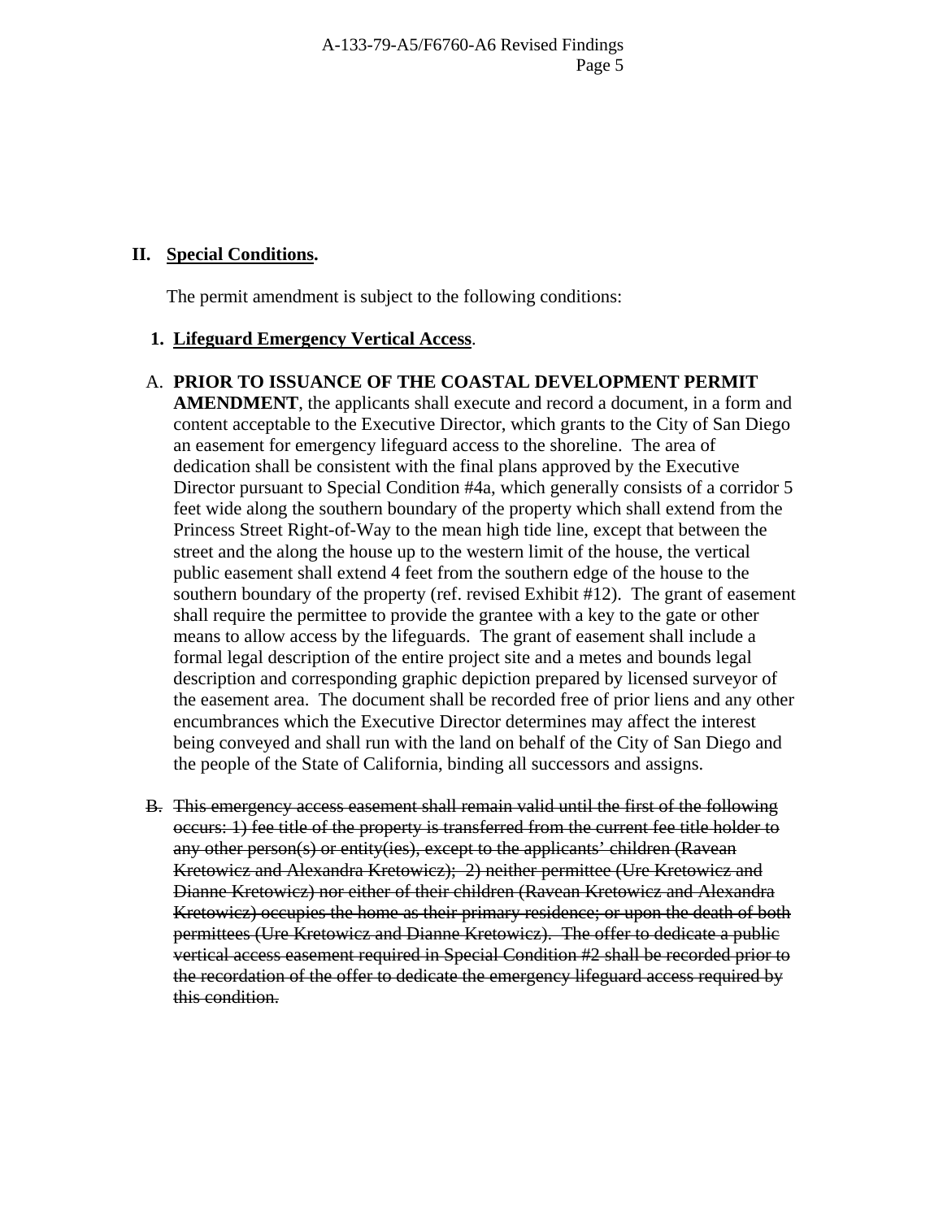## II. Special Conditions.

The permit amendment is subject to the following conditions:

**1. Lifeguard Emergency Vertical Access**.

A. **PRIOR TO ISSUANCE OF THE COASTAL DEVELOPMENT PERMIT AMENDMENT**, the applicants shall execute and record a document, in a form and content acceptable to the Executive Director, which grants to the City of San Diego an easement for emergency lifeguard access to the shoreline. The area of dedication shall be consistent with the final plans approved by the Executive Director pursuant to Special Condition #4a, which generally consists of a corridor 5 feet wide along the southern boundary of the property which shall extend from the Princess Street Right-of-Way to the mean high tide line, except that between the street and the along the house up to the western limit of the house, the vertical public easement shall extend 4 feet from the southern edge of the house to the southern boundary of the property (ref. revised Exhibit #12). The grant of easement shall require the permittee to provide the grantee with a key to the gate or other means to allow access by the lifeguards. The grant of easement shall include a formal legal description of the entire project site and a metes and bounds legal description and corresponding graphic depiction prepared by licensed surveyor of the easement area. The document shall be recorded free of prior liens and any other encumbrances which the Executive Director determines may affect the interest being conveyed and shall run with the land on behalf of the City of San Diego and the people of the State of California, binding all successors and assigns.

~~B. This emergency access easement shall remain valid until the first of the following occurs: 1) fee title of the property is transferred from the current fee title holder to any other person(s) or entity(ies), except to the applicants' children (Ravean Kretowicz and Alexandra Kretowicz); 2) neither permittee (Ure Kretowicz and Dianne Kretowicz) nor either of their children (Ravean Kretowicz and Alexandra Kretowicz) occupies the home as their primary residence; or upon the death of both permittees (Ure Kretowicz and Dianne Kretowicz). The offer to dedicate a public vertical access easement required in Special Condition #2 shall be recorded prior to the recordation of the offer to dedicate the emergency lifeguard access required by this condition.~~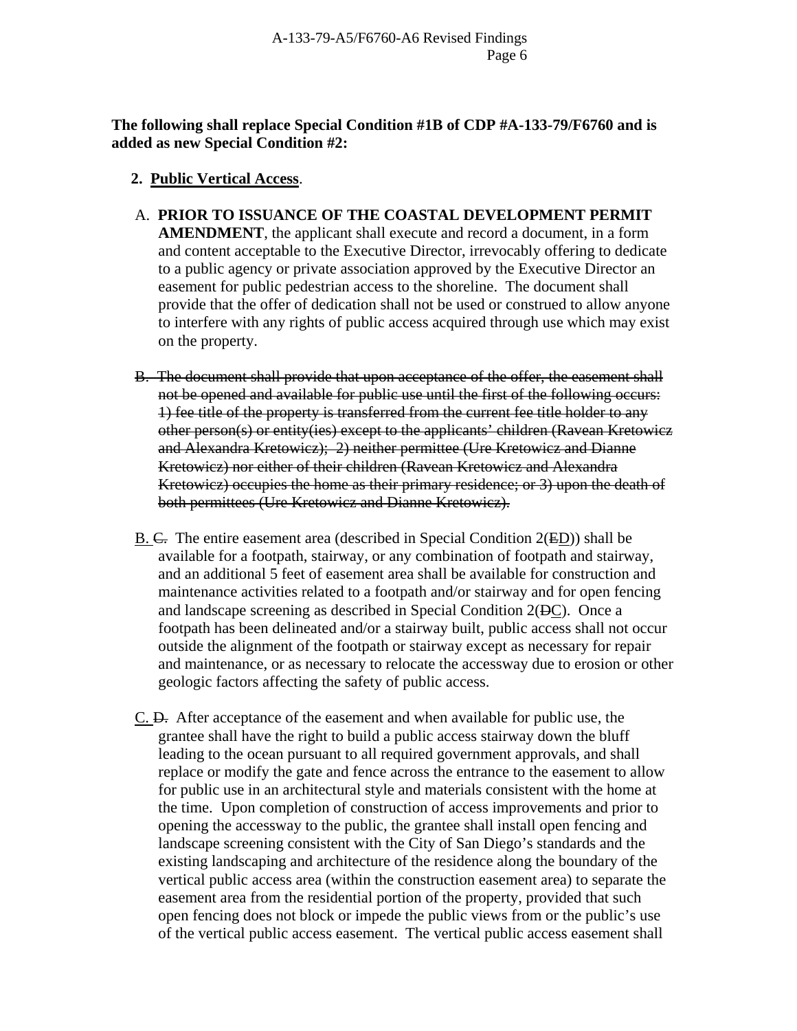**The following shall replace Special Condition #1B of CDP #A-133-79/F6760 and is added as new Special Condition #2:**

2. **<u>Public Vertical Access</u>**.

A. **PRIOR TO ISSUANCE OF THE COASTAL DEVELOPMENT PERMIT AMENDMENT**, the applicant shall execute and record a document, in a form and content acceptable to the Executive Director, irrevocably offering to dedicate to a public agency or private association approved by the Executive Director an easement for public pedestrian access to the shoreline. The document shall provide that the offer of dedication shall not be used or construed to allow anyone to interfere with any rights of public access acquired through use which may exist on the property.

~~B. The document shall provide that upon acceptance of the offer, the easement shall not be opened and available for public use until the first of the following occurs: 1) fee title of the property is transferred from the current fee title holder to any other person(s) or entity(ies) except to the applicants' children (Ravean Kretowicz and Alexandra Kretowicz); 2) neither permittee (Ure Kretowicz and Dianne Kretowicz) nor either of their children (Ravean Kretowicz and Alexandra Kretowicz) occupies the home as their primary residence; or 3) upon the death of both permittees (Ure Kretowicz and Dianne Kretowicz).~~

<u>B.</u> ~~C.~~ The entire easement area (described in Special Condition 2(~~E~~<u>D</u>)) shall be available for a footpath, stairway, or any combination of footpath and stairway, and an additional 5 feet of easement area shall be available for construction and maintenance activities related to a footpath and/or stairway and for open fencing and landscape screening as described in Special Condition 2(~~D~~<u>C</u>). Once a footpath has been delineated and/or a stairway built, public access shall not occur outside the alignment of the footpath or stairway except as necessary for repair and maintenance, or as necessary to relocate the accessway due to erosion or other geologic factors affecting the safety of public access.

<u>C.</u> ~~D.~~ After acceptance of the easement and when available for public use, the grantee shall have the right to build a public access stairway down the bluff leading to the ocean pursuant to all required government approvals, and shall replace or modify the gate and fence across the entrance to the easement to allow for public use in an architectural style and materials consistent with the home at the time. Upon completion of construction of access improvements and prior to opening the accessway to the public, the grantee shall install open fencing and landscape screening consistent with the City of San Diego's standards and the existing landscaping and architecture of the residence along the boundary of the vertical public access area (within the construction easement area) to separate the easement area from the residential portion of the property, provided that such open fencing does not block or impede the public views from or the public's use of the vertical public access easement. The vertical public access easement shall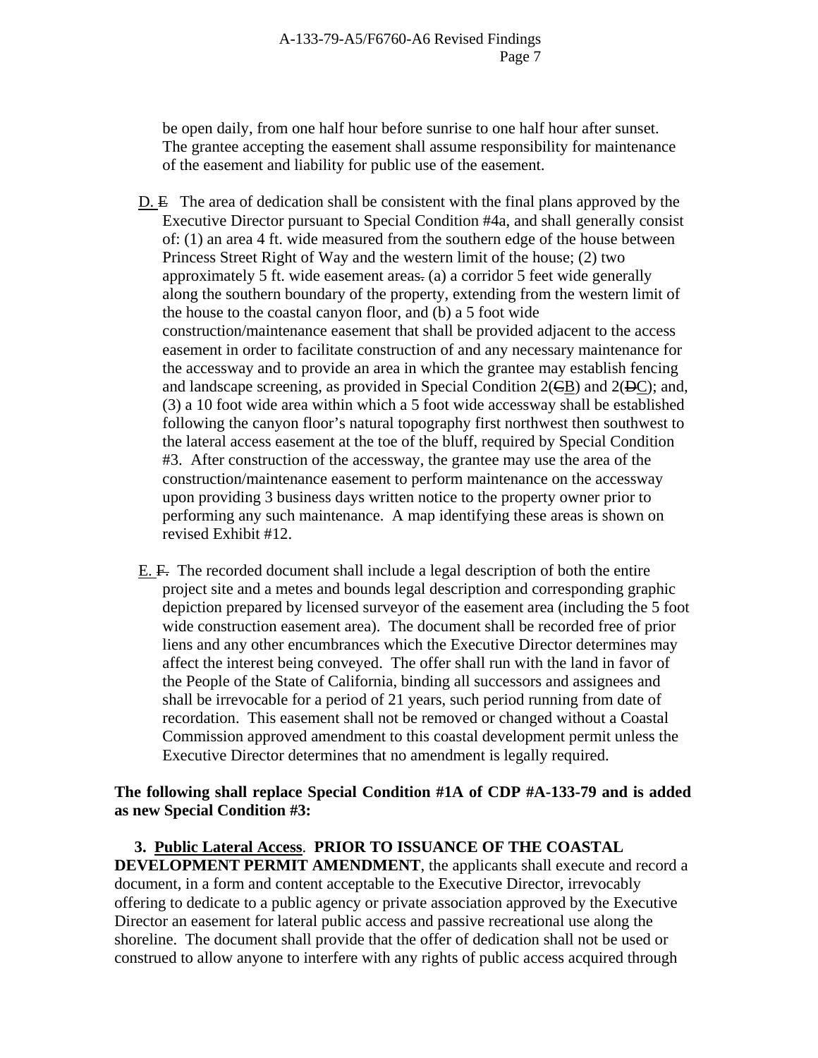be open daily, from one half hour before sunrise to one half hour after sunset. The grantee accepting the easement shall assume responsibility for maintenance of the easement and liability for public use of the easement.

D. ~~E~~ The area of dedication shall be consistent with the final plans approved by the Executive Director pursuant to Special Condition #4a, and shall generally consist of: (1) an area 4 ft. wide measured from the southern edge of the house between Princess Street Right of Way and the western limit of the house; (2) two approximately 5 ft. wide easement areas~~.~~ (a) a corridor 5 feet wide generally along the southern boundary of the property, extending from the western limit of the house to the coastal canyon floor, and (b) a 5 foot wide construction/maintenance easement that shall be provided adjacent to the access easement in order to facilitate construction of and any necessary maintenance for the accessway and to provide an area in which the grantee may establish fencing and landscape screening, as provided in Special Condition 2(~~C~~B) and 2(~~D~~C); and, (3) a 10 foot wide area within which a 5 foot wide accessway shall be established following the canyon floor's natural topography first northwest then southwest to the lateral access easement at the toe of the bluff, required by Special Condition #3. After construction of the accessway, the grantee may use the area of the construction/maintenance easement to perform maintenance on the accessway upon providing 3 business days written notice to the property owner prior to performing any such maintenance. A map identifying these areas is shown on revised Exhibit #12.

E. ~~F.~~ The recorded document shall include a legal description of both the entire project site and a metes and bounds legal description and corresponding graphic depiction prepared by licensed surveyor of the easement area (including the 5 foot wide construction easement area). The document shall be recorded free of prior liens and any other encumbrances which the Executive Director determines may affect the interest being conveyed. The offer shall run with the land in favor of the People of the State of California, binding all successors and assignees and shall be irrevocable for a period of 21 years, such period running from date of recordation. This easement shall not be removed or changed without a Coastal Commission approved amendment to this coastal development permit unless the Executive Director determines that no amendment is legally required.

**The following shall replace Special Condition #1A of CDP #A-133-79 and is added as new Special Condition #3:**

**3. Public Lateral Access**. **PRIOR TO ISSUANCE OF THE COASTAL DEVELOPMENT PERMIT AMENDMENT**, the applicants shall execute and record a document, in a form and content acceptable to the Executive Director, irrevocably offering to dedicate to a public agency or private association approved by the Executive Director an easement for lateral public access and passive recreational use along the shoreline. The document shall provide that the offer of dedication shall not be used or construed to allow anyone to interfere with any rights of public access acquired through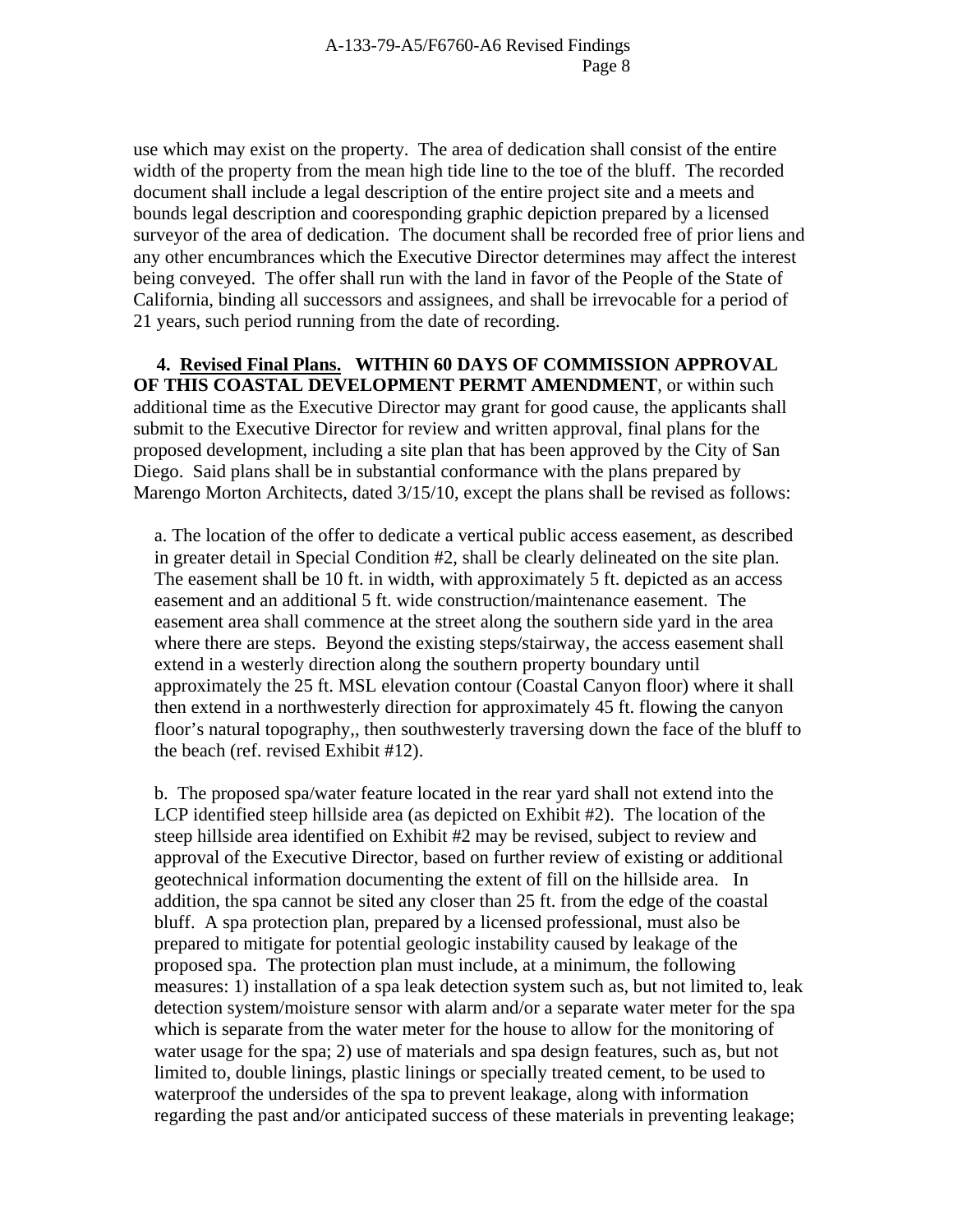use which may exist on the property. The area of dedication shall consist of the entire width of the property from the mean high tide line to the toe of the bluff. The recorded document shall include a legal description of the entire project site and a meets and bounds legal description and cooresponding graphic depiction prepared by a licensed surveyor of the area of dedication. The document shall be recorded free of prior liens and any other encumbrances which the Executive Director determines may affect the interest being conveyed. The offer shall run with the land in favor of the People of the State of California, binding all successors and assignees, and shall be irrevocable for a period of 21 years, such period running from the date of recording.

**4. <u>Revised Final Plans.</u> WITHIN 60 DAYS OF COMMISSION APPROVAL OF THIS COASTAL DEVELOPMENT PERMT AMENDMENT**, or within such additional time as the Executive Director may grant for good cause, the applicants shall submit to the Executive Director for review and written approval, final plans for the proposed development, including a site plan that has been approved by the City of San Diego. Said plans shall be in substantial conformance with the plans prepared by Marengo Morton Architects, dated 3/15/10, except the plans shall be revised as follows:

a. The location of the offer to dedicate a vertical public access easement, as described in greater detail in Special Condition #2, shall be clearly delineated on the site plan. The easement shall be 10 ft. in width, with approximately 5 ft. depicted as an access easement and an additional 5 ft. wide construction/maintenance easement. The easement area shall commence at the street along the southern side yard in the area where there are steps. Beyond the existing steps/stairway, the access easement shall extend in a westerly direction along the southern property boundary until approximately the 25 ft. MSL elevation contour (Coastal Canyon floor) where it shall then extend in a northwesterly direction for approximately 45 ft. flowing the canyon floor's natural topography,, then southwesterly traversing down the face of the bluff to the beach (ref. revised Exhibit #12).

b. The proposed spa/water feature located in the rear yard shall not extend into the LCP identified steep hillside area (as depicted on Exhibit #2). The location of the steep hillside area identified on Exhibit #2 may be revised, subject to review and approval of the Executive Director, based on further review of existing or additional geotechnical information documenting the extent of fill on the hillside area. In addition, the spa cannot be sited any closer than 25 ft. from the edge of the coastal bluff. A spa protection plan, prepared by a licensed professional, must also be prepared to mitigate for potential geologic instability caused by leakage of the proposed spa. The protection plan must include, at a minimum, the following measures: 1) installation of a spa leak detection system such as, but not limited to, leak detection system/moisture sensor with alarm and/or a separate water meter for the spa which is separate from the water meter for the house to allow for the monitoring of water usage for the spa; 2) use of materials and spa design features, such as, but not limited to, double linings, plastic linings or specially treated cement, to be used to waterproof the undersides of the spa to prevent leakage, along with information regarding the past and/or anticipated success of these materials in preventing leakage;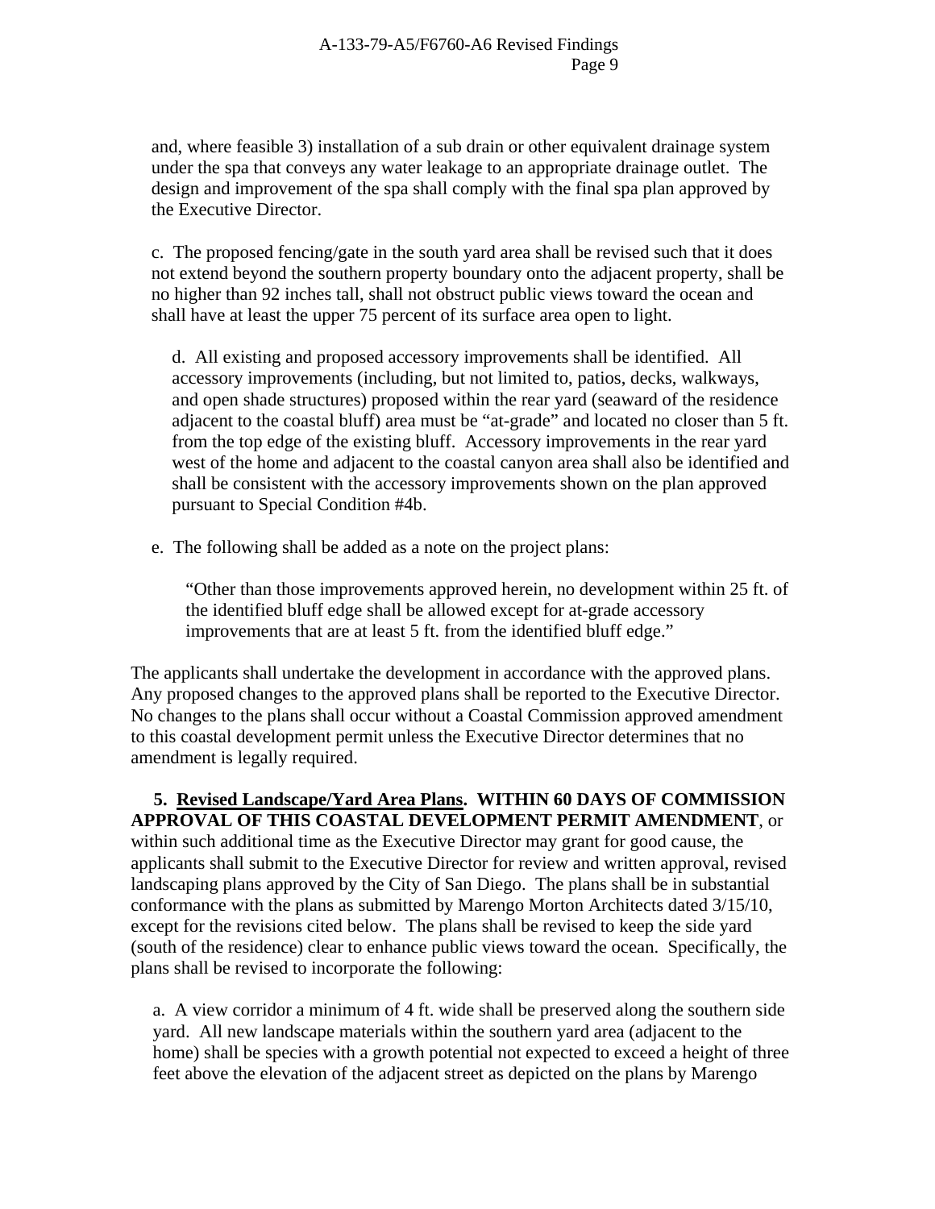and, where feasible 3) installation of a sub drain or other equivalent drainage system under the spa that conveys any water leakage to an appropriate drainage outlet. The design and improvement of the spa shall comply with the final spa plan approved by the Executive Director.

c. The proposed fencing/gate in the south yard area shall be revised such that it does not extend beyond the southern property boundary onto the adjacent property, shall be no higher than 92 inches tall, shall not obstruct public views toward the ocean and shall have at least the upper 75 percent of its surface area open to light.

d. All existing and proposed accessory improvements shall be identified. All accessory improvements (including, but not limited to, patios, decks, walkways, and open shade structures) proposed within the rear yard (seaward of the residence adjacent to the coastal bluff) area must be "at-grade" and located no closer than 5 ft. from the top edge of the existing bluff. Accessory improvements in the rear yard west of the home and adjacent to the coastal canyon area shall also be identified and shall be consistent with the accessory improvements shown on the plan approved pursuant to Special Condition #4b.

e. The following shall be added as a note on the project plans:

> "Other than those improvements approved herein, no development within 25 ft. of the identified bluff edge shall be allowed except for at-grade accessory improvements that are at least 5 ft. from the identified bluff edge."

The applicants shall undertake the development in accordance with the approved plans. Any proposed changes to the approved plans shall be reported to the Executive Director. No changes to the plans shall occur without a Coastal Commission approved amendment to this coastal development permit unless the Executive Director determines that no amendment is legally required.

**5. <u>Revised Landscape/Yard Area Plans</u>. WITHIN 60 DAYS OF COMMISSION APPROVAL OF THIS COASTAL DEVELOPMENT PERMIT AMENDMENT**, or within such additional time as the Executive Director may grant for good cause, the applicants shall submit to the Executive Director for review and written approval, revised landscaping plans approved by the City of San Diego. The plans shall be in substantial conformance with the plans as submitted by Marengo Morton Architects dated 3/15/10, except for the revisions cited below. The plans shall be revised to keep the side yard (south of the residence) clear to enhance public views toward the ocean. Specifically, the plans shall be revised to incorporate the following:

a. A view corridor a minimum of 4 ft. wide shall be preserved along the southern side yard. All new landscape materials within the southern yard area (adjacent to the home) shall be species with a growth potential not expected to exceed a height of three feet above the elevation of the adjacent street as depicted on the plans by Marengo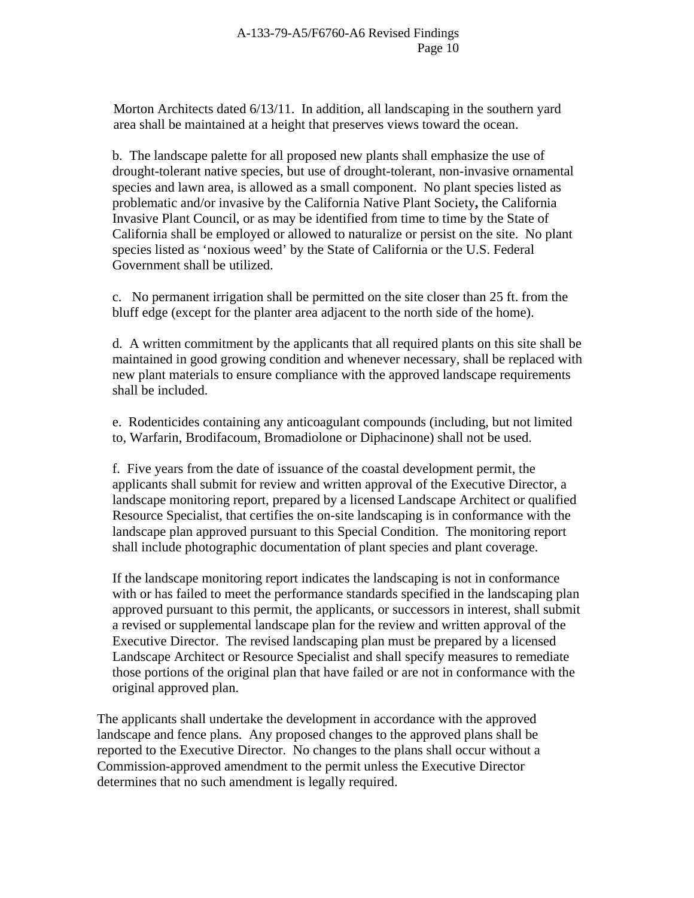Morton Architects dated 6/13/11. In addition, all landscaping in the southern yard area shall be maintained at a height that preserves views toward the ocean.

b. The landscape palette for all proposed new plants shall emphasize the use of drought-tolerant native species, but use of drought-tolerant, non-invasive ornamental species and lawn area, is allowed as a small component. No plant species listed as problematic and/or invasive by the California Native Plant Society**,** the California Invasive Plant Council, or as may be identified from time to time by the State of California shall be employed or allowed to naturalize or persist on the site. No plant species listed as 'noxious weed' by the State of California or the U.S. Federal Government shall be utilized.

c. No permanent irrigation shall be permitted on the site closer than 25 ft. from the bluff edge (except for the planter area adjacent to the north side of the home).

d. A written commitment by the applicants that all required plants on this site shall be maintained in good growing condition and whenever necessary, shall be replaced with new plant materials to ensure compliance with the approved landscape requirements shall be included.

e. Rodenticides containing any anticoagulant compounds (including, but not limited to, Warfarin, Brodifacoum, Bromadiolone or Diphacinone) shall not be used.

f. Five years from the date of issuance of the coastal development permit, the applicants shall submit for review and written approval of the Executive Director, a landscape monitoring report, prepared by a licensed Landscape Architect or qualified Resource Specialist, that certifies the on-site landscaping is in conformance with the landscape plan approved pursuant to this Special Condition. The monitoring report shall include photographic documentation of plant species and plant coverage.

If the landscape monitoring report indicates the landscaping is not in conformance with or has failed to meet the performance standards specified in the landscaping plan approved pursuant to this permit, the applicants, or successors in interest, shall submit a revised or supplemental landscape plan for the review and written approval of the Executive Director. The revised landscaping plan must be prepared by a licensed Landscape Architect or Resource Specialist and shall specify measures to remediate those portions of the original plan that have failed or are not in conformance with the original approved plan.

The applicants shall undertake the development in accordance with the approved landscape and fence plans. Any proposed changes to the approved plans shall be reported to the Executive Director. No changes to the plans shall occur without a Commission-approved amendment to the permit unless the Executive Director determines that no such amendment is legally required.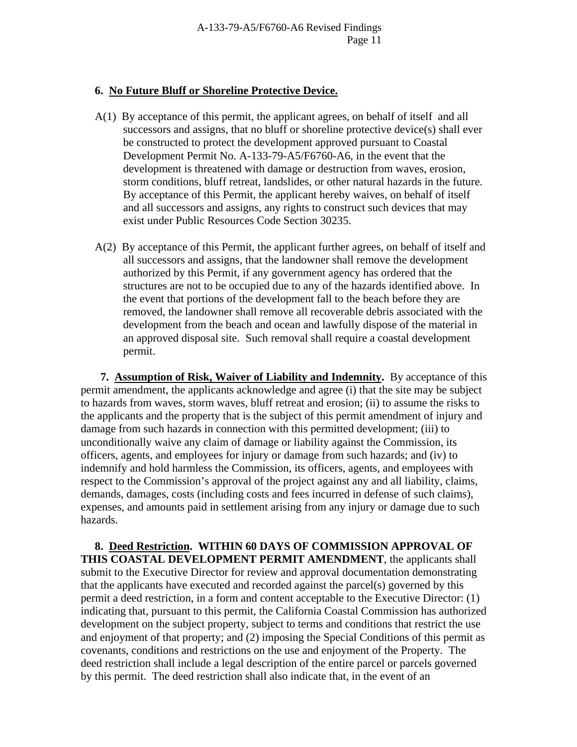**6. <u>No Future Bluff or Shoreline Protective Device.</u>**

A(1) By acceptance of this permit, the applicant agrees, on behalf of itself and all successors and assigns, that no bluff or shoreline protective device(s) shall ever be constructed to protect the development approved pursuant to Coastal Development Permit No. A-133-79-A5/F6760-A6, in the event that the development is threatened with damage or destruction from waves, erosion, storm conditions, bluff retreat, landslides, or other natural hazards in the future. By acceptance of this Permit, the applicant hereby waives, on behalf of itself and all successors and assigns, any rights to construct such devices that may exist under Public Resources Code Section 30235.

A(2) By acceptance of this Permit, the applicant further agrees, on behalf of itself and all successors and assigns, that the landowner shall remove the development authorized by this Permit, if any government agency has ordered that the structures are not to be occupied due to any of the hazards identified above. In the event that portions of the development fall to the beach before they are removed, the landowner shall remove all recoverable debris associated with the development from the beach and ocean and lawfully dispose of the material in an approved disposal site. Such removal shall require a coastal development permit.

**7. <u>Assumption of Risk, Waiver of Liability and Indemnity</u>.** By acceptance of this permit amendment, the applicants acknowledge and agree (i) that the site may be subject to hazards from waves, storm waves, bluff retreat and erosion; (ii) to assume the risks to the applicants and the property that is the subject of this permit amendment of injury and damage from such hazards in connection with this permitted development; (iii) to unconditionally waive any claim of damage or liability against the Commission, its officers, agents, and employees for injury or damage from such hazards; and (iv) to indemnify and hold harmless the Commission, its officers, agents, and employees with respect to the Commission's approval of the project against any and all liability, claims, demands, damages, costs (including costs and fees incurred in defense of such claims), expenses, and amounts paid in settlement arising from any injury or damage due to such hazards.

**8. <u>Deed Restriction</u>. WITHIN 60 DAYS OF COMMISSION APPROVAL OF THIS COASTAL DEVELOPMENT PERMIT AMENDMENT**, the applicants shall submit to the Executive Director for review and approval documentation demonstrating that the applicants have executed and recorded against the parcel(s) governed by this permit a deed restriction, in a form and content acceptable to the Executive Director: (1) indicating that, pursuant to this permit, the California Coastal Commission has authorized development on the subject property, subject to terms and conditions that restrict the use and enjoyment of that property; and (2) imposing the Special Conditions of this permit as covenants, conditions and restrictions on the use and enjoyment of the Property. The deed restriction shall include a legal description of the entire parcel or parcels governed by this permit. The deed restriction shall also indicate that, in the event of an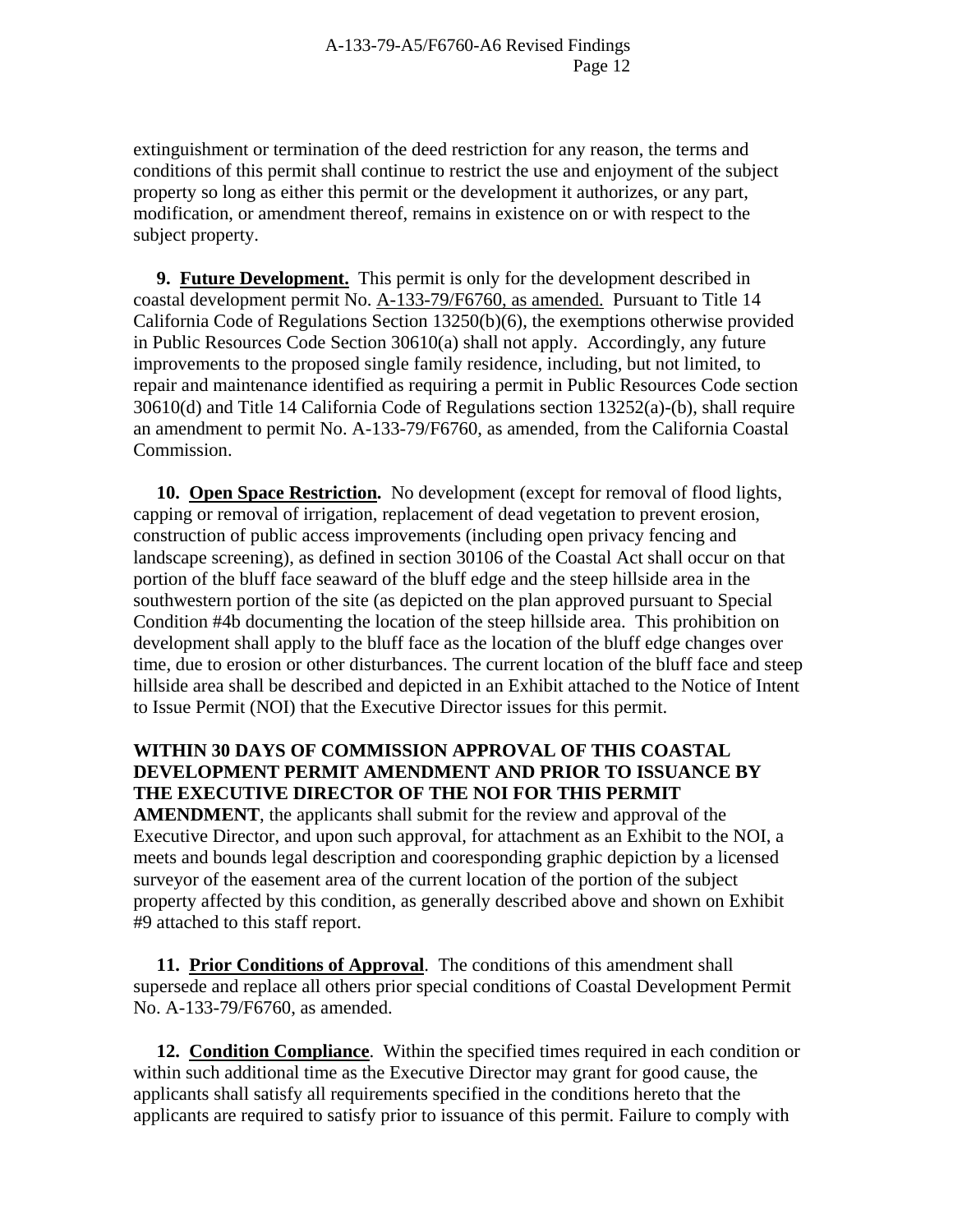extinguishment or termination of the deed restriction for any reason, the terms and conditions of this permit shall continue to restrict the use and enjoyment of the subject property so long as either this permit or the development it authorizes, or any part, modification, or amendment thereof, remains in existence on or with respect to the subject property.

**9. Future Development.** This permit is only for the development described in coastal development permit No. A-133-79/F6760, as amended. Pursuant to Title 14 California Code of Regulations Section 13250(b)(6), the exemptions otherwise provided in Public Resources Code Section 30610(a) shall not apply. Accordingly, any future improvements to the proposed single family residence, including, but not limited, to repair and maintenance identified as requiring a permit in Public Resources Code section 30610(d) and Title 14 California Code of Regulations section 13252(a)-(b), shall require an amendment to permit No. A-133-79/F6760, as amended, from the California Coastal Commission.

**10. Open Space Restriction.** No development (except for removal of flood lights, capping or removal of irrigation, replacement of dead vegetation to prevent erosion, construction of public access improvements (including open privacy fencing and landscape screening), as defined in section 30106 of the Coastal Act shall occur on that portion of the bluff face seaward of the bluff edge and the steep hillside area in the southwestern portion of the site (as depicted on the plan approved pursuant to Special Condition #4b documenting the location of the steep hillside area. This prohibition on development shall apply to the bluff face as the location of the bluff edge changes over time, due to erosion or other disturbances. The current location of the bluff face and steep hillside area shall be described and depicted in an Exhibit attached to the Notice of Intent to Issue Permit (NOI) that the Executive Director issues for this permit.

**WITHIN 30 DAYS OF COMMISSION APPROVAL OF THIS COASTAL DEVELOPMENT PERMIT AMENDMENT AND PRIOR TO ISSUANCE BY THE EXECUTIVE DIRECTOR OF THE NOI FOR THIS PERMIT AMENDMENT**, the applicants shall submit for the review and approval of the Executive Director, and upon such approval, for attachment as an Exhibit to the NOI, a meets and bounds legal description and cooresponding graphic depiction by a licensed surveyor of the easement area of the current location of the portion of the subject property affected by this condition, as generally described above and shown on Exhibit #9 attached to this staff report.

**11. Prior Conditions of Approval**. The conditions of this amendment shall supersede and replace all others prior special conditions of Coastal Development Permit No. A-133-79/F6760, as amended.

**12. Condition Compliance**. Within the specified times required in each condition or within such additional time as the Executive Director may grant for good cause, the applicants shall satisfy all requirements specified in the conditions hereto that the applicants are required to satisfy prior to issuance of this permit. Failure to comply with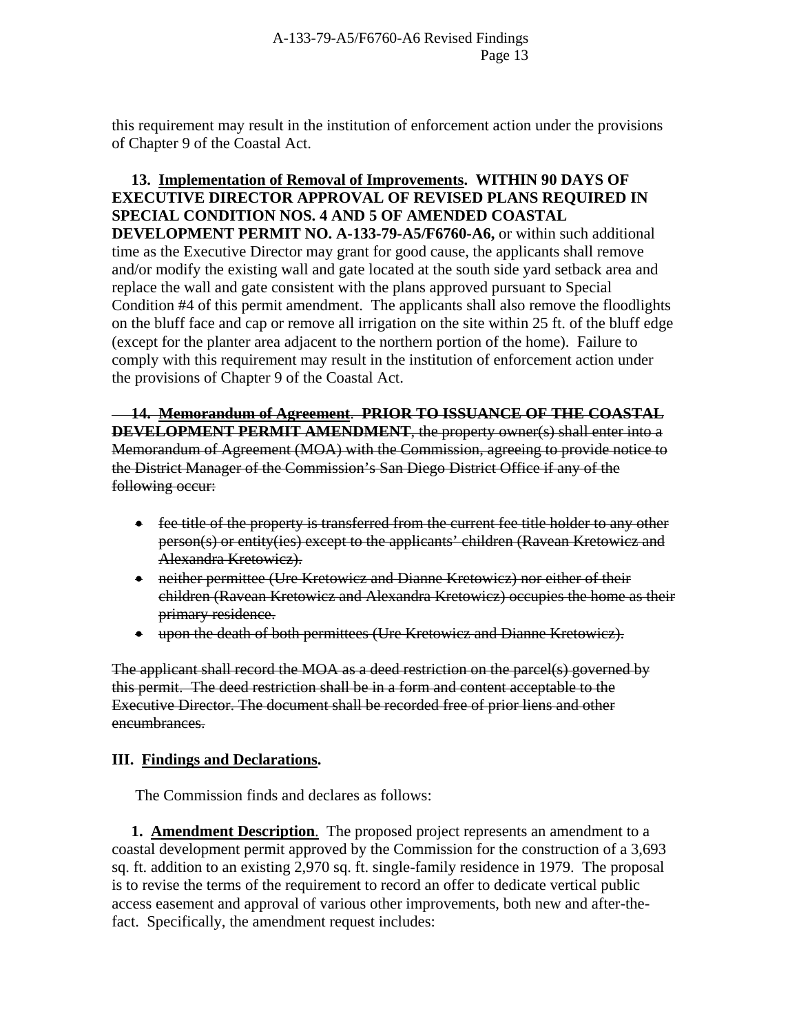this requirement may result in the institution of enforcement action under the provisions of Chapter 9 of the Coastal Act.

**13. Implementation of Removal of Improvements. WITHIN 90 DAYS OF EXECUTIVE DIRECTOR APPROVAL OF REVISED PLANS REQUIRED IN SPECIAL CONDITION NOS. 4 AND 5 OF AMENDED COASTAL DEVELOPMENT PERMIT NO. A-133-79-A5/F6760-A6,** or within such additional time as the Executive Director may grant for good cause, the applicants shall remove and/or modify the existing wall and gate located at the south side yard setback area and replace the wall and gate consistent with the plans approved pursuant to Special Condition #4 of this permit amendment. The applicants shall also remove the floodlights on the bluff face and cap or remove all irrigation on the site within 25 ft. of the bluff edge (except for the planter area adjacent to the northern portion of the home). Failure to comply with this requirement may result in the institution of enforcement action under the provisions of Chapter 9 of the Coastal Act.

~~**14. Memorandum of Agreement. PRIOR TO ISSUANCE OF THE COASTAL DEVELOPMENT PERMIT AMENDMENT**, the property owner(s) shall enter into a Memorandum of Agreement (MOA) with the Commission, agreeing to provide notice to the District Manager of the Commission's San Diego District Office if any of the following occur:~~

- ~~fee title of the property is transferred from the current fee title holder to any other person(s) or entity(ies) except to the applicants' children (Ravean Kretowicz and Alexandra Kretowicz).~~
- ~~neither permittee (Ure Kretowicz and Dianne Kretowicz) nor either of their children (Ravean Kretowicz and Alexandra Kretowicz) occupies the home as their primary residence.~~
- ~~upon the death of both permittees (Ure Kretowicz and Dianne Kretowicz).~~

~~The applicant shall record the MOA as a deed restriction on the parcel(s) governed by this permit. The deed restriction shall be in a form and content acceptable to the Executive Director. The document shall be recorded free of prior liens and other encumbrances.~~

## III. Findings and Declarations.

The Commission finds and declares as follows:

**1. Amendment Description**. The proposed project represents an amendment to a coastal development permit approved by the Commission for the construction of a 3,693 sq. ft. addition to an existing 2,970 sq. ft. single-family residence in 1979. The proposal is to revise the terms of the requirement to record an offer to dedicate vertical public access easement and approval of various other improvements, both new and after-the-fact. Specifically, the amendment request includes: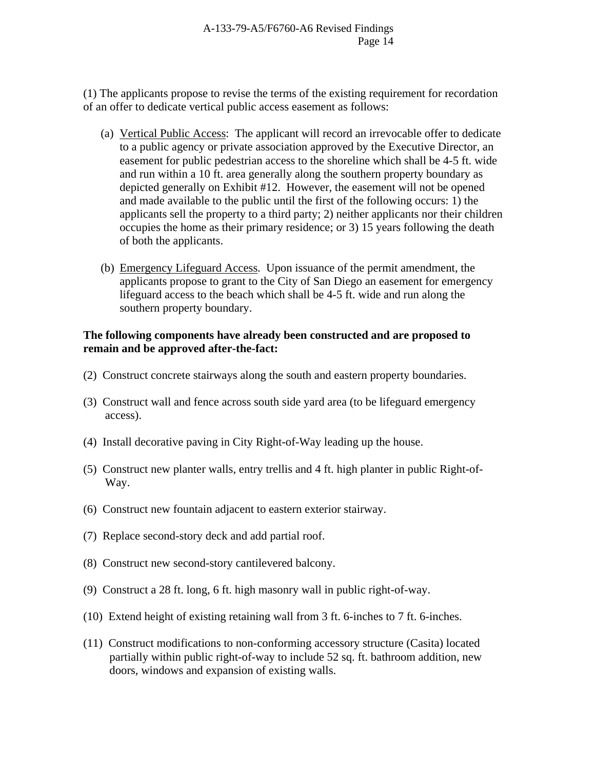(1) The applicants propose to revise the terms of the existing requirement for recordation of an offer to dedicate vertical public access easement as follows:

(a) Vertical Public Access: The applicant will record an irrevocable offer to dedicate to a public agency or private association approved by the Executive Director, an easement for public pedestrian access to the shoreline which shall be 4-5 ft. wide and run within a 10 ft. area generally along the southern property boundary as depicted generally on Exhibit #12. However, the easement will not be opened and made available to the public until the first of the following occurs: 1) the applicants sell the property to a third party; 2) neither applicants nor their children occupies the home as their primary residence; or 3) 15 years following the death of both the applicants.

(b) Emergency Lifeguard Access. Upon issuance of the permit amendment, the applicants propose to grant to the City of San Diego an easement for emergency lifeguard access to the beach which shall be 4-5 ft. wide and run along the southern property boundary.

**The following components have already been constructed and are proposed to remain and be approved after-the-fact:**

(2) Construct concrete stairways along the south and eastern property boundaries.

(3) Construct wall and fence across south side yard area (to be lifeguard emergency access).

(4) Install decorative paving in City Right-of-Way leading up the house.

(5) Construct new planter walls, entry trellis and 4 ft. high planter in public Right-of-Way.

(6) Construct new fountain adjacent to eastern exterior stairway.

(7) Replace second-story deck and add partial roof.

(8) Construct new second-story cantilevered balcony.

(9) Construct a 28 ft. long, 6 ft. high masonry wall in public right-of-way.

(10) Extend height of existing retaining wall from 3 ft. 6-inches to 7 ft. 6-inches.

(11) Construct modifications to non-conforming accessory structure (Casita) located partially within public right-of-way to include 52 sq. ft. bathroom addition, new doors, windows and expansion of existing walls.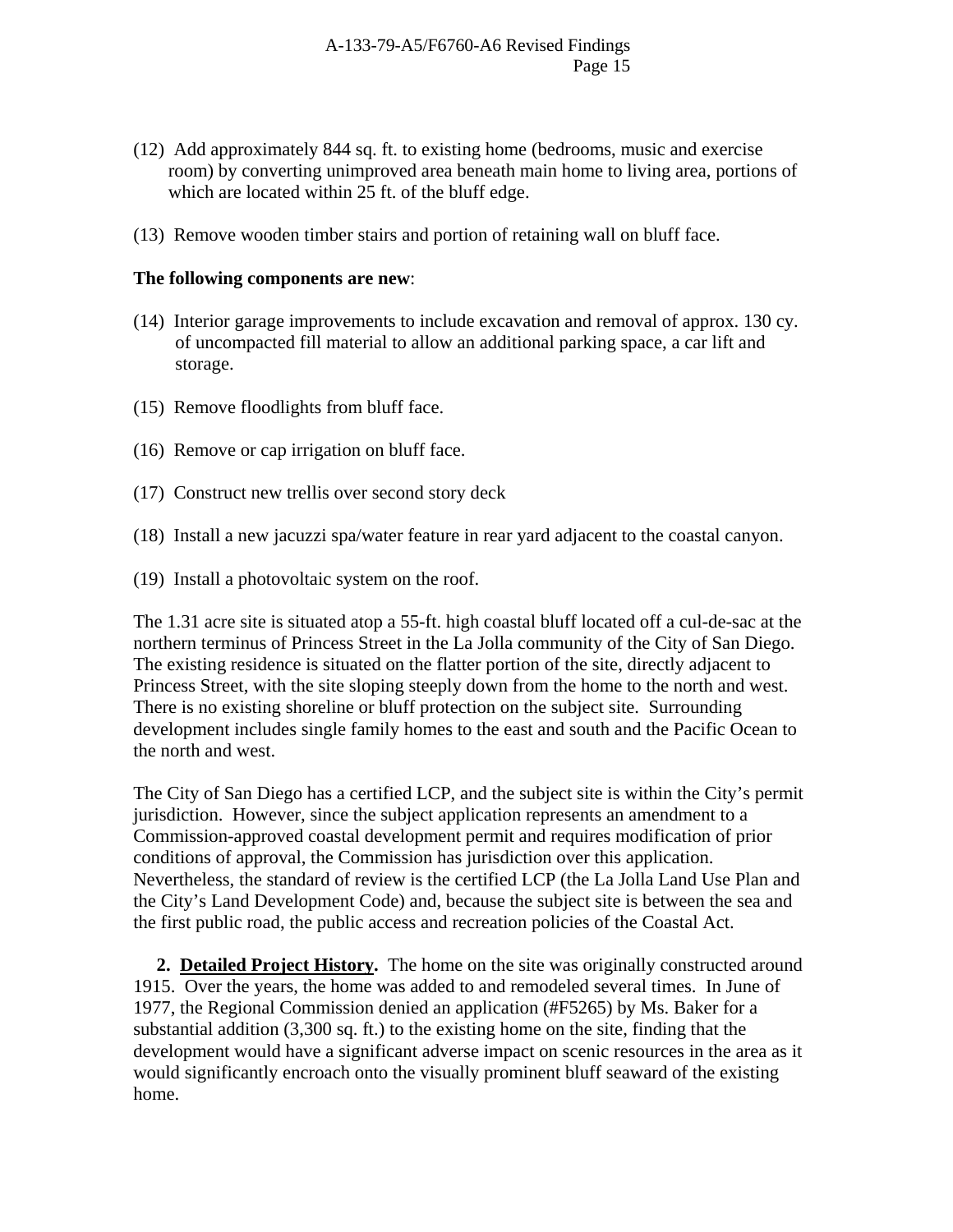(12) Add approximately 844 sq. ft. to existing home (bedrooms, music and exercise room) by converting unimproved area beneath main home to living area, portions of which are located within 25 ft. of the bluff edge.

(13) Remove wooden timber stairs and portion of retaining wall on bluff face.

**The following components are new**:

(14) Interior garage improvements to include excavation and removal of approx. 130 cy. of uncompacted fill material to allow an additional parking space, a car lift and storage.

(15) Remove floodlights from bluff face.

(16) Remove or cap irrigation on bluff face.

(17) Construct new trellis over second story deck

(18) Install a new jacuzzi spa/water feature in rear yard adjacent to the coastal canyon.

(19) Install a photovoltaic system on the roof.

The 1.31 acre site is situated atop a 55-ft. high coastal bluff located off a cul-de-sac at the northern terminus of Princess Street in the La Jolla community of the City of San Diego. The existing residence is situated on the flatter portion of the site, directly adjacent to Princess Street, with the site sloping steeply down from the home to the north and west. There is no existing shoreline or bluff protection on the subject site. Surrounding development includes single family homes to the east and south and the Pacific Ocean to the north and west.

The City of San Diego has a certified LCP, and the subject site is within the City's permit jurisdiction. However, since the subject application represents an amendment to a Commission-approved coastal development permit and requires modification of prior conditions of approval, the Commission has jurisdiction over this application. Nevertheless, the standard of review is the certified LCP (the La Jolla Land Use Plan and the City's Land Development Code) and, because the subject site is between the sea and the first public road, the public access and recreation policies of the Coastal Act.

**2. <u>Detailed Project History</u>.** The home on the site was originally constructed around 1915. Over the years, the home was added to and remodeled several times. In June of 1977, the Regional Commission denied an application (#F5265) by Ms. Baker for a substantial addition (3,300 sq. ft.) to the existing home on the site, finding that the development would have a significant adverse impact on scenic resources in the area as it would significantly encroach onto the visually prominent bluff seaward of the existing home.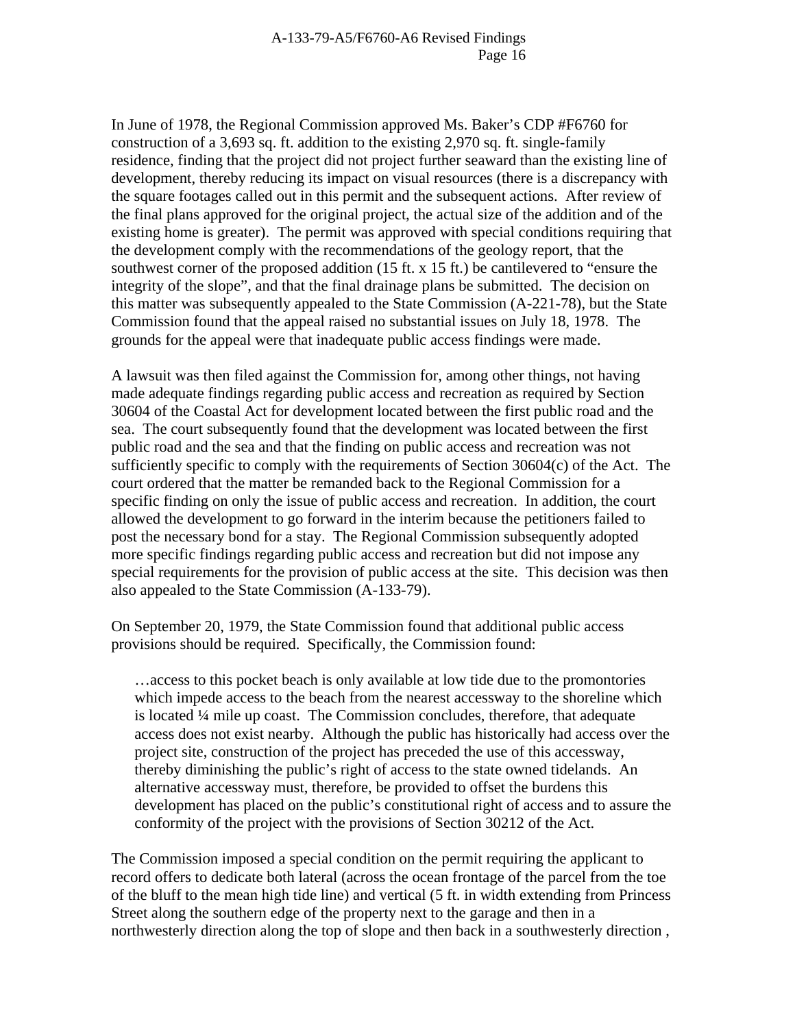In June of 1978, the Regional Commission approved Ms. Baker's CDP #F6760 for construction of a 3,693 sq. ft. addition to the existing 2,970 sq. ft. single-family residence, finding that the project did not project further seaward than the existing line of development, thereby reducing its impact on visual resources (there is a discrepancy with the square footages called out in this permit and the subsequent actions. After review of the final plans approved for the original project, the actual size of the addition and of the existing home is greater). The permit was approved with special conditions requiring that the development comply with the recommendations of the geology report, that the southwest corner of the proposed addition (15 ft. x 15 ft.) be cantilevered to "ensure the integrity of the slope", and that the final drainage plans be submitted. The decision on this matter was subsequently appealed to the State Commission (A-221-78), but the State Commission found that the appeal raised no substantial issues on July 18, 1978. The grounds for the appeal were that inadequate public access findings were made.

A lawsuit was then filed against the Commission for, among other things, not having made adequate findings regarding public access and recreation as required by Section 30604 of the Coastal Act for development located between the first public road and the sea. The court subsequently found that the development was located between the first public road and the sea and that the finding on public access and recreation was not sufficiently specific to comply with the requirements of Section 30604(c) of the Act. The court ordered that the matter be remanded back to the Regional Commission for a specific finding on only the issue of public access and recreation. In addition, the court allowed the development to go forward in the interim because the petitioners failed to post the necessary bond for a stay. The Regional Commission subsequently adopted more specific findings regarding public access and recreation but did not impose any special requirements for the provision of public access at the site. This decision was then also appealed to the State Commission (A-133-79).

On September 20, 1979, the State Commission found that additional public access provisions should be required. Specifically, the Commission found:

> …access to this pocket beach is only available at low tide due to the promontories which impede access to the beach from the nearest accessway to the shoreline which is located ¼ mile up coast. The Commission concludes, therefore, that adequate access does not exist nearby. Although the public has historically had access over the project site, construction of the project has preceded the use of this accessway, thereby diminishing the public's right of access to the state owned tidelands. An alternative accessway must, therefore, be provided to offset the burdens this development has placed on the public's constitutional right of access and to assure the conformity of the project with the provisions of Section 30212 of the Act.

The Commission imposed a special condition on the permit requiring the applicant to record offers to dedicate both lateral (across the ocean frontage of the parcel from the toe of the bluff to the mean high tide line) and vertical (5 ft. in width extending from Princess Street along the southern edge of the property next to the garage and then in a northwesterly direction along the top of slope and then back in a southwesterly direction ,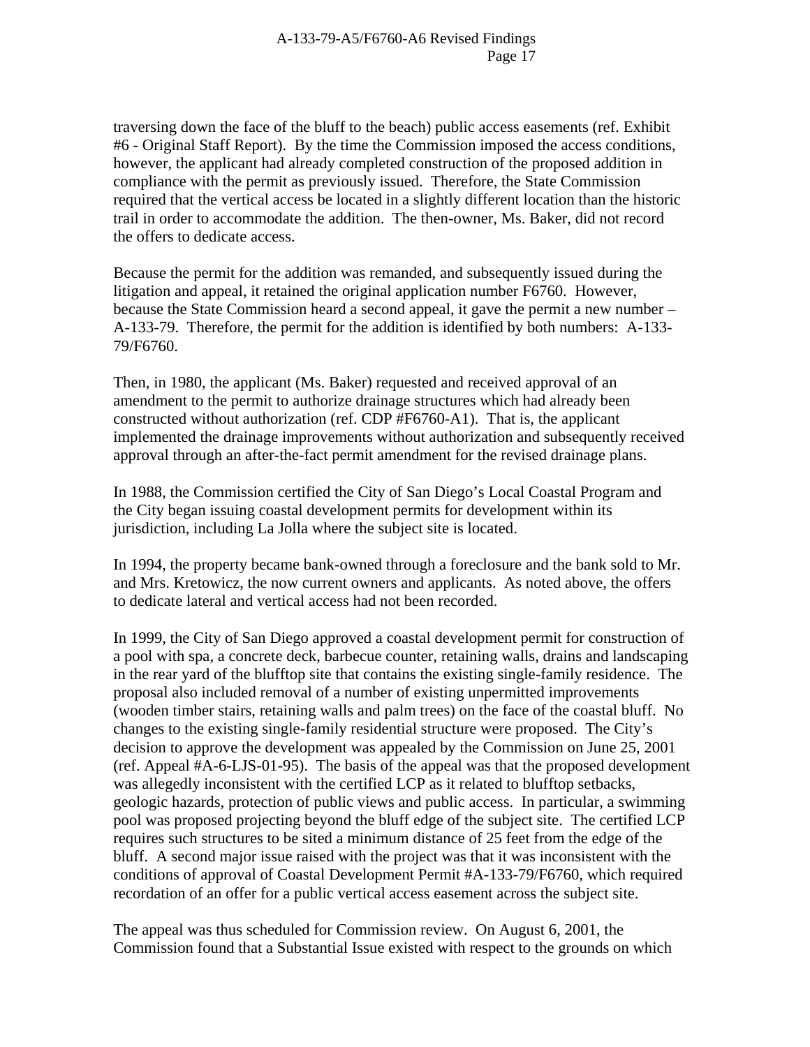traversing down the face of the bluff to the beach) public access easements (ref. Exhibit #6 - Original Staff Report). By the time the Commission imposed the access conditions, however, the applicant had already completed construction of the proposed addition in compliance with the permit as previously issued. Therefore, the State Commission required that the vertical access be located in a slightly different location than the historic trail in order to accommodate the addition. The then-owner, Ms. Baker, did not record the offers to dedicate access.

Because the permit for the addition was remanded, and subsequently issued during the litigation and appeal, it retained the original application number F6760. However, because the State Commission heard a second appeal, it gave the permit a new number – A-133-79. Therefore, the permit for the addition is identified by both numbers: A-133-79/F6760.

Then, in 1980, the applicant (Ms. Baker) requested and received approval of an amendment to the permit to authorize drainage structures which had already been constructed without authorization (ref. CDP #F6760-A1). That is, the applicant implemented the drainage improvements without authorization and subsequently received approval through an after-the-fact permit amendment for the revised drainage plans.

In 1988, the Commission certified the City of San Diego's Local Coastal Program and the City began issuing coastal development permits for development within its jurisdiction, including La Jolla where the subject site is located.

In 1994, the property became bank-owned through a foreclosure and the bank sold to Mr. and Mrs. Kretowicz, the now current owners and applicants. As noted above, the offers to dedicate lateral and vertical access had not been recorded.

In 1999, the City of San Diego approved a coastal development permit for construction of a pool with spa, a concrete deck, barbecue counter, retaining walls, drains and landscaping in the rear yard of the blufftop site that contains the existing single-family residence. The proposal also included removal of a number of existing unpermitted improvements (wooden timber stairs, retaining walls and palm trees) on the face of the coastal bluff. No changes to the existing single-family residential structure were proposed. The City's decision to approve the development was appealed by the Commission on June 25, 2001 (ref. Appeal #A-6-LJS-01-95). The basis of the appeal was that the proposed development was allegedly inconsistent with the certified LCP as it related to blufftop setbacks, geologic hazards, protection of public views and public access. In particular, a swimming pool was proposed projecting beyond the bluff edge of the subject site. The certified LCP requires such structures to be sited a minimum distance of 25 feet from the edge of the bluff. A second major issue raised with the project was that it was inconsistent with the conditions of approval of Coastal Development Permit #A-133-79/F6760, which required recordation of an offer for a public vertical access easement across the subject site.

The appeal was thus scheduled for Commission review. On August 6, 2001, the Commission found that a Substantial Issue existed with respect to the grounds on which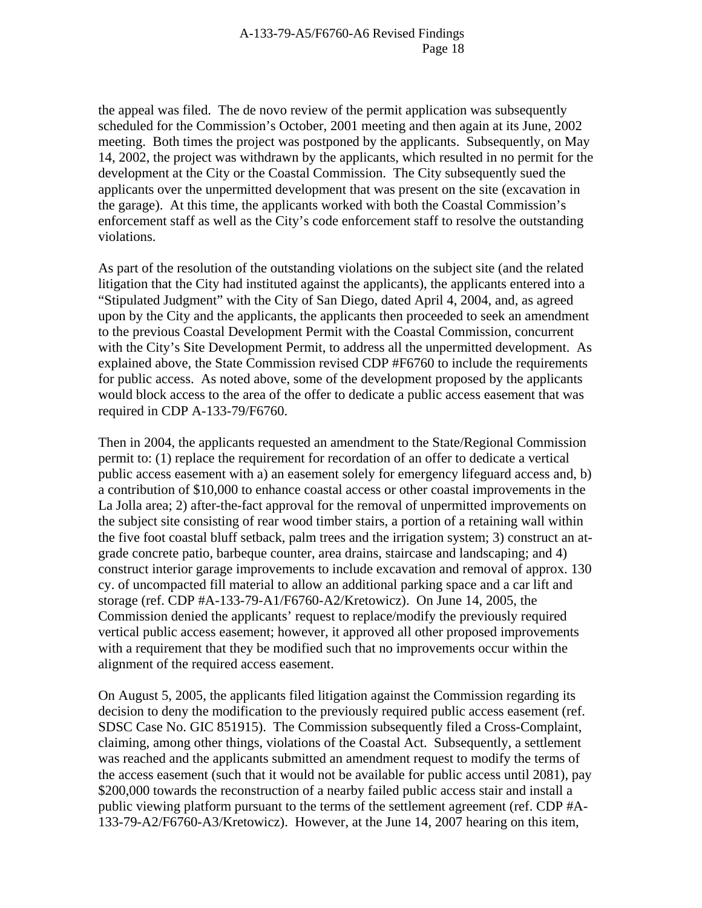the appeal was filed. The de novo review of the permit application was subsequently scheduled for the Commission's October, 2001 meeting and then again at its June, 2002 meeting. Both times the project was postponed by the applicants. Subsequently, on May 14, 2002, the project was withdrawn by the applicants, which resulted in no permit for the development at the City or the Coastal Commission. The City subsequently sued the applicants over the unpermitted development that was present on the site (excavation in the garage). At this time, the applicants worked with both the Coastal Commission's enforcement staff as well as the City's code enforcement staff to resolve the outstanding violations.

As part of the resolution of the outstanding violations on the subject site (and the related litigation that the City had instituted against the applicants), the applicants entered into a "Stipulated Judgment" with the City of San Diego, dated April 4, 2004, and, as agreed upon by the City and the applicants, the applicants then proceeded to seek an amendment to the previous Coastal Development Permit with the Coastal Commission, concurrent with the City's Site Development Permit, to address all the unpermitted development. As explained above, the State Commission revised CDP #F6760 to include the requirements for public access. As noted above, some of the development proposed by the applicants would block access to the area of the offer to dedicate a public access easement that was required in CDP A-133-79/F6760.

Then in 2004, the applicants requested an amendment to the State/Regional Commission permit to: (1) replace the requirement for recordation of an offer to dedicate a vertical public access easement with a) an easement solely for emergency lifeguard access and, b) a contribution of $10,000 to enhance coastal access or other coastal improvements in the La Jolla area; 2) after-the-fact approval for the removal of unpermitted improvements on the subject site consisting of rear wood timber stairs, a portion of a retaining wall within the five foot coastal bluff setback, palm trees and the irrigation system; 3) construct an at-grade concrete patio, barbeque counter, area drains, staircase and landscaping; and 4) construct interior garage improvements to include excavation and removal of approx. 130 cy. of uncompacted fill material to allow an additional parking space and a car lift and storage (ref. CDP #A-133-79-A1/F6760-A2/Kretowicz). On June 14, 2005, the Commission denied the applicants' request to replace/modify the previously required vertical public access easement; however, it approved all other proposed improvements with a requirement that they be modified such that no improvements occur within the alignment of the required access easement.

On August 5, 2005, the applicants filed litigation against the Commission regarding its decision to deny the modification to the previously required public access easement (ref. SDSC Case No. GIC 851915). The Commission subsequently filed a Cross-Complaint, claiming, among other things, violations of the Coastal Act. Subsequently, a settlement was reached and the applicants submitted an amendment request to modify the terms of the access easement (such that it would not be available for public access until 2081), pay $200,000 towards the reconstruction of a nearby failed public access stair and install a public viewing platform pursuant to the terms of the settlement agreement (ref. CDP #A-133-79-A2/F6760-A3/Kretowicz). However, at the June 14, 2007 hearing on this item,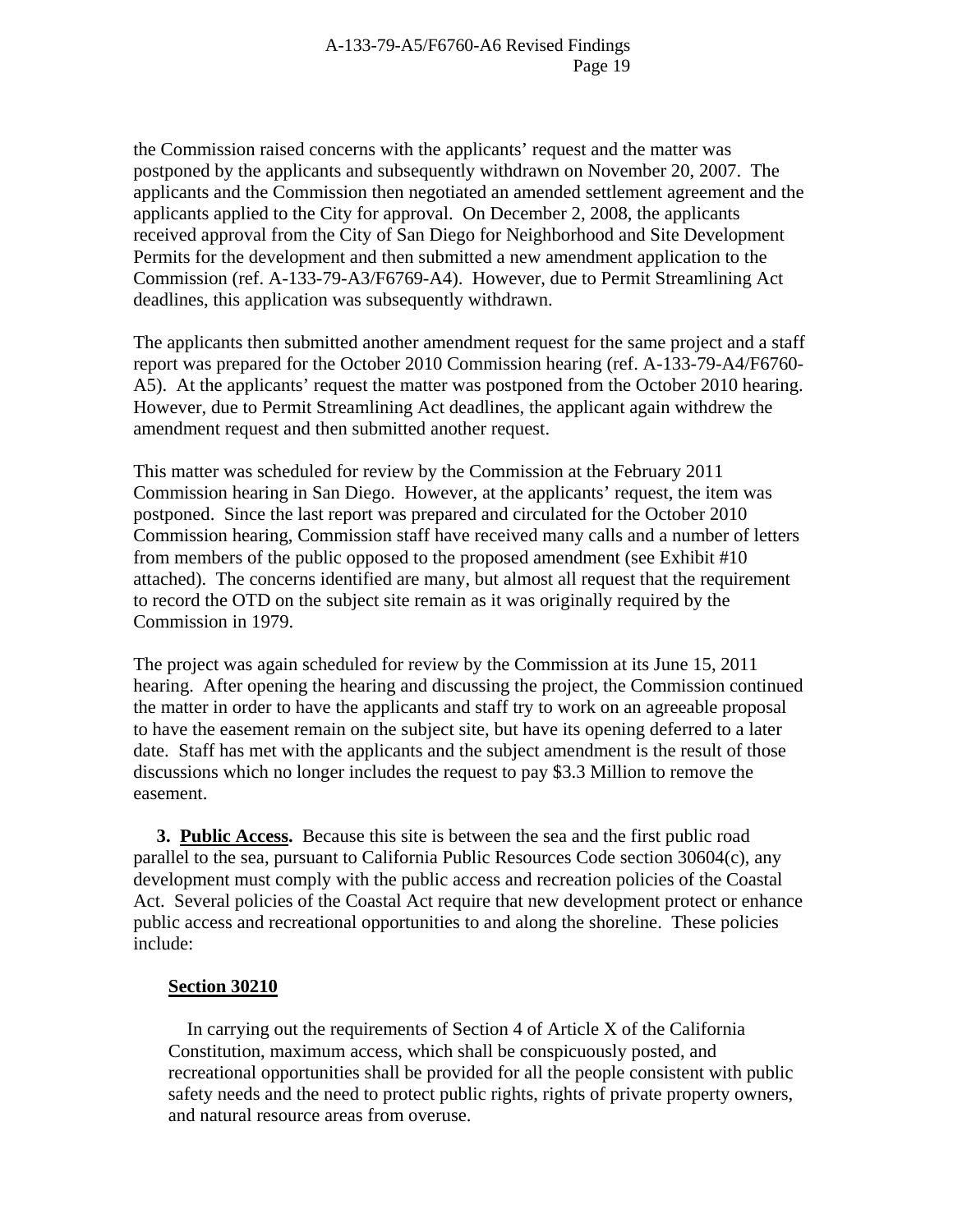the Commission raised concerns with the applicants' request and the matter was postponed by the applicants and subsequently withdrawn on November 20, 2007. The applicants and the Commission then negotiated an amended settlement agreement and the applicants applied to the City for approval. On December 2, 2008, the applicants received approval from the City of San Diego for Neighborhood and Site Development Permits for the development and then submitted a new amendment application to the Commission (ref. A-133-79-A3/F6769-A4). However, due to Permit Streamlining Act deadlines, this application was subsequently withdrawn.

The applicants then submitted another amendment request for the same project and a staff report was prepared for the October 2010 Commission hearing (ref. A-133-79-A4/F6760-A5). At the applicants' request the matter was postponed from the October 2010 hearing. However, due to Permit Streamlining Act deadlines, the applicant again withdrew the amendment request and then submitted another request.

This matter was scheduled for review by the Commission at the February 2011 Commission hearing in San Diego. However, at the applicants' request, the item was postponed. Since the last report was prepared and circulated for the October 2010 Commission hearing, Commission staff have received many calls and a number of letters from members of the public opposed to the proposed amendment (see Exhibit #10 attached). The concerns identified are many, but almost all request that the requirement to record the OTD on the subject site remain as it was originally required by the Commission in 1979.

The project was again scheduled for review by the Commission at its June 15, 2011 hearing. After opening the hearing and discussing the project, the Commission continued the matter in order to have the applicants and staff try to work on an agreeable proposal to have the easement remain on the subject site, but have its opening deferred to a later date. Staff has met with the applicants and the subject amendment is the result of those discussions which no longer includes the request to pay $3.3 Million to remove the easement.

**3. <u>Public Access</u>.** Because this site is between the sea and the first public road parallel to the sea, pursuant to California Public Resources Code section 30604(c), any development must comply with the public access and recreation policies of the Coastal Act. Several policies of the Coastal Act require that new development protect or enhance public access and recreational opportunities to and along the shoreline. These policies include:

**<u>Section 30210</u>**

In carrying out the requirements of Section 4 of Article X of the California Constitution, maximum access, which shall be conspicuously posted, and recreational opportunities shall be provided for all the people consistent with public safety needs and the need to protect public rights, rights of private property owners, and natural resource areas from overuse.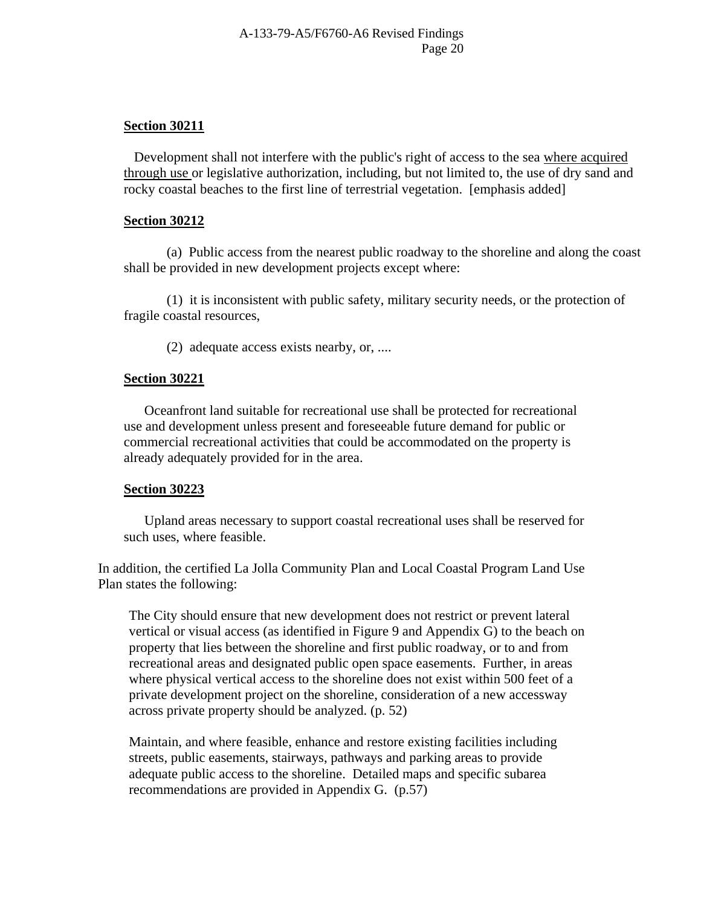**Section 30211**

Development shall not interfere with the public's right of access to the sea <u>where acquired through use</u> or legislative authorization, including, but not limited to, the use of dry sand and rocky coastal beaches to the first line of terrestrial vegetation. [emphasis added]

**Section 30212**

(a) Public access from the nearest public roadway to the shoreline and along the coast shall be provided in new development projects except where:

(1) it is inconsistent with public safety, military security needs, or the protection of fragile coastal resources,

(2) adequate access exists nearby, or, ....

**Section 30221**

Oceanfront land suitable for recreational use shall be protected for recreational use and development unless present and foreseeable future demand for public or commercial recreational activities that could be accommodated on the property is already adequately provided for in the area.

**Section 30223**

Upland areas necessary to support coastal recreational uses shall be reserved for such uses, where feasible.

In addition, the certified La Jolla Community Plan and Local Coastal Program Land Use Plan states the following:

> The City should ensure that new development does not restrict or prevent lateral vertical or visual access (as identified in Figure 9 and Appendix G) to the beach on property that lies between the shoreline and first public roadway, or to and from recreational areas and designated public open space easements. Further, in areas where physical vertical access to the shoreline does not exist within 500 feet of a private development project on the shoreline, consideration of a new accessway across private property should be analyzed. (p. 52)

> Maintain, and where feasible, enhance and restore existing facilities including streets, public easements, stairways, pathways and parking areas to provide adequate public access to the shoreline. Detailed maps and specific subarea recommendations are provided in Appendix G. (p.57)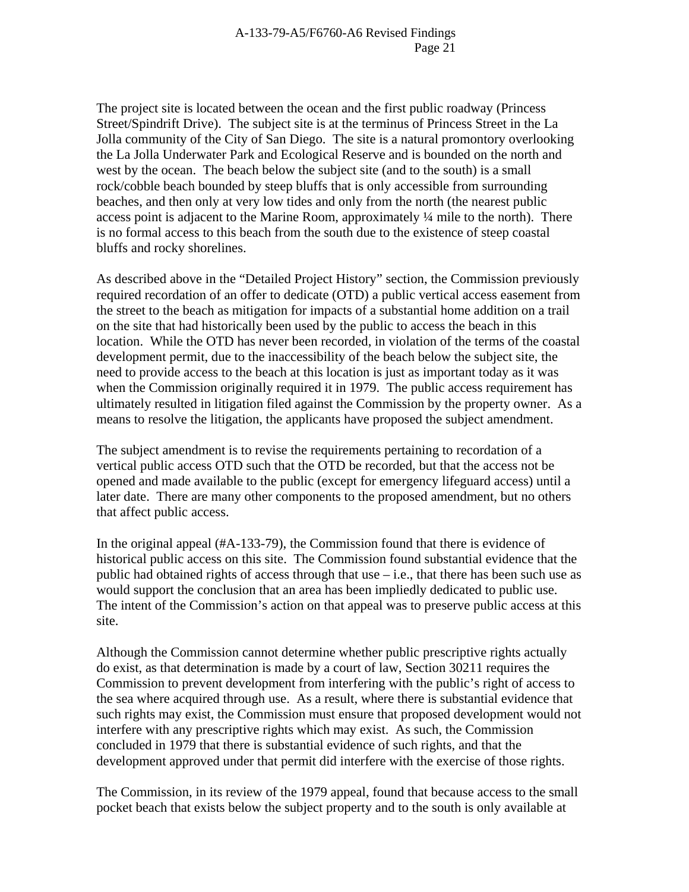The project site is located between the ocean and the first public roadway (Princess Street/Spindrift Drive). The subject site is at the terminus of Princess Street in the La Jolla community of the City of San Diego. The site is a natural promontory overlooking the La Jolla Underwater Park and Ecological Reserve and is bounded on the north and west by the ocean. The beach below the subject site (and to the south) is a small rock/cobble beach bounded by steep bluffs that is only accessible from surrounding beaches, and then only at very low tides and only from the north (the nearest public access point is adjacent to the Marine Room, approximately ¼ mile to the north). There is no formal access to this beach from the south due to the existence of steep coastal bluffs and rocky shorelines.

As described above in the "Detailed Project History" section, the Commission previously required recordation of an offer to dedicate (OTD) a public vertical access easement from the street to the beach as mitigation for impacts of a substantial home addition on a trail on the site that had historically been used by the public to access the beach in this location. While the OTD has never been recorded, in violation of the terms of the coastal development permit, due to the inaccessibility of the beach below the subject site, the need to provide access to the beach at this location is just as important today as it was when the Commission originally required it in 1979. The public access requirement has ultimately resulted in litigation filed against the Commission by the property owner. As a means to resolve the litigation, the applicants have proposed the subject amendment.

The subject amendment is to revise the requirements pertaining to recordation of a vertical public access OTD such that the OTD be recorded, but that the access not be opened and made available to the public (except for emergency lifeguard access) until a later date. There are many other components to the proposed amendment, but no others that affect public access.

In the original appeal (#A-133-79), the Commission found that there is evidence of historical public access on this site. The Commission found substantial evidence that the public had obtained rights of access through that use – i.e., that there has been such use as would support the conclusion that an area has been impliedly dedicated to public use. The intent of the Commission's action on that appeal was to preserve public access at this site.

Although the Commission cannot determine whether public prescriptive rights actually do exist, as that determination is made by a court of law, Section 30211 requires the Commission to prevent development from interfering with the public's right of access to the sea where acquired through use. As a result, where there is substantial evidence that such rights may exist, the Commission must ensure that proposed development would not interfere with any prescriptive rights which may exist. As such, the Commission concluded in 1979 that there is substantial evidence of such rights, and that the development approved under that permit did interfere with the exercise of those rights.

The Commission, in its review of the 1979 appeal, found that because access to the small pocket beach that exists below the subject property and to the south is only available at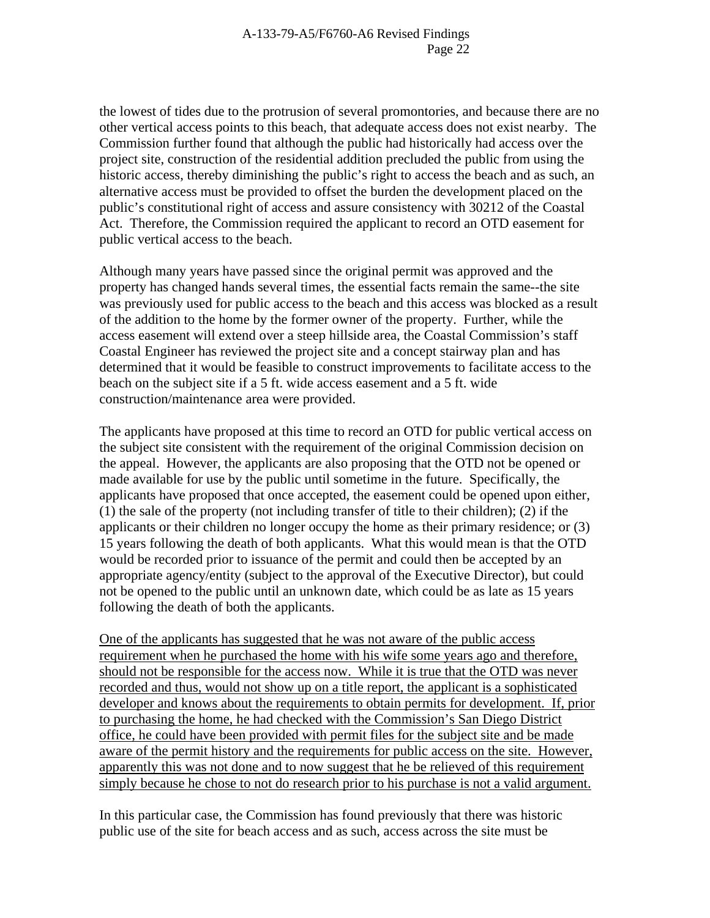the lowest of tides due to the protrusion of several promontories, and because there are no other vertical access points to this beach, that adequate access does not exist nearby. The Commission further found that although the public had historically had access over the project site, construction of the residential addition precluded the public from using the historic access, thereby diminishing the public's right to access the beach and as such, an alternative access must be provided to offset the burden the development placed on the public's constitutional right of access and assure consistency with 30212 of the Coastal Act. Therefore, the Commission required the applicant to record an OTD easement for public vertical access to the beach.

Although many years have passed since the original permit was approved and the property has changed hands several times, the essential facts remain the same--the site was previously used for public access to the beach and this access was blocked as a result of the addition to the home by the former owner of the property. Further, while the access easement will extend over a steep hillside area, the Coastal Commission's staff Coastal Engineer has reviewed the project site and a concept stairway plan and has determined that it would be feasible to construct improvements to facilitate access to the beach on the subject site if a 5 ft. wide access easement and a 5 ft. wide construction/maintenance area were provided.

The applicants have proposed at this time to record an OTD for public vertical access on the subject site consistent with the requirement of the original Commission decision on the appeal. However, the applicants are also proposing that the OTD not be opened or made available for use by the public until sometime in the future. Specifically, the applicants have proposed that once accepted, the easement could be opened upon either, (1) the sale of the property (not including transfer of title to their children); (2) if the applicants or their children no longer occupy the home as their primary residence; or (3) 15 years following the death of both applicants. What this would mean is that the OTD would be recorded prior to issuance of the permit and could then be accepted by an appropriate agency/entity (subject to the approval of the Executive Director), but could not be opened to the public until an unknown date, which could be as late as 15 years following the death of both the applicants.

<u>One of the applicants has suggested that he was not aware of the public access requirement when he purchased the home with his wife some years ago and therefore, should not be responsible for the access now. While it is true that the OTD was never recorded and thus, would not show up on a title report, the applicant is a sophisticated developer and knows about the requirements to obtain permits for development. If, prior to purchasing the home, he had checked with the Commission's San Diego District office, he could have been provided with permit files for the subject site and be made aware of the permit history and the requirements for public access on the site. However, apparently this was not done and to now suggest that he be relieved of this requirement simply because he chose to not do research prior to his purchase is not a valid argument.</u>

In this particular case, the Commission has found previously that there was historic public use of the site for beach access and as such, access across the site must be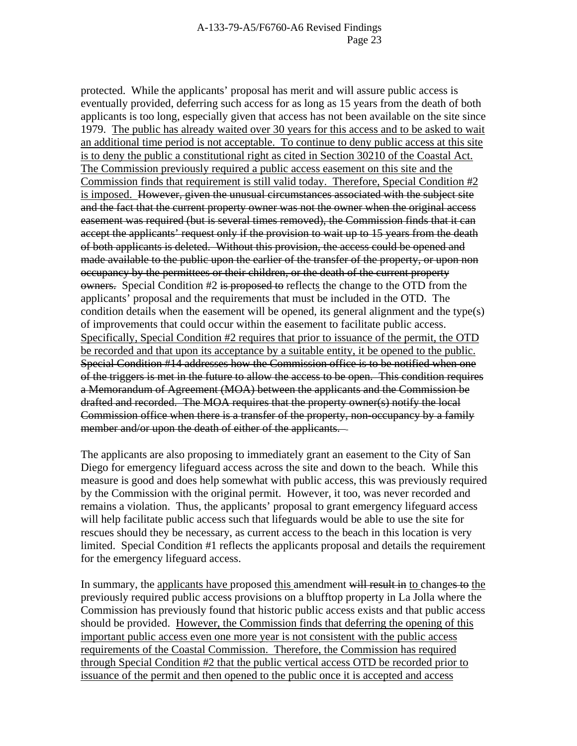protected. While the applicants' proposal has merit and will assure public access is eventually provided, deferring such access for as long as 15 years from the death of both applicants is too long, especially given that access has not been available on the site since 1979. <u>The public has already waited over 30 years for this access and to be asked to wait an additional time period is not acceptable. To continue to deny public access at this site is to deny the public a constitutional right as cited in Section 30210 of the Coastal Act. The Commission previously required a public access easement on this site and the Commission finds that requirement is still valid today. Therefore, Special Condition #2 is imposed.</u> ~~However, given the unusual circumstances associated with the subject site and the fact that the current property owner was not the owner when the original access easement was required (but is several times removed), the Commission finds that it can accept the applicants' request only if the provision to wait up to 15 years from the death of both applicants is deleted. Without this provision, the access could be opened and made available to the public upon the earlier of the transfer of the property, or upon non occupancy by the permittees or their children, or the death of the current property owners.~~ Special Condition #2 ~~is proposed to~~ reflect<u>s</u> the change to the OTD from the applicants' proposal and the requirements that must be included in the OTD. The condition details when the easement will be opened, its general alignment and the type(s) of improvements that could occur within the easement to facilitate public access. <u>Specifically, Special Condition #2 requires that prior to issuance of the permit, the OTD be recorded and that upon its acceptance by a suitable entity, it be opened to the public.</u> ~~Special Condition #14 addresses how the Commission office is to be notified when one of the triggers is met in the future to allow the access to be open. This condition requires a Memorandum of Agreement (MOA) between the applicants and the Commission be drafted and recorded. The MOA requires that the property owner(s) notify the local Commission office when there is a transfer of the property, non-occupancy by a family member and/or upon the death of either of the applicants.~~

The applicants are also proposing to immediately grant an easement to the City of San Diego for emergency lifeguard access across the site and down to the beach. While this measure is good and does help somewhat with public access, this was previously required by the Commission with the original permit. However, it too, was never recorded and remains a violation. Thus, the applicants' proposal to grant emergency lifeguard access will help facilitate public access such that lifeguards would be able to use the site for rescues should they be necessary, as current access to the beach in this location is very limited. Special Condition #1 reflects the applicants proposal and details the requirement for the emergency lifeguard access.

In summary, the <u>applicants have</u> proposed <u>this</u> amendment ~~will result in~~ <u>to</u> change~~s to~~ <u>the</u> previously required public access provisions on a blufftop property in La Jolla where the Commission has previously found that historic public access exists and that public access should be provided. <u>However, the Commission finds that deferring the opening of this important public access even one more year is not consistent with the public access requirements of the Coastal Commission. Therefore, the Commission has required through Special Condition #2 that the public vertical access OTD be recorded prior to issuance of the permit and then opened to the public once it is accepted and access</u>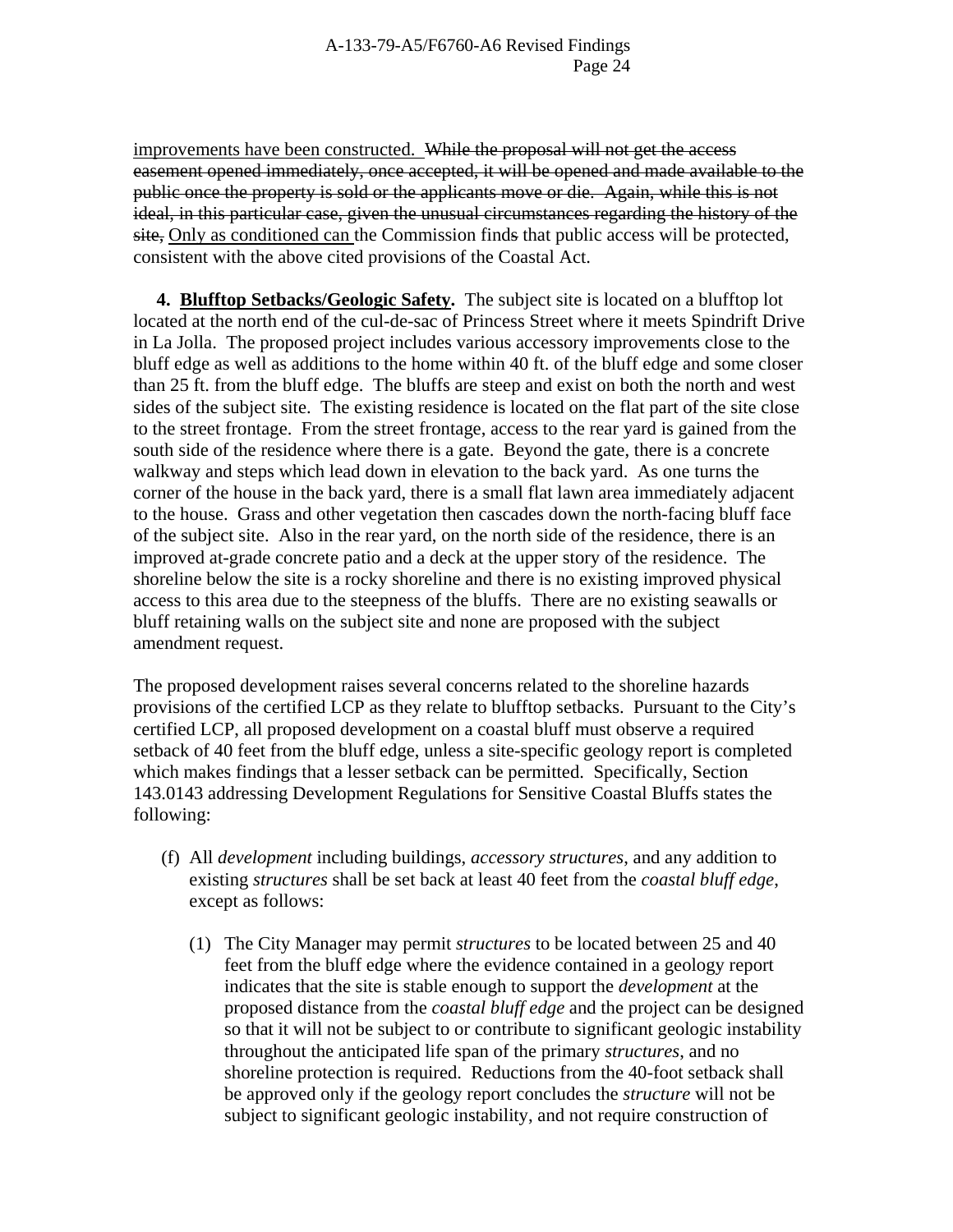improvements have been constructed. ~~While the proposal will not get the access easement opened immediately, once accepted, it will be opened and made available to the public once the property is sold or the applicants move or die. Again, while this is not ideal, in this particular case, given the unusual circumstances regarding the history of the site,~~ Only as conditioned can the Commission find~~s~~ that public access will be protected, consistent with the above cited provisions of the Coastal Act.

**4. Blufftop Setbacks/Geologic Safety.** The subject site is located on a blufftop lot located at the north end of the cul-de-sac of Princess Street where it meets Spindrift Drive in La Jolla. The proposed project includes various accessory improvements close to the bluff edge as well as additions to the home within 40 ft. of the bluff edge and some closer than 25 ft. from the bluff edge. The bluffs are steep and exist on both the north and west sides of the subject site. The existing residence is located on the flat part of the site close to the street frontage. From the street frontage, access to the rear yard is gained from the south side of the residence where there is a gate. Beyond the gate, there is a concrete walkway and steps which lead down in elevation to the back yard. As one turns the corner of the house in the back yard, there is a small flat lawn area immediately adjacent to the house. Grass and other vegetation then cascades down the north-facing bluff face of the subject site. Also in the rear yard, on the north side of the residence, there is an improved at-grade concrete patio and a deck at the upper story of the residence. The shoreline below the site is a rocky shoreline and there is no existing improved physical access to this area due to the steepness of the bluffs. There are no existing seawalls or bluff retaining walls on the subject site and none are proposed with the subject amendment request.

The proposed development raises several concerns related to the shoreline hazards provisions of the certified LCP as they relate to blufftop setbacks. Pursuant to the City's certified LCP, all proposed development on a coastal bluff must observe a required setback of 40 feet from the bluff edge, unless a site-specific geology report is completed which makes findings that a lesser setback can be permitted. Specifically, Section 143.0143 addressing Development Regulations for Sensitive Coastal Bluffs states the following:

(f) All *development* including buildings, *accessory structures*, and any addition to existing *structures* shall be set back at least 40 feet from the *coastal bluff edge*, except as follows:

(1) The City Manager may permit *structures* to be located between 25 and 40 feet from the bluff edge where the evidence contained in a geology report indicates that the site is stable enough to support the *development* at the proposed distance from the *coastal bluff edge* and the project can be designed so that it will not be subject to or contribute to significant geologic instability throughout the anticipated life span of the primary *structures*, and no shoreline protection is required. Reductions from the 40-foot setback shall be approved only if the geology report concludes the *structure* will not be subject to significant geologic instability, and not require construction of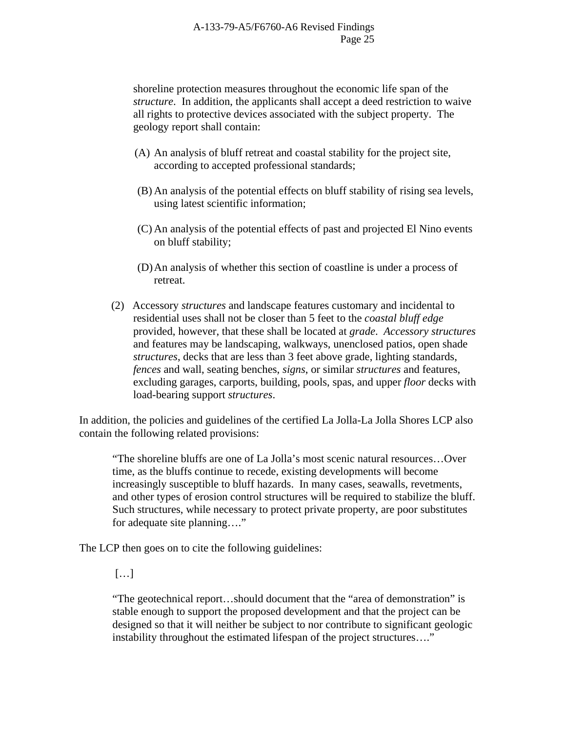shoreline protection measures throughout the economic life span of the *structure*. In addition, the applicants shall accept a deed restriction to waive all rights to protective devices associated with the subject property. The geology report shall contain:

(A) An analysis of bluff retreat and coastal stability for the project site, according to accepted professional standards;

(B) An analysis of the potential effects on bluff stability of rising sea levels, using latest scientific information;

(C) An analysis of the potential effects of past and projected El Nino events on bluff stability;

(D) An analysis of whether this section of coastline is under a process of retreat.

(2) Accessory *structures* and landscape features customary and incidental to residential uses shall not be closer than 5 feet to the *coastal bluff edge* provided, however, that these shall be located at *grade*. *Accessory structures* and features may be landscaping, walkways, unenclosed patios, open shade *structures*, decks that are less than 3 feet above grade, lighting standards, *fences* and wall, seating benches, *signs*, or similar *structures* and features, excluding garages, carports, building, pools, spas, and upper *floor* decks with load-bearing support *structures*.

In addition, the policies and guidelines of the certified La Jolla-La Jolla Shores LCP also contain the following related provisions:

> "The shoreline bluffs are one of La Jolla's most scenic natural resources…Over time, as the bluffs continue to recede, existing developments will become increasingly susceptible to bluff hazards. In many cases, seawalls, revetments, and other types of erosion control structures will be required to stabilize the bluff. Such structures, while necessary to protect private property, are poor substitutes for adequate site planning…."

The LCP then goes on to cite the following guidelines:

> […]
>
> "The geotechnical report…should document that the "area of demonstration" is stable enough to support the proposed development and that the project can be designed so that it will neither be subject to nor contribute to significant geologic instability throughout the estimated lifespan of the project structures…."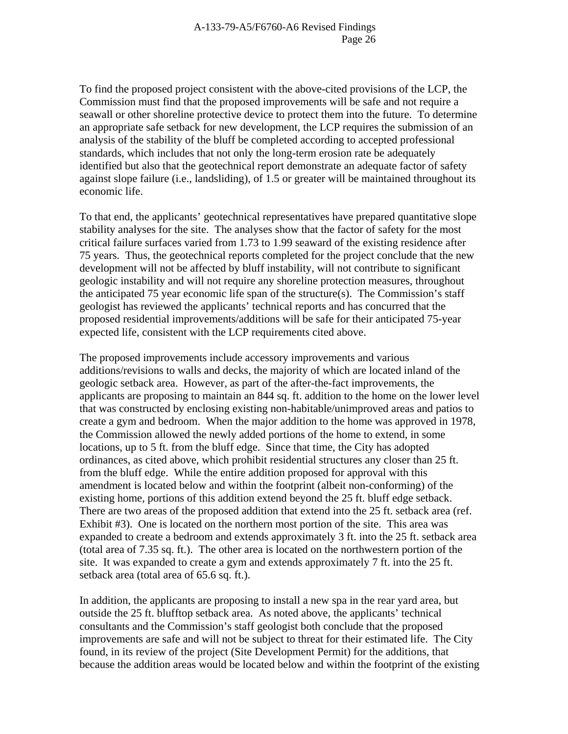To find the proposed project consistent with the above-cited provisions of the LCP, the Commission must find that the proposed improvements will be safe and not require a seawall or other shoreline protective device to protect them into the future. To determine an appropriate safe setback for new development, the LCP requires the submission of an analysis of the stability of the bluff be completed according to accepted professional standards, which includes that not only the long-term erosion rate be adequately identified but also that the geotechnical report demonstrate an adequate factor of safety against slope failure (i.e., landsliding), of 1.5 or greater will be maintained throughout its economic life.

To that end, the applicants' geotechnical representatives have prepared quantitative slope stability analyses for the site. The analyses show that the factor of safety for the most critical failure surfaces varied from 1.73 to 1.99 seaward of the existing residence after 75 years. Thus, the geotechnical reports completed for the project conclude that the new development will not be affected by bluff instability, will not contribute to significant geologic instability and will not require any shoreline protection measures, throughout the anticipated 75 year economic life span of the structure(s). The Commission's staff geologist has reviewed the applicants' technical reports and has concurred that the proposed residential improvements/additions will be safe for their anticipated 75-year expected life, consistent with the LCP requirements cited above.

The proposed improvements include accessory improvements and various additions/revisions to walls and decks, the majority of which are located inland of the geologic setback area. However, as part of the after-the-fact improvements, the applicants are proposing to maintain an 844 sq. ft. addition to the home on the lower level that was constructed by enclosing existing non-habitable/unimproved areas and patios to create a gym and bedroom. When the major addition to the home was approved in 1978, the Commission allowed the newly added portions of the home to extend, in some locations, up to 5 ft. from the bluff edge. Since that time, the City has adopted ordinances, as cited above, which prohibit residential structures any closer than 25 ft. from the bluff edge. While the entire addition proposed for approval with this amendment is located below and within the footprint (albeit non-conforming) of the existing home, portions of this addition extend beyond the 25 ft. bluff edge setback. There are two areas of the proposed addition that extend into the 25 ft. setback area (ref. Exhibit #3). One is located on the northern most portion of the site. This area was expanded to create a bedroom and extends approximately 3 ft. into the 25 ft. setback area (total area of 7.35 sq. ft.). The other area is located on the northwestern portion of the site. It was expanded to create a gym and extends approximately 7 ft. into the 25 ft. setback area (total area of 65.6 sq. ft.).

In addition, the applicants are proposing to install a new spa in the rear yard area, but outside the 25 ft. blufftop setback area. As noted above, the applicants' technical consultants and the Commission's staff geologist both conclude that the proposed improvements are safe and will not be subject to threat for their estimated life. The City found, in its review of the project (Site Development Permit) for the additions, that because the addition areas would be located below and within the footprint of the existing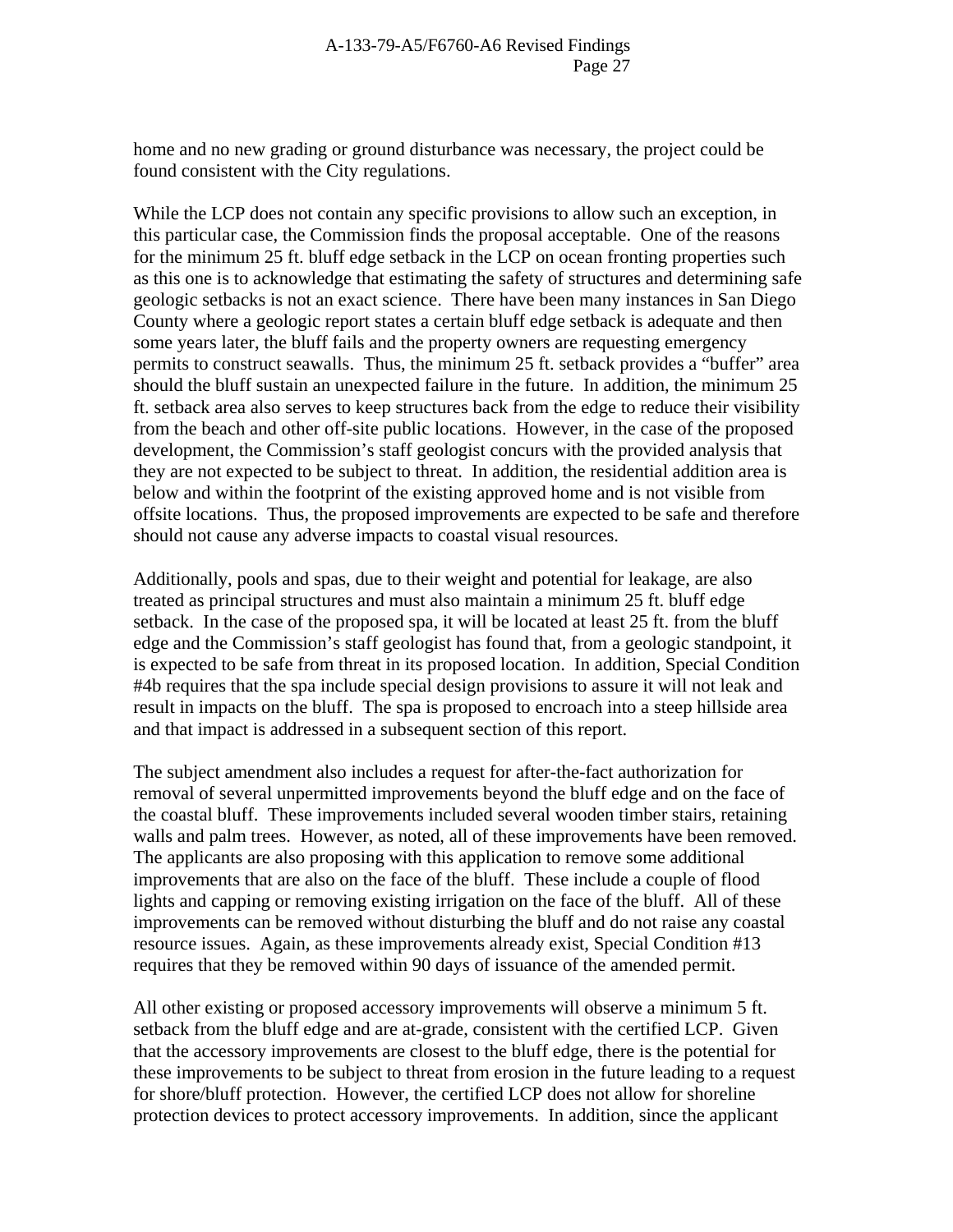home and no new grading or ground disturbance was necessary, the project could be found consistent with the City regulations.

While the LCP does not contain any specific provisions to allow such an exception, in this particular case, the Commission finds the proposal acceptable. One of the reasons for the minimum 25 ft. bluff edge setback in the LCP on ocean fronting properties such as this one is to acknowledge that estimating the safety of structures and determining safe geologic setbacks is not an exact science. There have been many instances in San Diego County where a geologic report states a certain bluff edge setback is adequate and then some years later, the bluff fails and the property owners are requesting emergency permits to construct seawalls. Thus, the minimum 25 ft. setback provides a "buffer" area should the bluff sustain an unexpected failure in the future. In addition, the minimum 25 ft. setback area also serves to keep structures back from the edge to reduce their visibility from the beach and other off-site public locations. However, in the case of the proposed development, the Commission's staff geologist concurs with the provided analysis that they are not expected to be subject to threat. In addition, the residential addition area is below and within the footprint of the existing approved home and is not visible from offsite locations. Thus, the proposed improvements are expected to be safe and therefore should not cause any adverse impacts to coastal visual resources.

Additionally, pools and spas, due to their weight and potential for leakage, are also treated as principal structures and must also maintain a minimum 25 ft. bluff edge setback. In the case of the proposed spa, it will be located at least 25 ft. from the bluff edge and the Commission's staff geologist has found that, from a geologic standpoint, it is expected to be safe from threat in its proposed location. In addition, Special Condition #4b requires that the spa include special design provisions to assure it will not leak and result in impacts on the bluff. The spa is proposed to encroach into a steep hillside area and that impact is addressed in a subsequent section of this report.

The subject amendment also includes a request for after-the-fact authorization for removal of several unpermitted improvements beyond the bluff edge and on the face of the coastal bluff. These improvements included several wooden timber stairs, retaining walls and palm trees. However, as noted, all of these improvements have been removed. The applicants are also proposing with this application to remove some additional improvements that are also on the face of the bluff. These include a couple of flood lights and capping or removing existing irrigation on the face of the bluff. All of these improvements can be removed without disturbing the bluff and do not raise any coastal resource issues. Again, as these improvements already exist, Special Condition #13 requires that they be removed within 90 days of issuance of the amended permit.

All other existing or proposed accessory improvements will observe a minimum 5 ft. setback from the bluff edge and are at-grade, consistent with the certified LCP. Given that the accessory improvements are closest to the bluff edge, there is the potential for these improvements to be subject to threat from erosion in the future leading to a request for shore/bluff protection. However, the certified LCP does not allow for shoreline protection devices to protect accessory improvements. In addition, since the applicant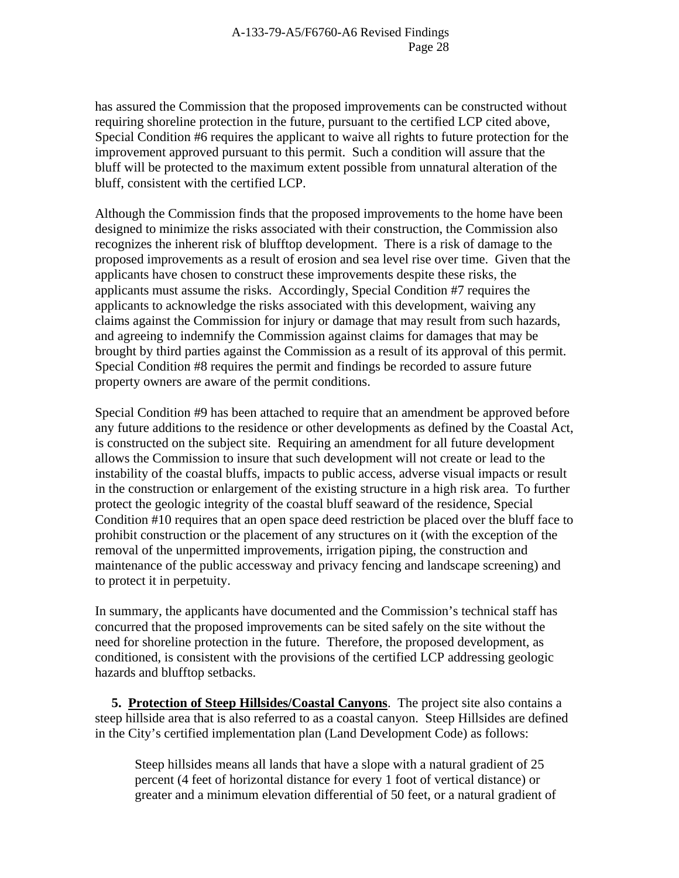has assured the Commission that the proposed improvements can be constructed without requiring shoreline protection in the future, pursuant to the certified LCP cited above, Special Condition #6 requires the applicant to waive all rights to future protection for the improvement approved pursuant to this permit. Such a condition will assure that the bluff will be protected to the maximum extent possible from unnatural alteration of the bluff, consistent with the certified LCP.

Although the Commission finds that the proposed improvements to the home have been designed to minimize the risks associated with their construction, the Commission also recognizes the inherent risk of blufftop development. There is a risk of damage to the proposed improvements as a result of erosion and sea level rise over time. Given that the applicants have chosen to construct these improvements despite these risks, the applicants must assume the risks. Accordingly, Special Condition #7 requires the applicants to acknowledge the risks associated with this development, waiving any claims against the Commission for injury or damage that may result from such hazards, and agreeing to indemnify the Commission against claims for damages that may be brought by third parties against the Commission as a result of its approval of this permit. Special Condition #8 requires the permit and findings be recorded to assure future property owners are aware of the permit conditions.

Special Condition #9 has been attached to require that an amendment be approved before any future additions to the residence or other developments as defined by the Coastal Act, is constructed on the subject site. Requiring an amendment for all future development allows the Commission to insure that such development will not create or lead to the instability of the coastal bluffs, impacts to public access, adverse visual impacts or result in the construction or enlargement of the existing structure in a high risk area. To further protect the geologic integrity of the coastal bluff seaward of the residence, Special Condition #10 requires that an open space deed restriction be placed over the bluff face to prohibit construction or the placement of any structures on it (with the exception of the removal of the unpermitted improvements, irrigation piping, the construction and maintenance of the public accessway and privacy fencing and landscape screening) and to protect it in perpetuity.

In summary, the applicants have documented and the Commission's technical staff has concurred that the proposed improvements can be sited safely on the site without the need for shoreline protection in the future. Therefore, the proposed development, as conditioned, is consistent with the provisions of the certified LCP addressing geologic hazards and blufftop setbacks.

**5. <u>Protection of Steep Hillsides/Coastal Canyons</u>**. The project site also contains a steep hillside area that is also referred to as a coastal canyon. Steep Hillsides are defined in the City's certified implementation plan (Land Development Code) as follows:

> Steep hillsides means all lands that have a slope with a natural gradient of 25 percent (4 feet of horizontal distance for every 1 foot of vertical distance) or greater and a minimum elevation differential of 50 feet, or a natural gradient of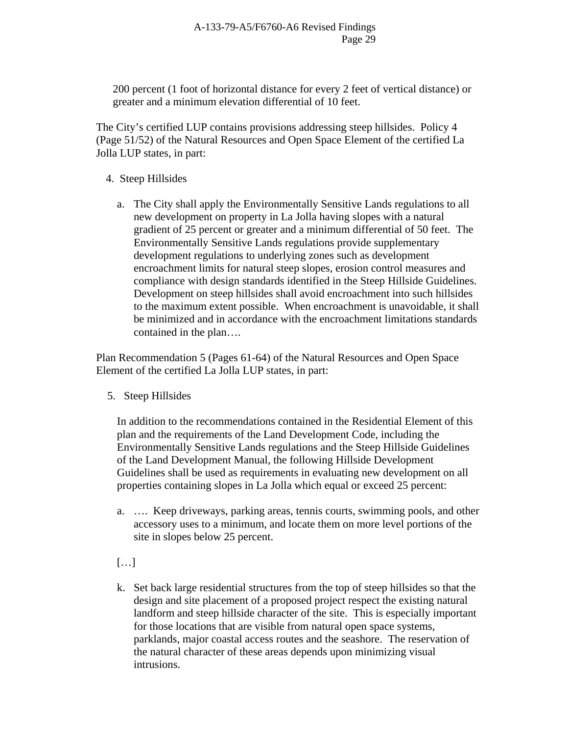200 percent (1 foot of horizontal distance for every 2 feet of vertical distance) or greater and a minimum elevation differential of 10 feet.

The City's certified LUP contains provisions addressing steep hillsides. Policy 4 (Page 51/52) of the Natural Resources and Open Space Element of the certified La Jolla LUP states, in part:

4. Steep Hillsides

   a. The City shall apply the Environmentally Sensitive Lands regulations to all new development on property in La Jolla having slopes with a natural gradient of 25 percent or greater and a minimum differential of 50 feet. The Environmentally Sensitive Lands regulations provide supplementary development regulations to underlying zones such as development encroachment limits for natural steep slopes, erosion control measures and compliance with design standards identified in the Steep Hillside Guidelines. Development on steep hillsides shall avoid encroachment into such hillsides to the maximum extent possible. When encroachment is unavoidable, it shall be minimized and in accordance with the encroachment limitations standards contained in the plan….

Plan Recommendation 5 (Pages 61-64) of the Natural Resources and Open Space Element of the certified La Jolla LUP states, in part:

5. Steep Hillsides

   In addition to the recommendations contained in the Residential Element of this plan and the requirements of the Land Development Code, including the Environmentally Sensitive Lands regulations and the Steep Hillside Guidelines of the Land Development Manual, the following Hillside Development Guidelines shall be used as requirements in evaluating new development on all properties containing slopes in La Jolla which equal or exceed 25 percent:

   a. …. Keep driveways, parking areas, tennis courts, swimming pools, and other accessory uses to a minimum, and locate them on more level portions of the site in slopes below 25 percent.

   […]

   k. Set back large residential structures from the top of steep hillsides so that the design and site placement of a proposed project respect the existing natural landform and steep hillside character of the site. This is especially important for those locations that are visible from natural open space systems, parklands, major coastal access routes and the seashore. The reservation of the natural character of these areas depends upon minimizing visual intrusions.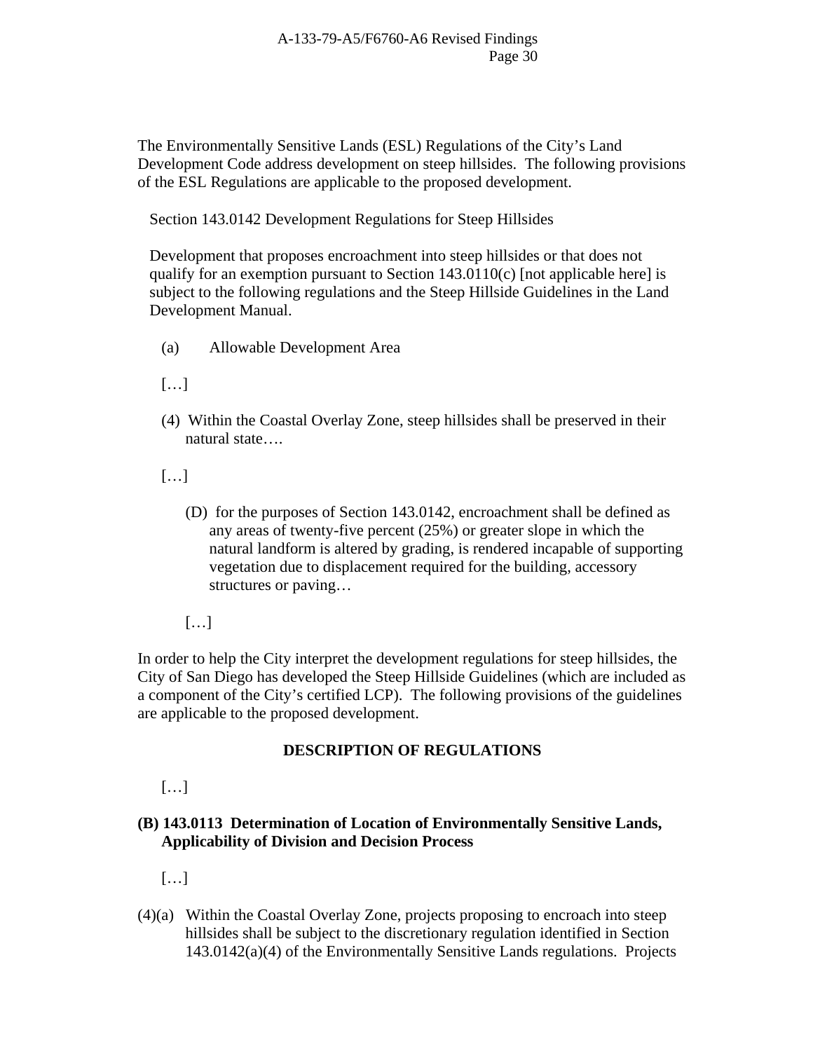The Environmentally Sensitive Lands (ESL) Regulations of the City's Land Development Code address development on steep hillsides. The following provisions of the ESL Regulations are applicable to the proposed development.

Section 143.0142 Development Regulations for Steep Hillsides

Development that proposes encroachment into steep hillsides or that does not qualify for an exemption pursuant to Section 143.0110(c) [not applicable here] is subject to the following regulations and the Steep Hillside Guidelines in the Land Development Manual.

(a) Allowable Development Area

[…]

(4) Within the Coastal Overlay Zone, steep hillsides shall be preserved in their natural state….

[…]

(D) for the purposes of Section 143.0142, encroachment shall be defined as any areas of twenty-five percent (25%) or greater slope in which the natural landform is altered by grading, is rendered incapable of supporting vegetation due to displacement required for the building, accessory structures or paving…

[…]

In order to help the City interpret the development regulations for steep hillsides, the City of San Diego has developed the Steep Hillside Guidelines (which are included as a component of the City's certified LCP). The following provisions of the guidelines are applicable to the proposed development.

**DESCRIPTION OF REGULATIONS**

[…]

**(B) 143.0113 Determination of Location of Environmentally Sensitive Lands, Applicability of Division and Decision Process**

[…]

(4)(a) Within the Coastal Overlay Zone, projects proposing to encroach into steep hillsides shall be subject to the discretionary regulation identified in Section 143.0142(a)(4) of the Environmentally Sensitive Lands regulations. Projects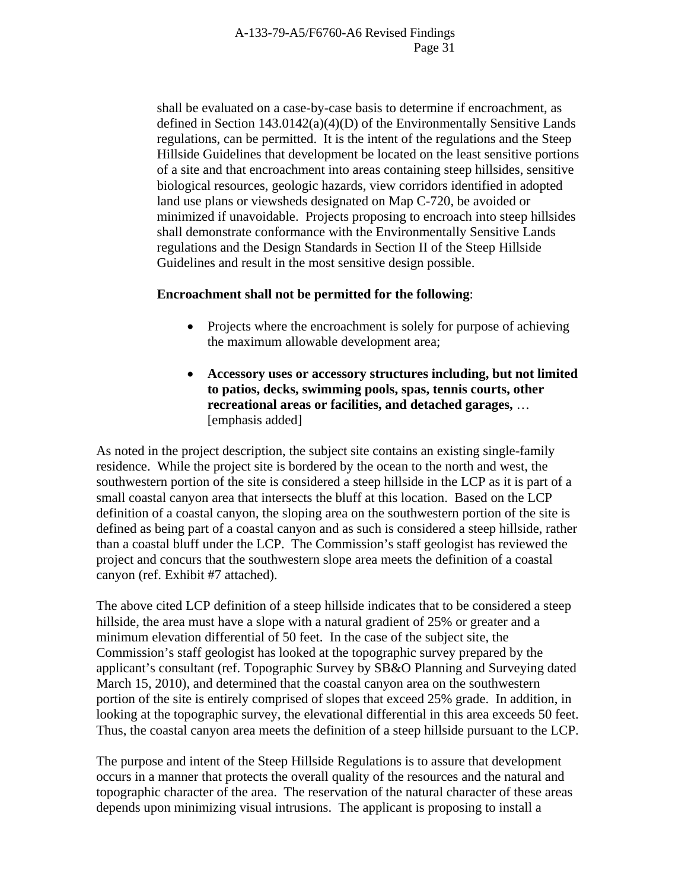shall be evaluated on a case-by-case basis to determine if encroachment, as defined in Section 143.0142(a)(4)(D) of the Environmentally Sensitive Lands regulations, can be permitted. It is the intent of the regulations and the Steep Hillside Guidelines that development be located on the least sensitive portions of a site and that encroachment into areas containing steep hillsides, sensitive biological resources, geologic hazards, view corridors identified in adopted land use plans or viewsheds designated on Map C-720, be avoided or minimized if unavoidable. Projects proposing to encroach into steep hillsides shall demonstrate conformance with the Environmentally Sensitive Lands regulations and the Design Standards in Section II of the Steep Hillside Guidelines and result in the most sensitive design possible.

> **Encroachment shall not be permitted for the following**:
>
> - Projects where the encroachment is solely for purpose of achieving the maximum allowable development area;
>
> - **Accessory uses or accessory structures including, but not limited to patios, decks, swimming pools, spas, tennis courts, other recreational areas or facilities, and detached garages,** … [emphasis added]

As noted in the project description, the subject site contains an existing single-family residence. While the project site is bordered by the ocean to the north and west, the southwestern portion of the site is considered a steep hillside in the LCP as it is part of a small coastal canyon area that intersects the bluff at this location. Based on the LCP definition of a coastal canyon, the sloping area on the southwestern portion of the site is defined as being part of a coastal canyon and as such is considered a steep hillside, rather than a coastal bluff under the LCP. The Commission's staff geologist has reviewed the project and concurs that the southwestern slope area meets the definition of a coastal canyon (ref. Exhibit #7 attached).

The above cited LCP definition of a steep hillside indicates that to be considered a steep hillside, the area must have a slope with a natural gradient of 25% or greater and a minimum elevation differential of 50 feet. In the case of the subject site, the Commission's staff geologist has looked at the topographic survey prepared by the applicant's consultant (ref. Topographic Survey by SB&O Planning and Surveying dated March 15, 2010), and determined that the coastal canyon area on the southwestern portion of the site is entirely comprised of slopes that exceed 25% grade. In addition, in looking at the topographic survey, the elevational differential in this area exceeds 50 feet. Thus, the coastal canyon area meets the definition of a steep hillside pursuant to the LCP.

The purpose and intent of the Steep Hillside Regulations is to assure that development occurs in a manner that protects the overall quality of the resources and the natural and topographic character of the area. The reservation of the natural character of these areas depends upon minimizing visual intrusions. The applicant is proposing to install a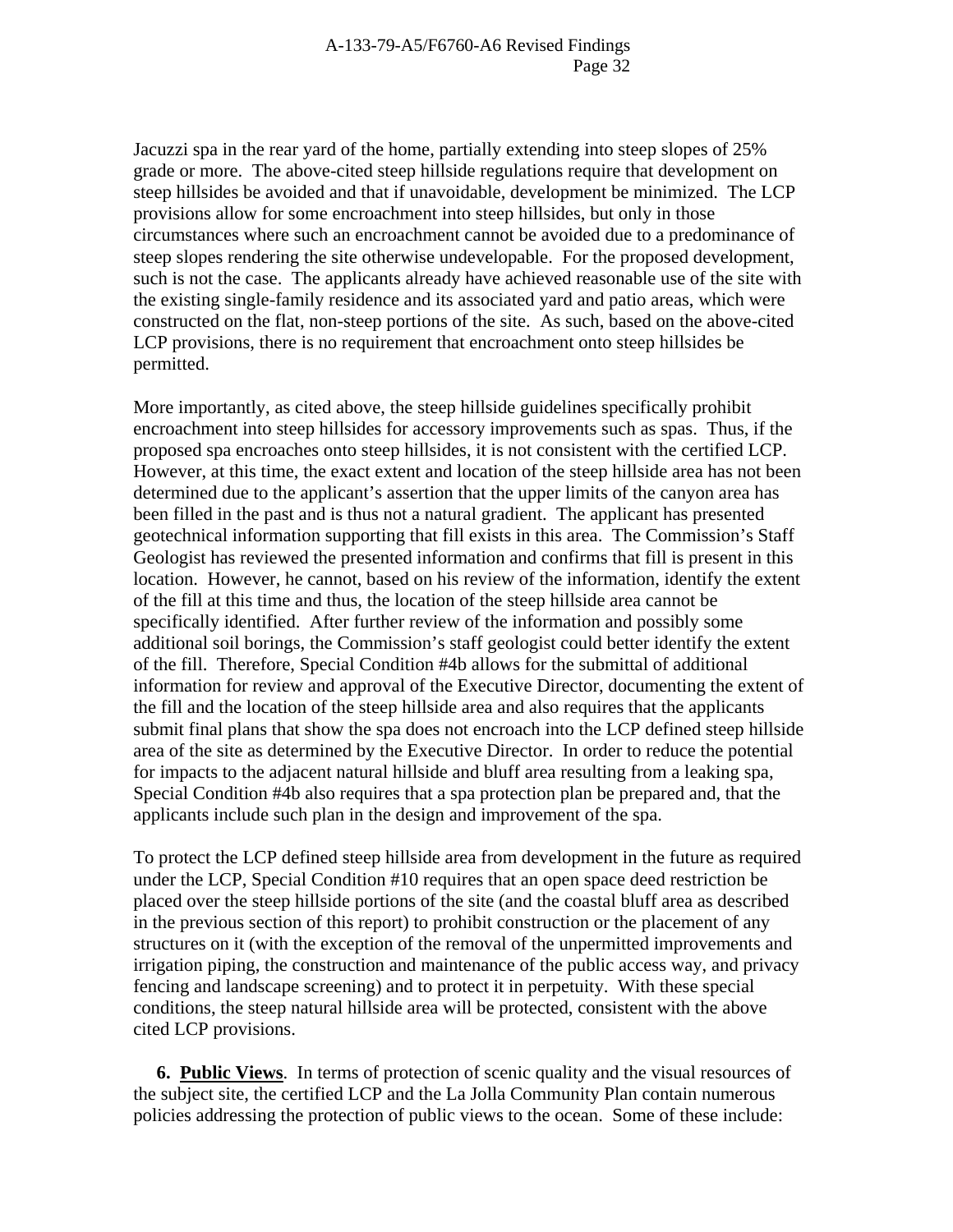Jacuzzi spa in the rear yard of the home, partially extending into steep slopes of 25% grade or more. The above-cited steep hillside regulations require that development on steep hillsides be avoided and that if unavoidable, development be minimized. The LCP provisions allow for some encroachment into steep hillsides, but only in those circumstances where such an encroachment cannot be avoided due to a predominance of steep slopes rendering the site otherwise undevelopable. For the proposed development, such is not the case. The applicants already have achieved reasonable use of the site with the existing single-family residence and its associated yard and patio areas, which were constructed on the flat, non-steep portions of the site. As such, based on the above-cited LCP provisions, there is no requirement that encroachment onto steep hillsides be permitted.

More importantly, as cited above, the steep hillside guidelines specifically prohibit encroachment into steep hillsides for accessory improvements such as spas. Thus, if the proposed spa encroaches onto steep hillsides, it is not consistent with the certified LCP. However, at this time, the exact extent and location of the steep hillside area has not been determined due to the applicant's assertion that the upper limits of the canyon area has been filled in the past and is thus not a natural gradient. The applicant has presented geotechnical information supporting that fill exists in this area. The Commission's Staff Geologist has reviewed the presented information and confirms that fill is present in this location. However, he cannot, based on his review of the information, identify the extent of the fill at this time and thus, the location of the steep hillside area cannot be specifically identified. After further review of the information and possibly some additional soil borings, the Commission's staff geologist could better identify the extent of the fill. Therefore, Special Condition #4b allows for the submittal of additional information for review and approval of the Executive Director, documenting the extent of the fill and the location of the steep hillside area and also requires that the applicants submit final plans that show the spa does not encroach into the LCP defined steep hillside area of the site as determined by the Executive Director. In order to reduce the potential for impacts to the adjacent natural hillside and bluff area resulting from a leaking spa, Special Condition #4b also requires that a spa protection plan be prepared and, that the applicants include such plan in the design and improvement of the spa.

To protect the LCP defined steep hillside area from development in the future as required under the LCP, Special Condition #10 requires that an open space deed restriction be placed over the steep hillside portions of the site (and the coastal bluff area as described in the previous section of this report) to prohibit construction or the placement of any structures on it (with the exception of the removal of the unpermitted improvements and irrigation piping, the construction and maintenance of the public access way, and privacy fencing and landscape screening) and to protect it in perpetuity. With these special conditions, the steep natural hillside area will be protected, consistent with the above cited LCP provisions.

**6. Public Views**. In terms of protection of scenic quality and the visual resources of the subject site, the certified LCP and the La Jolla Community Plan contain numerous policies addressing the protection of public views to the ocean. Some of these include: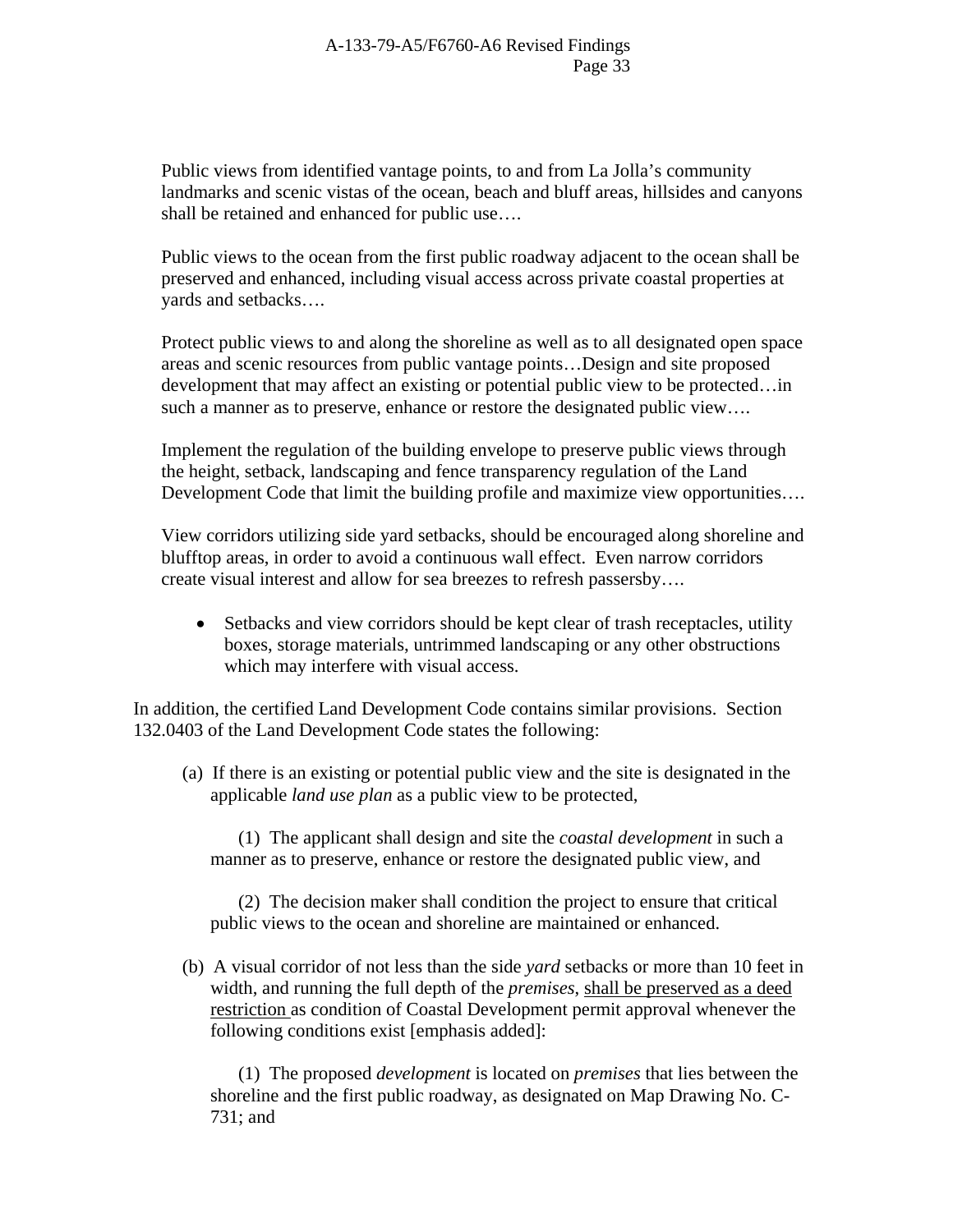Public views from identified vantage points, to and from La Jolla's community landmarks and scenic vistas of the ocean, beach and bluff areas, hillsides and canyons shall be retained and enhanced for public use….

Public views to the ocean from the first public roadway adjacent to the ocean shall be preserved and enhanced, including visual access across private coastal properties at yards and setbacks….

Protect public views to and along the shoreline as well as to all designated open space areas and scenic resources from public vantage points…Design and site proposed development that may affect an existing or potential public view to be protected…in such a manner as to preserve, enhance or restore the designated public view….

Implement the regulation of the building envelope to preserve public views through the height, setback, landscaping and fence transparency regulation of the Land Development Code that limit the building profile and maximize view opportunities….

View corridors utilizing side yard setbacks, should be encouraged along shoreline and blufftop areas, in order to avoid a continuous wall effect. Even narrow corridors create visual interest and allow for sea breezes to refresh passersby….

- Setbacks and view corridors should be kept clear of trash receptacles, utility boxes, storage materials, untrimmed landscaping or any other obstructions which may interfere with visual access.

In addition, the certified Land Development Code contains similar provisions. Section 132.0403 of the Land Development Code states the following:

(a) If there is an existing or potential public view and the site is designated in the applicable *land use plan* as a public view to be protected,

(1) The applicant shall design and site the *coastal development* in such a manner as to preserve, enhance or restore the designated public view, and

(2) The decision maker shall condition the project to ensure that critical public views to the ocean and shoreline are maintained or enhanced.

(b) A visual corridor of not less than the side *yard* setbacks or more than 10 feet in width, and running the full depth of the *premises*, <u>shall be preserved as a deed restriction</u> as condition of Coastal Development permit approval whenever the following conditions exist [emphasis added]:

(1) The proposed *development* is located on *premises* that lies between the shoreline and the first public roadway, as designated on Map Drawing No. C-731; and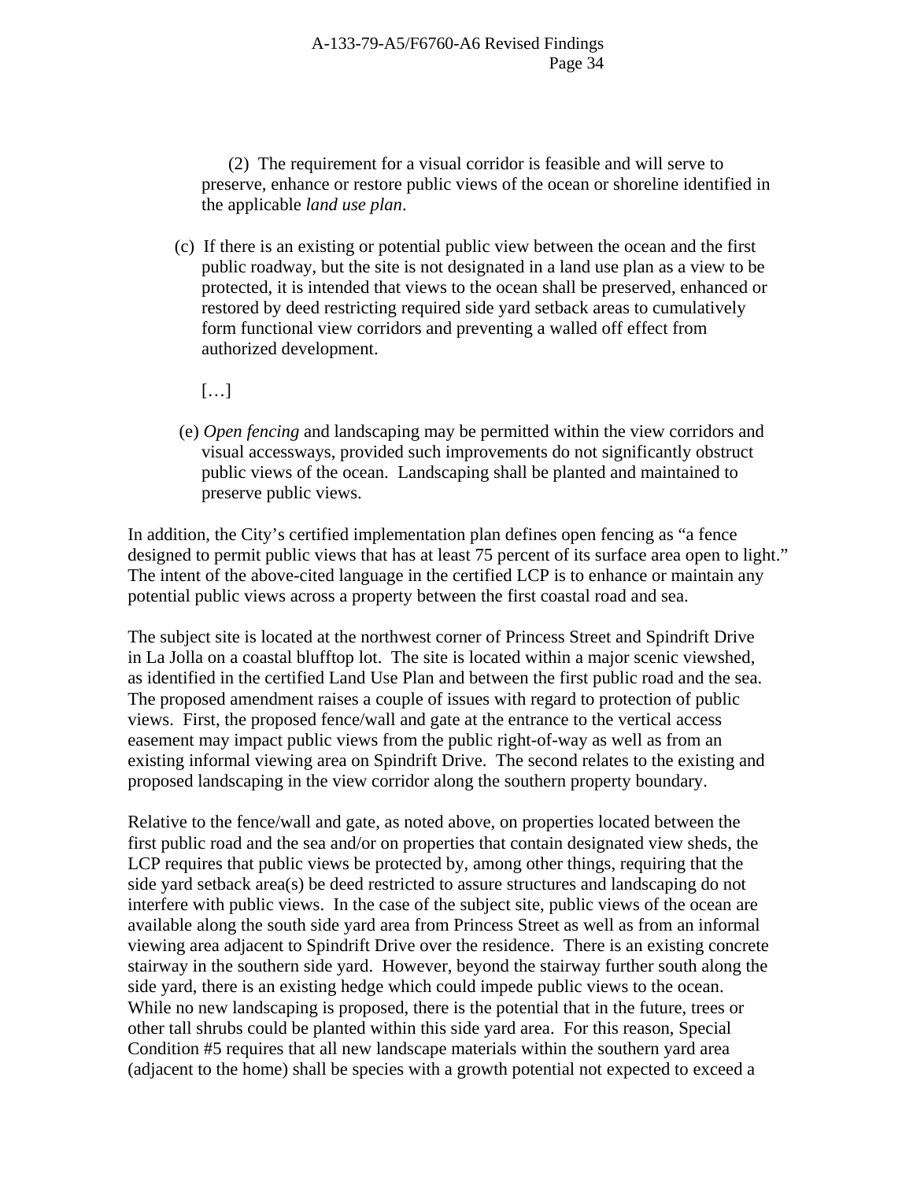(2) The requirement for a visual corridor is feasible and will serve to preserve, enhance or restore public views of the ocean or shoreline identified in the applicable *land use plan*.

(c) If there is an existing or potential public view between the ocean and the first public roadway, but the site is not designated in a land use plan as a view to be protected, it is intended that views to the ocean shall be preserved, enhanced or restored by deed restricting required side yard setback areas to cumulatively form functional view corridors and preventing a walled off effect from authorized development.

[…]

(e) *Open fencing* and landscaping may be permitted within the view corridors and visual accessways, provided such improvements do not significantly obstruct public views of the ocean. Landscaping shall be planted and maintained to preserve public views.

In addition, the City's certified implementation plan defines open fencing as "a fence designed to permit public views that has at least 75 percent of its surface area open to light." The intent of the above-cited language in the certified LCP is to enhance or maintain any potential public views across a property between the first coastal road and sea.

The subject site is located at the northwest corner of Princess Street and Spindrift Drive in La Jolla on a coastal blufftop lot. The site is located within a major scenic viewshed, as identified in the certified Land Use Plan and between the first public road and the sea. The proposed amendment raises a couple of issues with regard to protection of public views. First, the proposed fence/wall and gate at the entrance to the vertical access easement may impact public views from the public right-of-way as well as from an existing informal viewing area on Spindrift Drive. The second relates to the existing and proposed landscaping in the view corridor along the southern property boundary.

Relative to the fence/wall and gate, as noted above, on properties located between the first public road and the sea and/or on properties that contain designated view sheds, the LCP requires that public views be protected by, among other things, requiring that the side yard setback area(s) be deed restricted to assure structures and landscaping do not interfere with public views. In the case of the subject site, public views of the ocean are available along the south side yard area from Princess Street as well as from an informal viewing area adjacent to Spindrift Drive over the residence. There is an existing concrete stairway in the southern side yard. However, beyond the stairway further south along the side yard, there is an existing hedge which could impede public views to the ocean. While no new landscaping is proposed, there is the potential that in the future, trees or other tall shrubs could be planted within this side yard area. For this reason, Special Condition #5 requires that all new landscape materials within the southern yard area (adjacent to the home) shall be species with a growth potential not expected to exceed a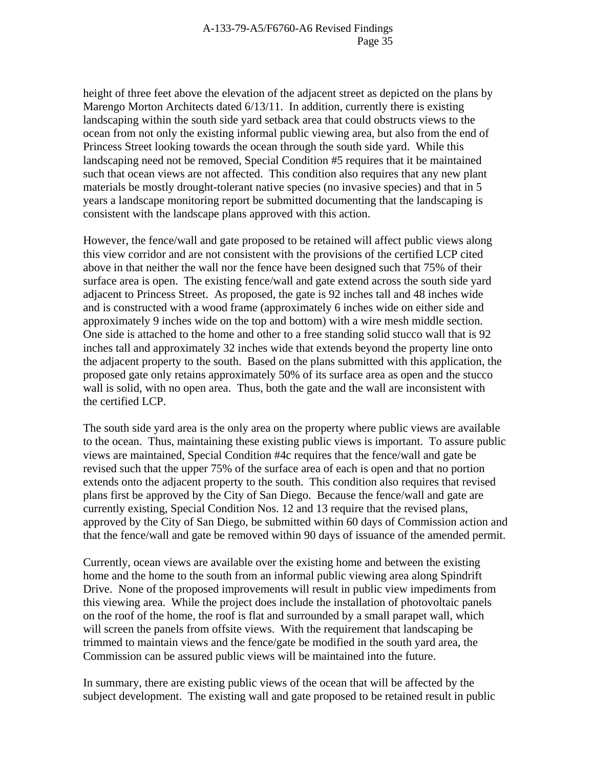height of three feet above the elevation of the adjacent street as depicted on the plans by Marengo Morton Architects dated 6/13/11. In addition, currently there is existing landscaping within the south side yard setback area that could obstructs views to the ocean from not only the existing informal public viewing area, but also from the end of Princess Street looking towards the ocean through the south side yard. While this landscaping need not be removed, Special Condition #5 requires that it be maintained such that ocean views are not affected. This condition also requires that any new plant materials be mostly drought-tolerant native species (no invasive species) and that in 5 years a landscape monitoring report be submitted documenting that the landscaping is consistent with the landscape plans approved with this action.

However, the fence/wall and gate proposed to be retained will affect public views along this view corridor and are not consistent with the provisions of the certified LCP cited above in that neither the wall nor the fence have been designed such that 75% of their surface area is open. The existing fence/wall and gate extend across the south side yard adjacent to Princess Street. As proposed, the gate is 92 inches tall and 48 inches wide and is constructed with a wood frame (approximately 6 inches wide on either side and approximately 9 inches wide on the top and bottom) with a wire mesh middle section. One side is attached to the home and other to a free standing solid stucco wall that is 92 inches tall and approximately 32 inches wide that extends beyond the property line onto the adjacent property to the south. Based on the plans submitted with this application, the proposed gate only retains approximately 50% of its surface area as open and the stucco wall is solid, with no open area. Thus, both the gate and the wall are inconsistent with the certified LCP.

The south side yard area is the only area on the property where public views are available to the ocean. Thus, maintaining these existing public views is important. To assure public views are maintained, Special Condition #4c requires that the fence/wall and gate be revised such that the upper 75% of the surface area of each is open and that no portion extends onto the adjacent property to the south. This condition also requires that revised plans first be approved by the City of San Diego. Because the fence/wall and gate are currently existing, Special Condition Nos. 12 and 13 require that the revised plans, approved by the City of San Diego, be submitted within 60 days of Commission action and that the fence/wall and gate be removed within 90 days of issuance of the amended permit.

Currently, ocean views are available over the existing home and between the existing home and the home to the south from an informal public viewing area along Spindrift Drive. None of the proposed improvements will result in public view impediments from this viewing area. While the project does include the installation of photovoltaic panels on the roof of the home, the roof is flat and surrounded by a small parapet wall, which will screen the panels from offsite views. With the requirement that landscaping be trimmed to maintain views and the fence/gate be modified in the south yard area, the Commission can be assured public views will be maintained into the future.

In summary, there are existing public views of the ocean that will be affected by the subject development. The existing wall and gate proposed to be retained result in public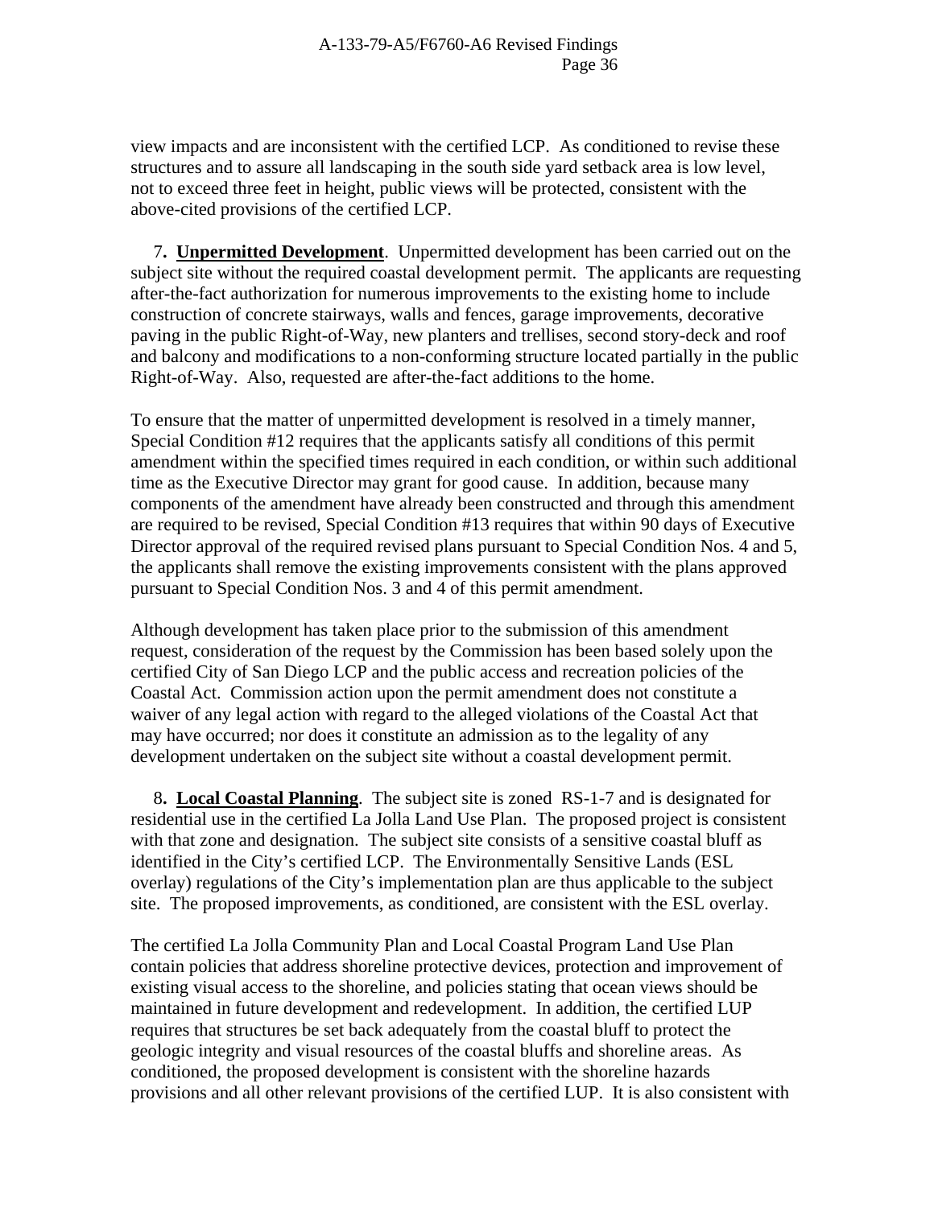view impacts and are inconsistent with the certified LCP. As conditioned to revise these structures and to assure all landscaping in the south side yard setback area is low level, not to exceed three feet in height, public views will be protected, consistent with the above-cited provisions of the certified LCP.

7. **Unpermitted Development**. Unpermitted development has been carried out on the subject site without the required coastal development permit. The applicants are requesting after-the-fact authorization for numerous improvements to the existing home to include construction of concrete stairways, walls and fences, garage improvements, decorative paving in the public Right-of-Way, new planters and trellises, second story-deck and roof and balcony and modifications to a non-conforming structure located partially in the public Right-of-Way. Also, requested are after-the-fact additions to the home.

To ensure that the matter of unpermitted development is resolved in a timely manner, Special Condition #12 requires that the applicants satisfy all conditions of this permit amendment within the specified times required in each condition, or within such additional time as the Executive Director may grant for good cause. In addition, because many components of the amendment have already been constructed and through this amendment are required to be revised, Special Condition #13 requires that within 90 days of Executive Director approval of the required revised plans pursuant to Special Condition Nos. 4 and 5, the applicants shall remove the existing improvements consistent with the plans approved pursuant to Special Condition Nos. 3 and 4 of this permit amendment.

Although development has taken place prior to the submission of this amendment request, consideration of the request by the Commission has been based solely upon the certified City of San Diego LCP and the public access and recreation policies of the Coastal Act. Commission action upon the permit amendment does not constitute a waiver of any legal action with regard to the alleged violations of the Coastal Act that may have occurred; nor does it constitute an admission as to the legality of any development undertaken on the subject site without a coastal development permit.

8. **Local Coastal Planning**. The subject site is zoned RS-1-7 and is designated for residential use in the certified La Jolla Land Use Plan. The proposed project is consistent with that zone and designation. The subject site consists of a sensitive coastal bluff as identified in the City's certified LCP. The Environmentally Sensitive Lands (ESL overlay) regulations of the City's implementation plan are thus applicable to the subject site. The proposed improvements, as conditioned, are consistent with the ESL overlay.

The certified La Jolla Community Plan and Local Coastal Program Land Use Plan contain policies that address shoreline protective devices, protection and improvement of existing visual access to the shoreline, and policies stating that ocean views should be maintained in future development and redevelopment. In addition, the certified LUP requires that structures be set back adequately from the coastal bluff to protect the geologic integrity and visual resources of the coastal bluffs and shoreline areas. As conditioned, the proposed development is consistent with the shoreline hazards provisions and all other relevant provisions of the certified LUP. It is also consistent with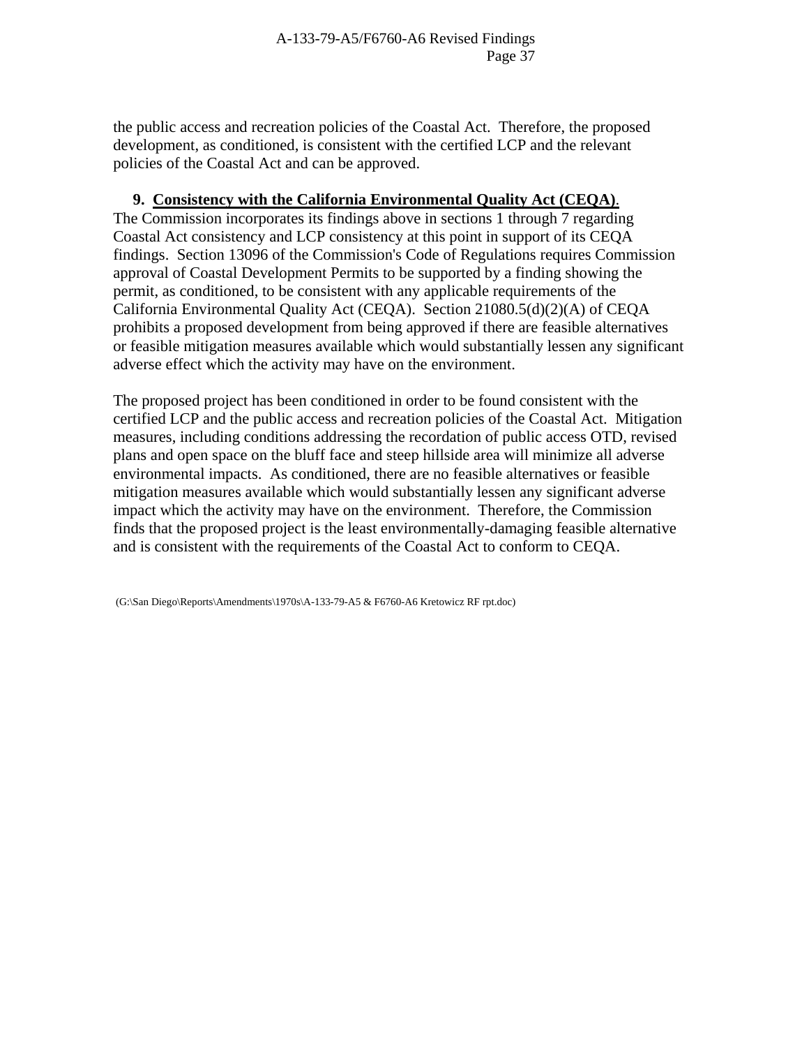the public access and recreation policies of the Coastal Act. Therefore, the proposed development, as conditioned, is consistent with the certified LCP and the relevant policies of the Coastal Act and can be approved.

**9. Consistency with the California Environmental Quality Act (CEQA).** The Commission incorporates its findings above in sections 1 through 7 regarding Coastal Act consistency and LCP consistency at this point in support of its CEQA findings. Section 13096 of the Commission's Code of Regulations requires Commission approval of Coastal Development Permits to be supported by a finding showing the permit, as conditioned, to be consistent with any applicable requirements of the California Environmental Quality Act (CEQA). Section 21080.5(d)(2)(A) of CEQA prohibits a proposed development from being approved if there are feasible alternatives or feasible mitigation measures available which would substantially lessen any significant adverse effect which the activity may have on the environment.

The proposed project has been conditioned in order to be found consistent with the certified LCP and the public access and recreation policies of the Coastal Act. Mitigation measures, including conditions addressing the recordation of public access OTD, revised plans and open space on the bluff face and steep hillside area will minimize all adverse environmental impacts. As conditioned, there are no feasible alternatives or feasible mitigation measures available which would substantially lessen any significant adverse impact which the activity may have on the environment. Therefore, the Commission finds that the proposed project is the least environmentally-damaging feasible alternative and is consistent with the requirements of the Coastal Act to conform to CEQA.

(G:\San Diego\Reports\Amendments\1970s\A-133-79-A5 & F6760-A6 Kretowicz RF rpt.doc)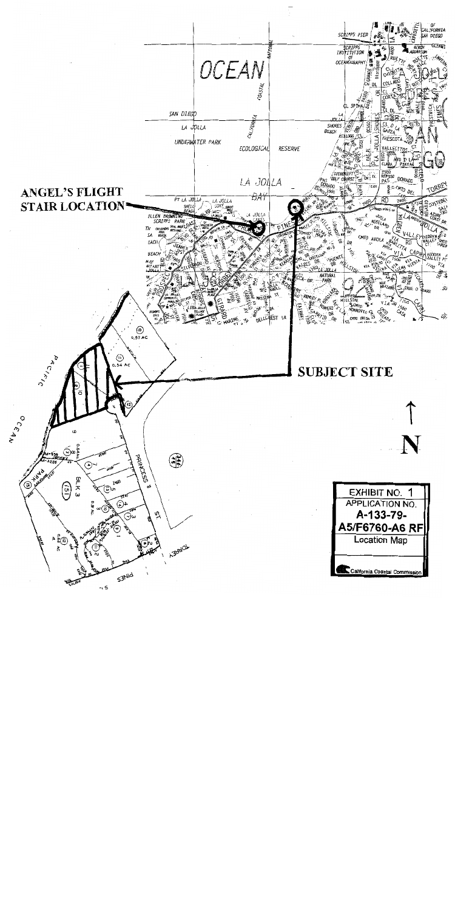**ANGEL'S FLIGHT STAIR LOCATION**

**SUBJECT SITE**

N

EXHIBIT NO. 1

APPLICATION NO.

A-133-79-A5/F6760-A6 RF

Location Map

California Coastal Commission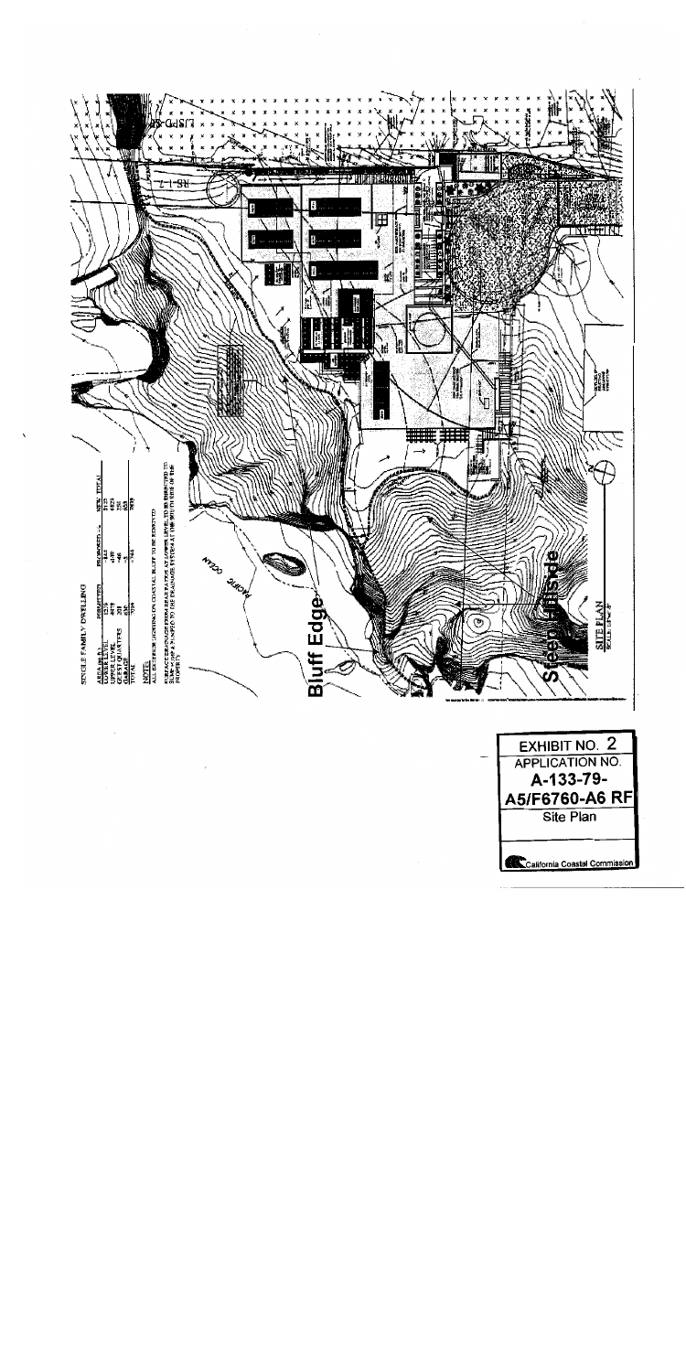SINGLE FAMILY DWELLING

| AREA (sq. ft.) | PERMITTED | PROPOSED +/- | NEW TOTAL |
|---|---|---|---|
| LOWER LEVEL | 1270 | +1142 | 2412 |
| UPPER LEVEL | 4877 | +105 | 4982 |
| GUEST QUARTERS | 308 | +46 | 354 |
| GARAGE | 850 | -5 | 850 |
| TOTAL | 7305 | +1284 | 8589 |

NOTE

ALL EXTERIOR LIGHTING ON COASTAL BLUFF TO BE REMOVED

SURFACE DRAINAGE FROM GRADE PATIOS AT LOWER LEVEL TO BE DIRECTED TO SUMP & PUMP & PUMPED TO THE DRAINAGE SYSTEM AT THE SOUTH SIDE OF THE PROPERTY.

PACIFIC OCEAN

Bluff Edge

Steep Hillside

SITE PLAN

EXHIBIT NO. 2

APPLICATION NO.

**A-133-79-A5/F6760-A6 RF**

Site Plan

California Coastal Commission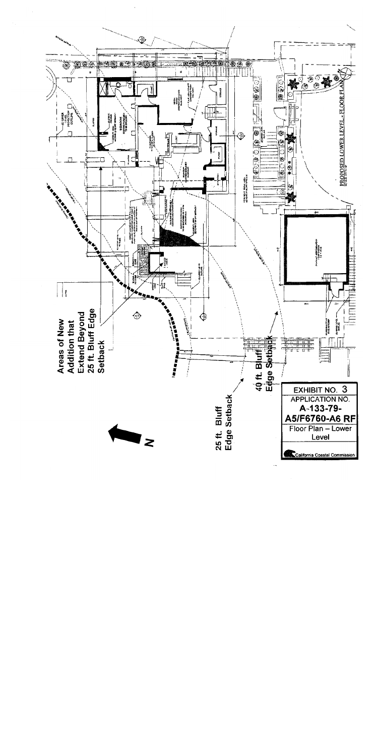Areas of New Addition that Extend Beyond 25 ft. Bluff Edge Setback

25 ft. Bluff Edge Setback

40 ft. Bluff Edge Setback

N

PROPOSED LOWER LEVEL - FLOOR PLAN

EXHIBIT NO. 3
APPLICATION NO.
A-133-79-A5/F6760-A6 RF
Floor Plan – Lower Level

California Coastal Commission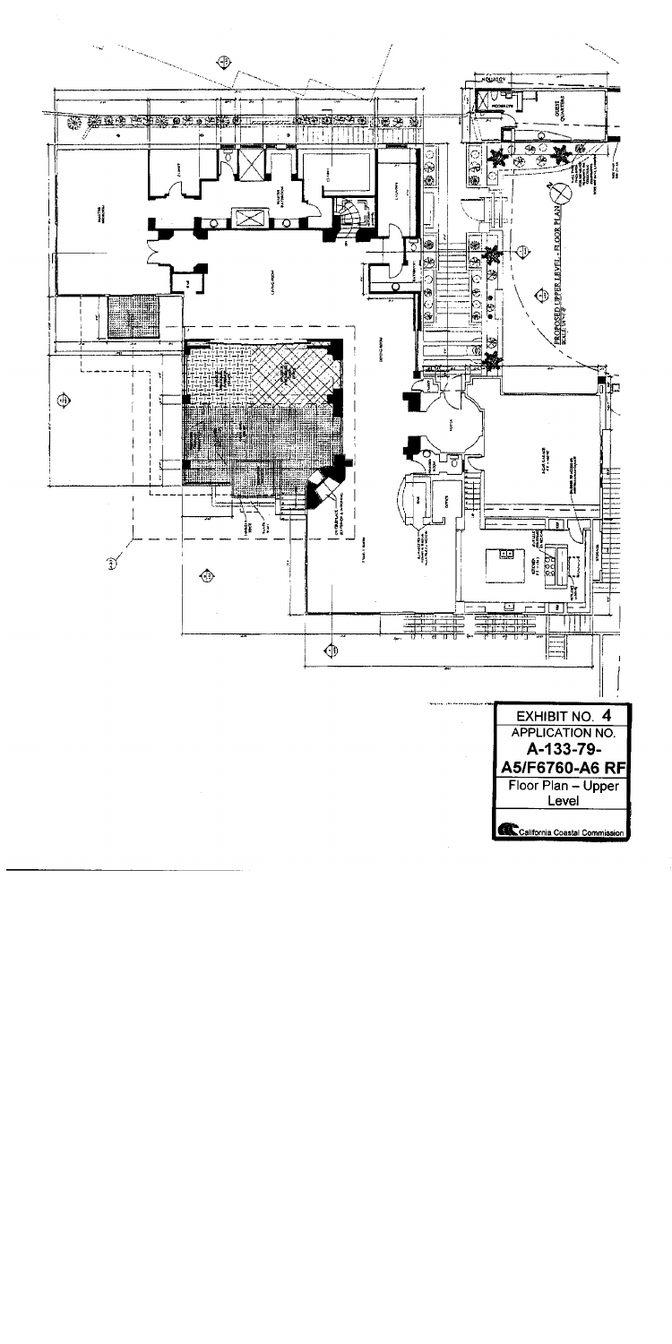PROPOSED UPPER LEVEL - FLOOR PLAN

**EXHIBIT NO. 4**

**APPLICATION NO.**

**A-133-79-A5/F6760-A6 RF**

**Floor Plan – Upper Level**

California Coastal Commission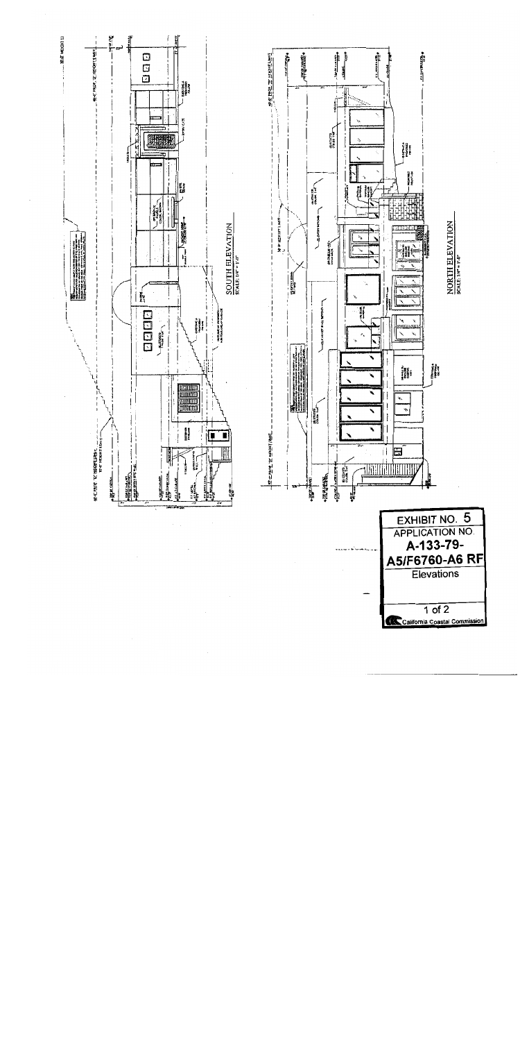SOUTH ELEVATION

SCALE: 1/4" = 1'-0"

NORTH ELEVATION

SCALE: 1/4" = 1'-0"

EXHIBIT NO. 5

APPLICATION NO.

A-133-79-A5/F6760-A6 RF

Elevations

1 of 2

California Coastal Commission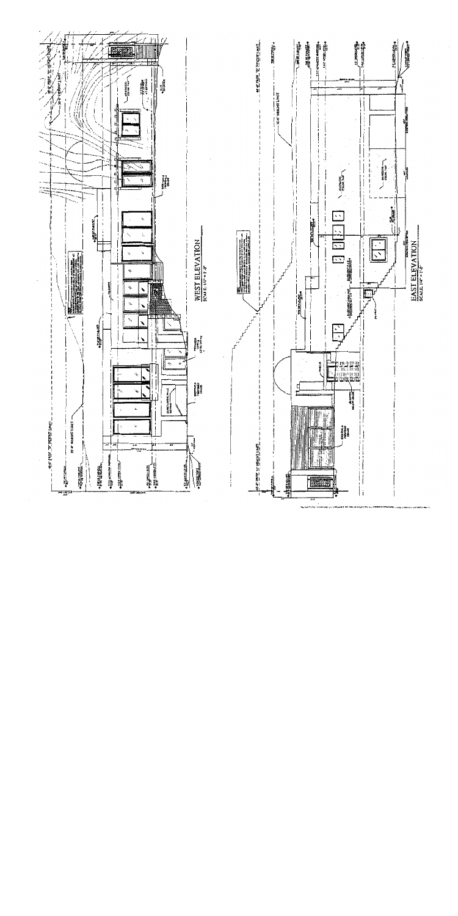WEST ELEVATION
SCALE: 1/4" = 1'-0"

EAST ELEVATION
SCALE: 1/4" = 1'-0"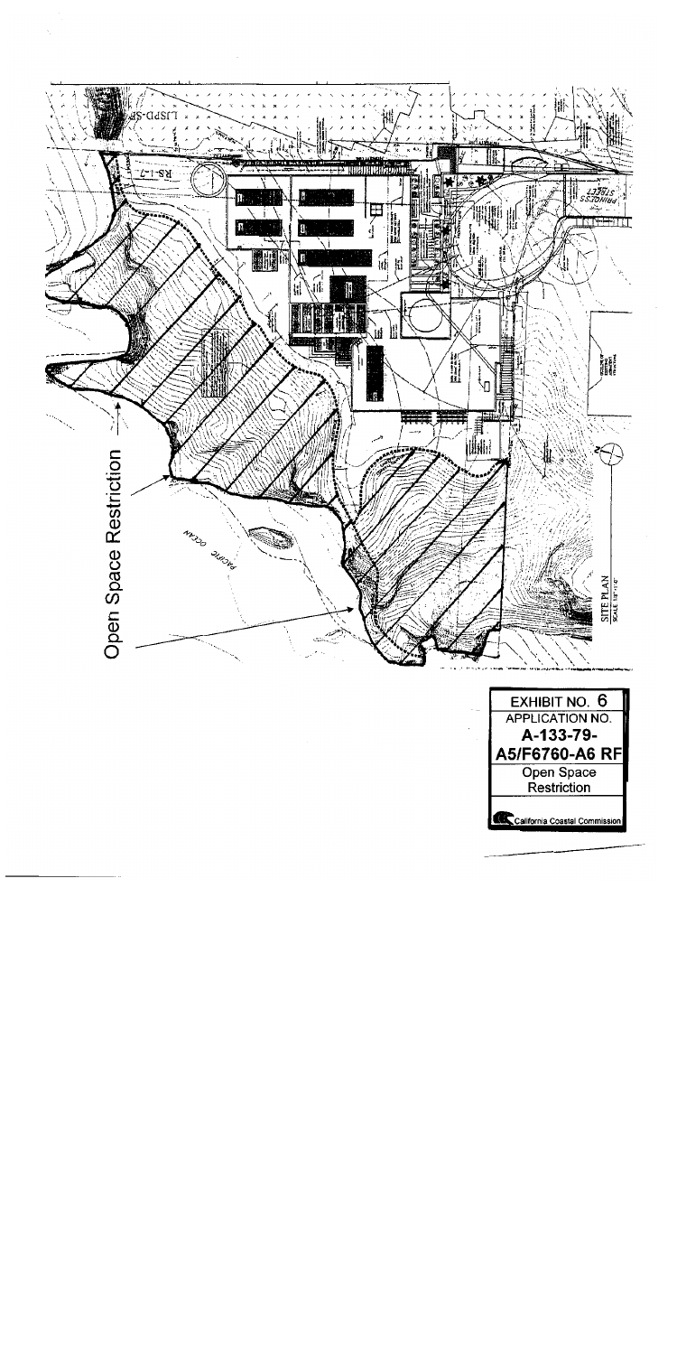Open Space Restriction

PACIFIC OCEAN

SITE PLAN

PRINCESS STREET

LJSPD-SF

RS-1-7

| EXHIBIT NO. 6 |
| --- |
| APPLICATION NO. |
| A-133-79-A5/F6760-A6 RF |
| Open Space Restriction |
| California Coastal Commission |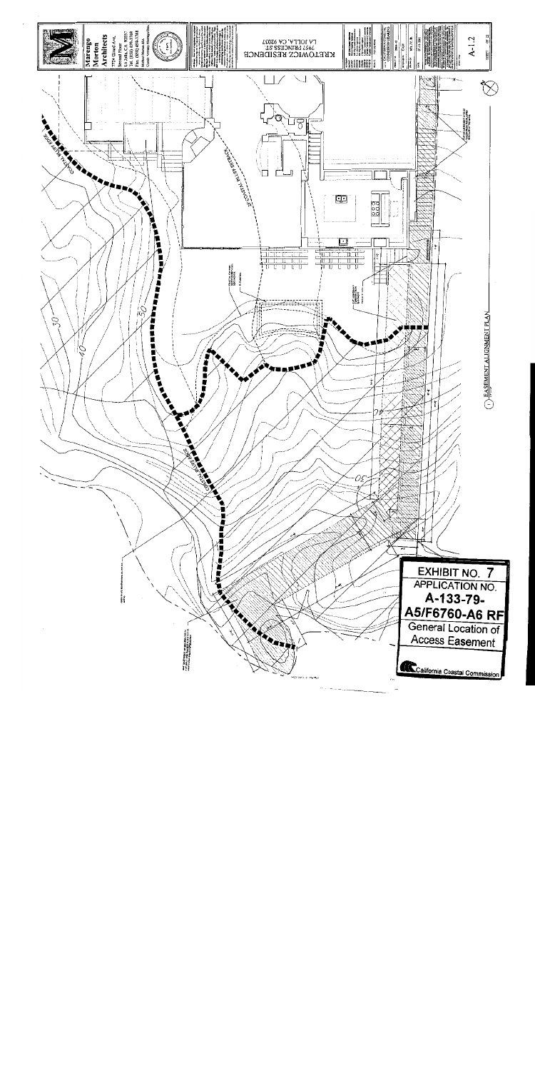Marengo Morton Architects

7724 Girard Ave.
Second Floor
La Jolla, CA 92037
Tel. (858) 459-3769
Fax. (858) 459-3768

KRETOWICZ RESIDENCE
7957 PRINCESS ST.
LA JOLLA, CA 92037

A-1.2

COASTAL BLUFF EDGE

COASTAL BLUFF SETBACK

(1) EASEMENT ALIGNMENT PLAN

EXHIBIT NO. 7
APPLICATION NO.
A-133-79-A5/F6760-A6 RF
General Location of Access Easement
California Coastal Commission